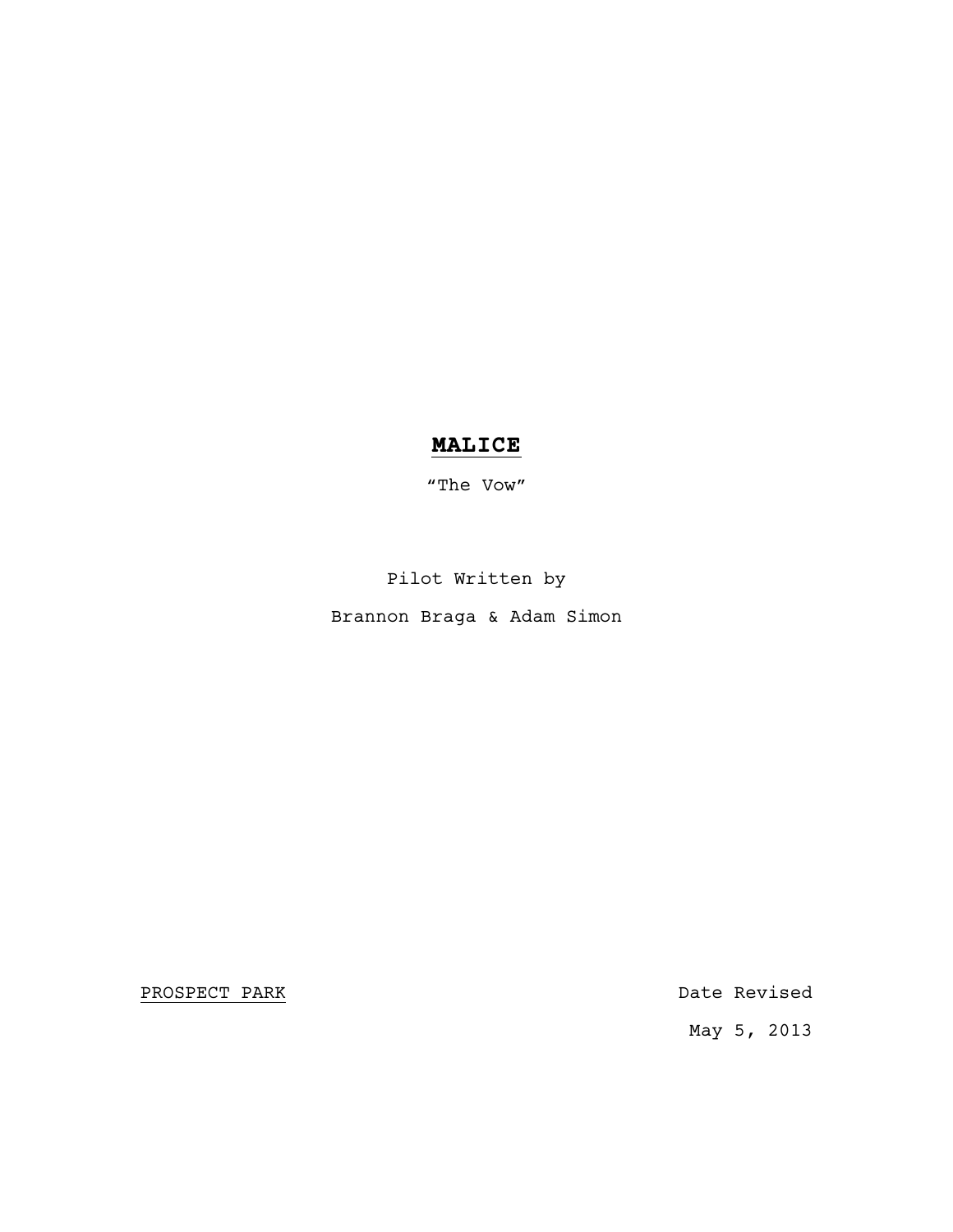# **MALICE**

"The Vow"

Pilot Written by

Brannon Braga & Adam Simon

PROSPECT PARK

Date Revised

May 5, 2013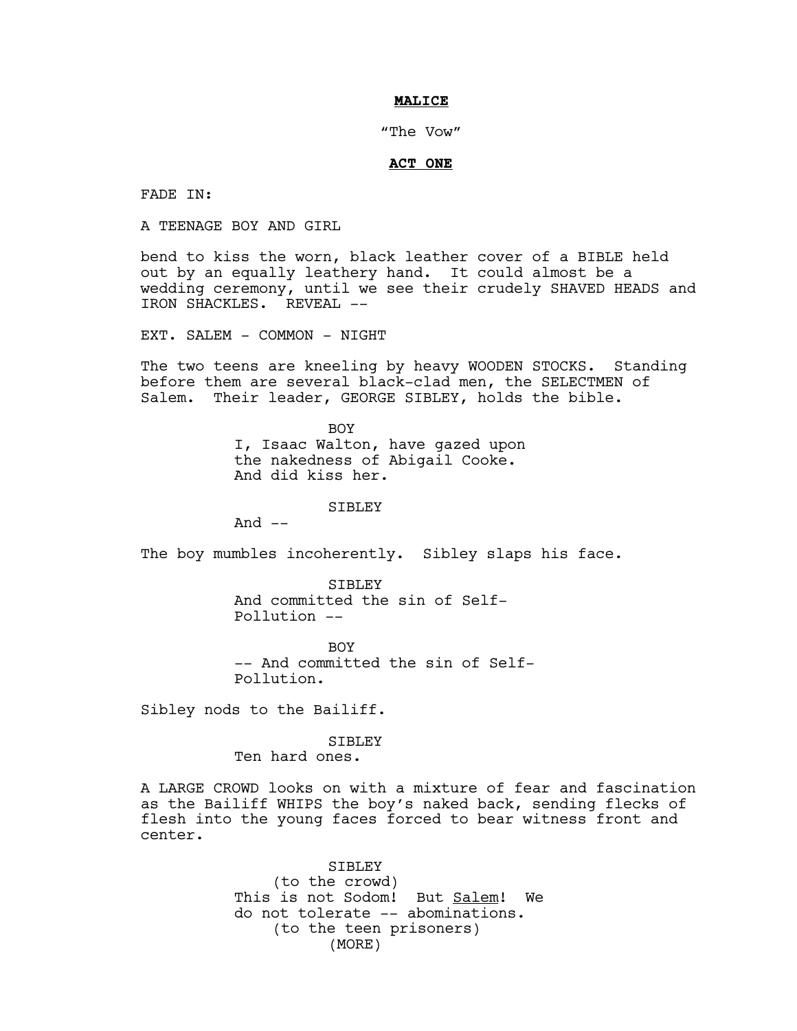**MALICE**

"The Vow"

**ACT ONE**

FADE IN:

A TEENAGE BOY AND GIRL

bend to kiss the worn, black leather cover of a BIBLE held out by an equally leathery hand. It could almost be a wedding ceremony, until we see their crudely SHAVED HEADS and IRON SHACKLES. REVEAL --

EXT. SALEM - COMMON - NIGHT

The two teens are kneeling by heavy WOODEN STOCKS. Standing before them are several black-clad men, the SELECTMEN of Salem. Their leader, GEORGE SIBLEY, holds the bible.

BOY
I, Isaac Walton, have gazed upon the nakedness of Abigail Cooke. And did kiss her.

SIBLEY
And --

The boy mumbles incoherently. Sibley slaps his face.

SIBLEY
And committed the sin of Self-Pollution --

BOY
-- And committed the sin of Self-Pollution.

Sibley nods to the Bailiff.

SIBLEY
Ten hard ones.

A LARGE CROWD looks on with a mixture of fear and fascination as the Bailiff WHIPS the boy's naked back, sending flecks of flesh into the young faces forced to bear witness front and center.

SIBLEY
(to the crowd)
This is not Sodom! But <u>Salem</u>! We do not tolerate -- abominations.
(to the teen prisoners)
(MORE)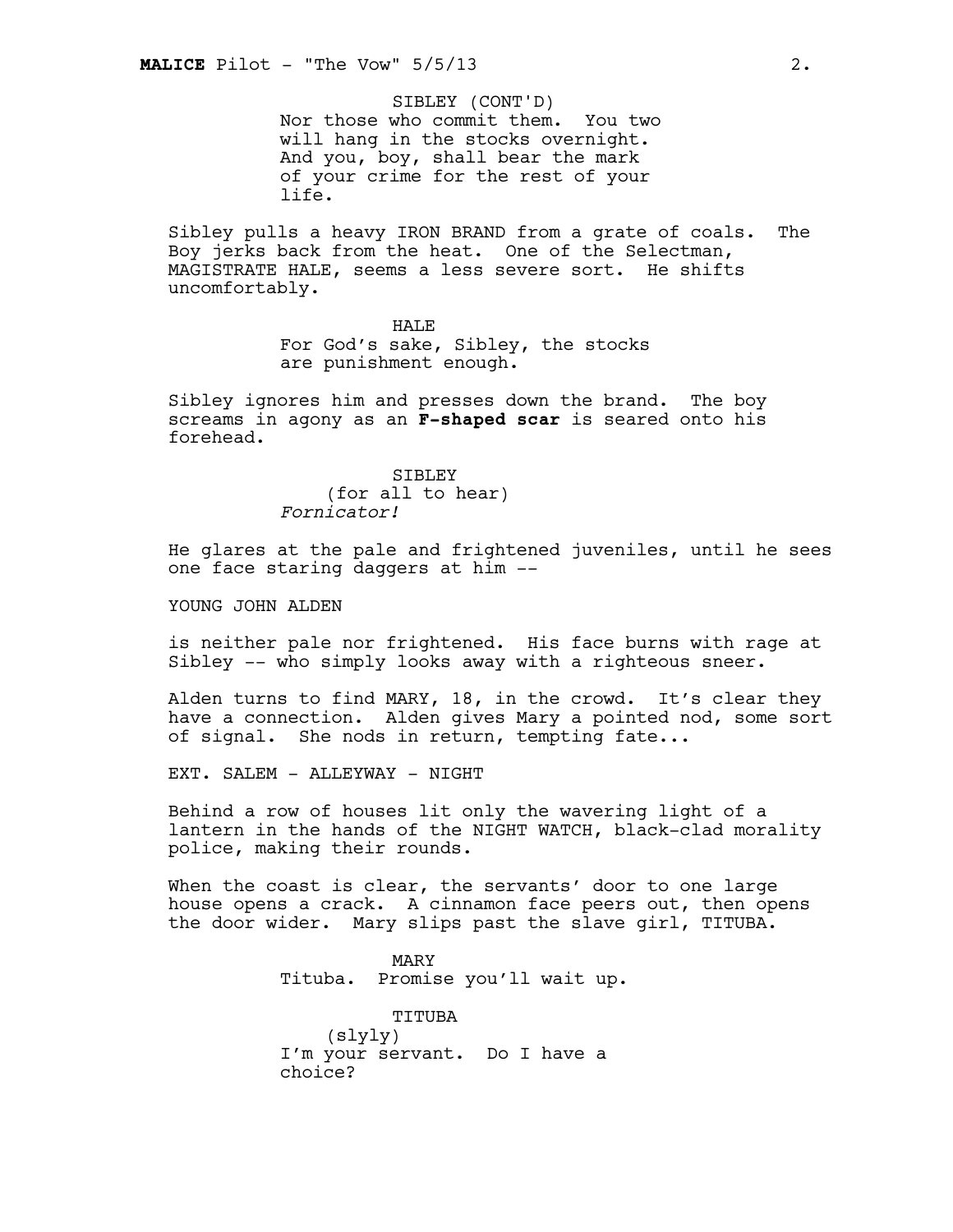SIBLEY (CONT'D)
Nor those who commit them. You two will hang in the stocks overnight. And you, boy, shall bear the mark of your crime for the rest of your life.

Sibley pulls a heavy IRON BRAND from a grate of coals. The Boy jerks back from the heat. One of the Selectman, MAGISTRATE HALE, seems a less severe sort. He shifts uncomfortably.

HALE
For God's sake, Sibley, the stocks are punishment enough.

Sibley ignores him and presses down the brand. The boy screams in agony as an **F-shaped scar** is seared onto his forehead.

SIBLEY
(for all to hear)
*Fornicator!*

He glares at the pale and frightened juveniles, until he sees one face staring daggers at him --

YOUNG JOHN ALDEN

is neither pale nor frightened. His face burns with rage at Sibley -- who simply looks away with a righteous sneer.

Alden turns to find MARY, 18, in the crowd. It's clear they have a connection. Alden gives Mary a pointed nod, some sort of signal. She nods in return, tempting fate...

EXT. SALEM - ALLEYWAY - NIGHT

Behind a row of houses lit only the wavering light of a lantern in the hands of the NIGHT WATCH, black-clad morality police, making their rounds.

When the coast is clear, the servants' door to one large house opens a crack. A cinnamon face peers out, then opens the door wider. Mary slips past the slave girl, TITUBA.

MARY
Tituba. Promise you'll wait up.

TITUBA
(slyly)
I'm your servant. Do I have a choice?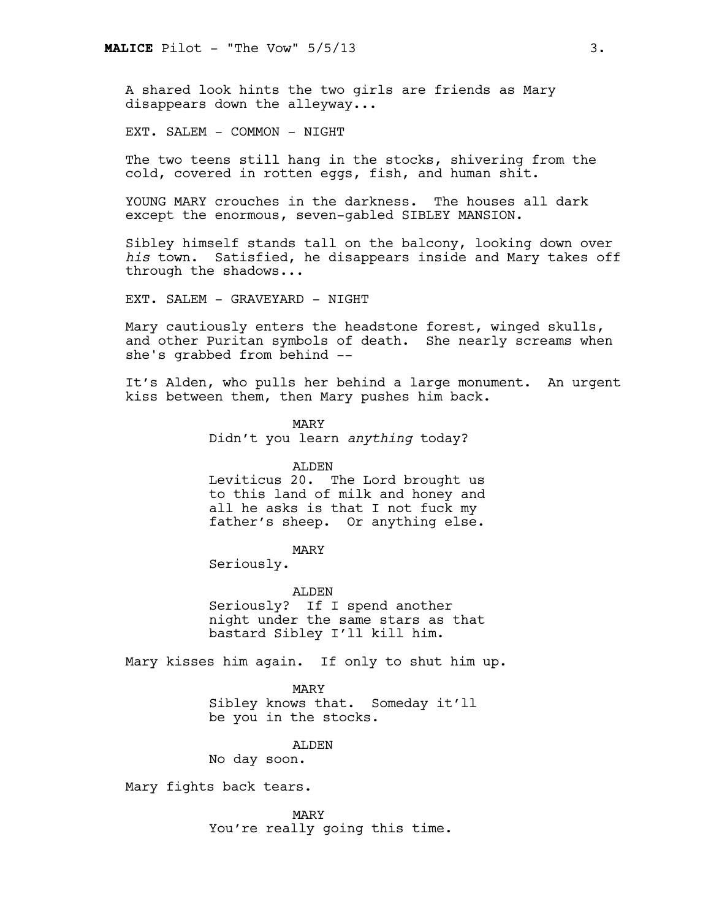A shared look hints the two girls are friends as Mary disappears down the alleyway...

EXT. SALEM - COMMON - NIGHT

The two teens still hang in the stocks, shivering from the cold, covered in rotten eggs, fish, and human shit.

YOUNG MARY crouches in the darkness. The houses all dark except the enormous, seven-gabled SIBLEY MANSION.

Sibley himself stands tall on the balcony, looking down over *his* town. Satisfied, he disappears inside and Mary takes off through the shadows...

EXT. SALEM - GRAVEYARD - NIGHT

Mary cautiously enters the headstone forest, winged skulls, and other Puritan symbols of death. She nearly screams when she's grabbed from behind --

It's Alden, who pulls her behind a large monument. An urgent kiss between them, then Mary pushes him back.

MARY
Didn't you learn *anything* today?

ALDEN
Leviticus 20. The Lord brought us to this land of milk and honey and all he asks is that I not fuck my father's sheep. Or anything else.

MARY
Seriously.

ALDEN
Seriously? If I spend another night under the same stars as that bastard Sibley I'll kill him.

Mary kisses him again. If only to shut him up.

MARY
Sibley knows that. Someday it'll be you in the stocks.

ALDEN
No day soon.

Mary fights back tears.

MARY
You're really going this time.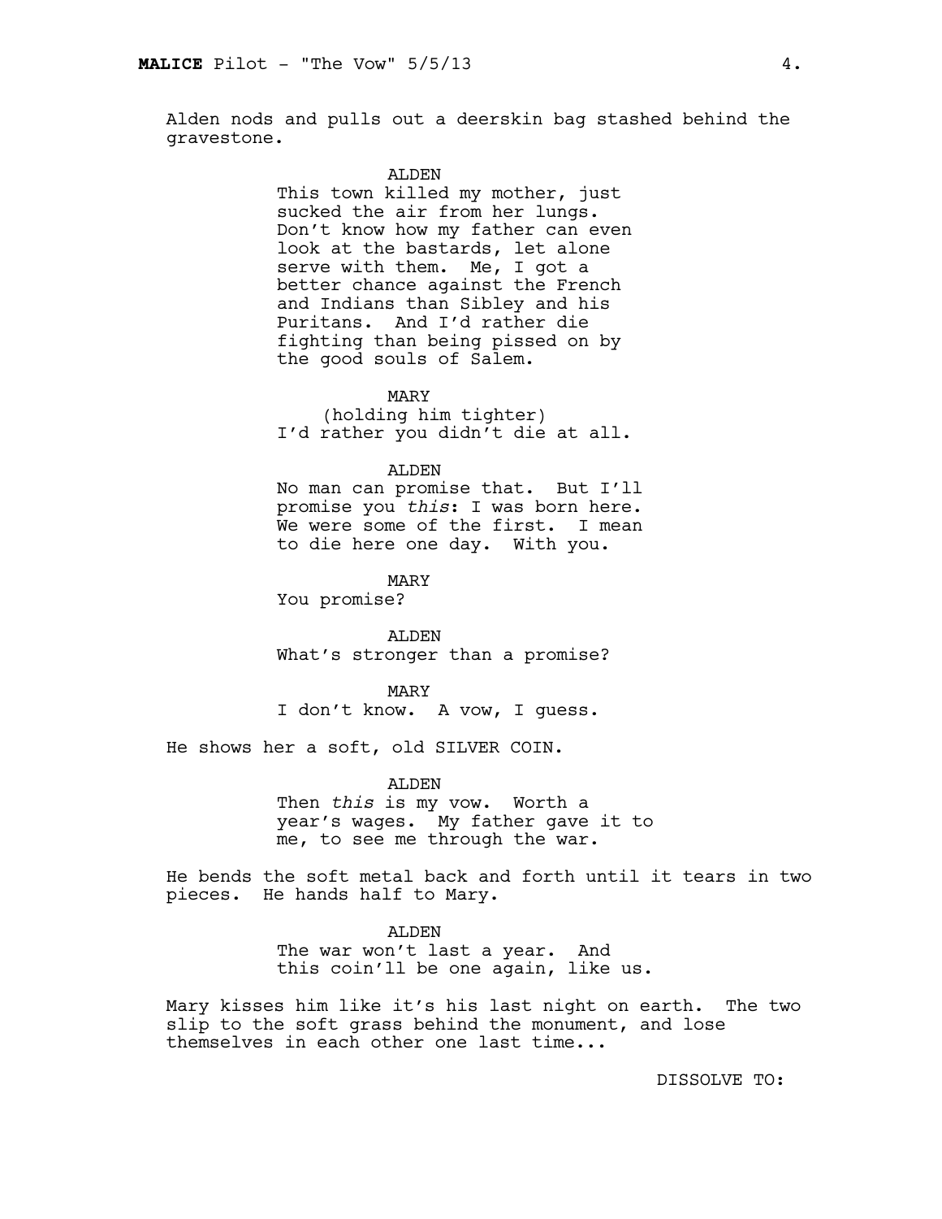Alden nods and pulls out a deerskin bag stashed behind the gravestone.

ALDEN
This town killed my mother, just sucked the air from her lungs. Don't know how my father can even look at the bastards, let alone serve with them. Me, I got a better chance against the French and Indians than Sibley and his Puritans. And I'd rather die fighting than being pissed on by the good souls of Salem.

MARY
(holding him tighter)
I'd rather you didn't die at all.

ALDEN
No man can promise that. But I'll promise you *this*: I was born here. We were some of the first. I mean to die here one day. With you.

MARY
You promise?

ALDEN
What's stronger than a promise?

MARY
I don't know. A vow, I guess.

He shows her a soft, old SILVER COIN.

ALDEN
Then *this* is my vow. Worth a year's wages. My father gave it to me, to see me through the war.

He bends the soft metal back and forth until it tears in two pieces. He hands half to Mary.

ALDEN
The war won't last a year. And this coin'll be one again, like us.

Mary kisses him like it's his last night on earth. The two slip to the soft grass behind the monument, and lose themselves in each other one last time...

DISSOLVE TO: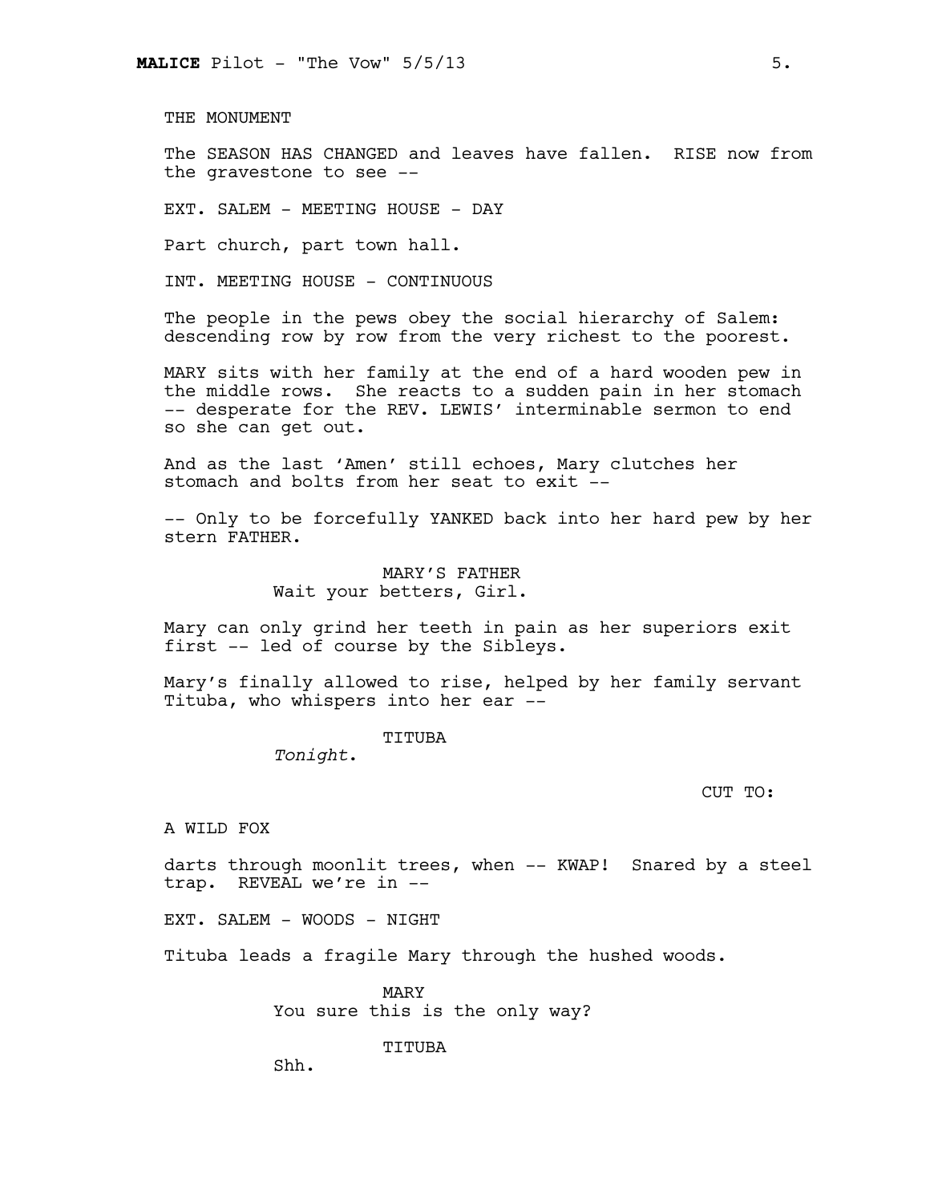THE MONUMENT

The SEASON HAS CHANGED and leaves have fallen. RISE now from the gravestone to see --

EXT. SALEM - MEETING HOUSE - DAY

Part church, part town hall.

INT. MEETING HOUSE - CONTINUOUS

The people in the pews obey the social hierarchy of Salem: descending row by row from the very richest to the poorest.

MARY sits with her family at the end of a hard wooden pew in the middle rows. She reacts to a sudden pain in her stomach -- desperate for the REV. LEWIS' interminable sermon to end so she can get out.

And as the last 'Amen' still echoes, Mary clutches her stomach and bolts from her seat to exit --

-- Only to be forcefully YANKED back into her hard pew by her stern FATHER.

MARY'S FATHER
Wait your betters, Girl.

Mary can only grind her teeth in pain as her superiors exit first -- led of course by the Sibleys.

Mary's finally allowed to rise, helped by her family servant Tituba, who whispers into her ear --

TITUBA
*Tonight*.

CUT TO:

A WILD FOX

darts through moonlit trees, when -- KWAP! Snared by a steel trap. REVEAL we're in --

EXT. SALEM - WOODS - NIGHT

Tituba leads a fragile Mary through the hushed woods.

MARY
You sure this is the only way?

TITUBA
Shh.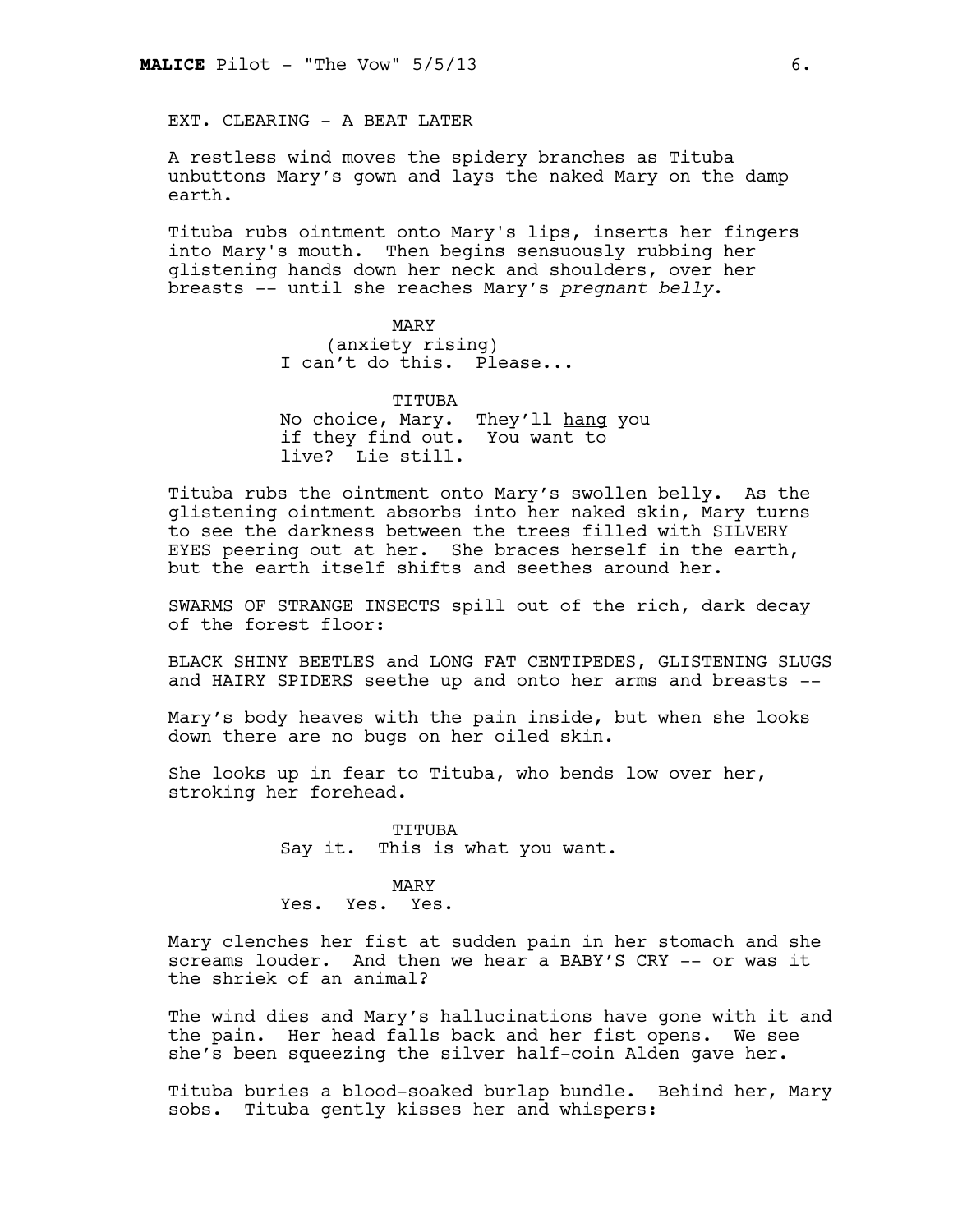EXT. CLEARING - A BEAT LATER

A restless wind moves the spidery branches as Tituba unbuttons Mary's gown and lays the naked Mary on the damp earth.

Tituba rubs ointment onto Mary's lips, inserts her fingers into Mary's mouth. Then begins sensuously rubbing her glistening hands down her neck and shoulders, over her breasts -- until she reaches Mary's *pregnant belly*.

MARY
(anxiety rising)
I can't do this. Please...

TITUBA
No choice, Mary. They'll hang you if they find out. You want to live? Lie still.

Tituba rubs the ointment onto Mary's swollen belly. As the glistening ointment absorbs into her naked skin, Mary turns to see the darkness between the trees filled with SILVERY EYES peering out at her. She braces herself in the earth, but the earth itself shifts and seethes around her.

SWARMS OF STRANGE INSECTS spill out of the rich, dark decay of the forest floor:

BLACK SHINY BEETLES and LONG FAT CENTIPEDES, GLISTENING SLUGS and HAIRY SPIDERS seethe up and onto her arms and breasts --

Mary's body heaves with the pain inside, but when she looks down there are no bugs on her oiled skin.

She looks up in fear to Tituba, who bends low over her, stroking her forehead.

TITUBA
Say it. This is what you want.

MARY
Yes. Yes. Yes.

Mary clenches her fist at sudden pain in her stomach and she screams louder. And then we hear a BABY'S CRY -- or was it the shriek of an animal?

The wind dies and Mary's hallucinations have gone with it and the pain. Her head falls back and her fist opens. We see she's been squeezing the silver half-coin Alden gave her.

Tituba buries a blood-soaked burlap bundle. Behind her, Mary sobs. Tituba gently kisses her and whispers: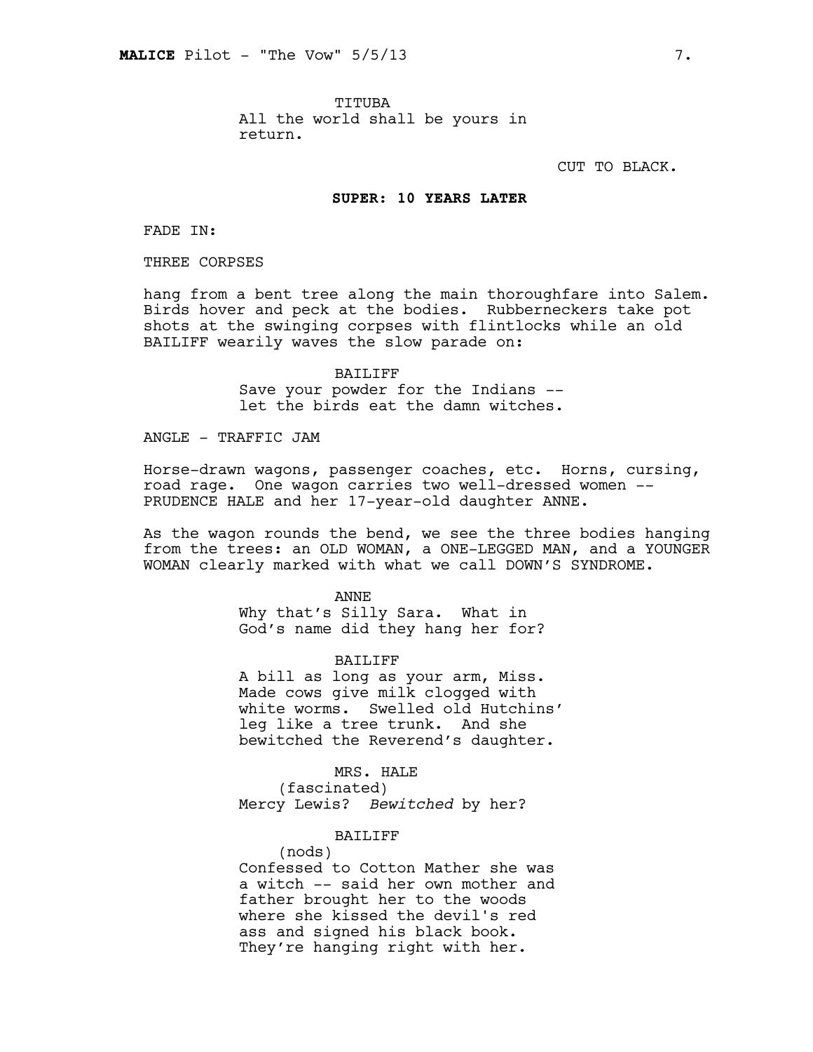TITUBA
All the world shall be yours in return.

CUT TO BLACK.

**SUPER: 10 YEARS LATER**

FADE IN:

THREE CORPSES

hang from a bent tree along the main thoroughfare into Salem. Birds hover and peck at the bodies. Rubberneckers take pot shots at the swinging corpses with flintlocks while an old BAILIFF wearily waves the slow parade on:

BAILIFF
Save your powder for the Indians -- let the birds eat the damn witches.

ANGLE - TRAFFIC JAM

Horse-drawn wagons, passenger coaches, etc. Horns, cursing, road rage. One wagon carries two well-dressed women -- PRUDENCE HALE and her 17-year-old daughter ANNE.

As the wagon rounds the bend, we see the three bodies hanging from the trees: an OLD WOMAN, a ONE-LEGGED MAN, and a YOUNGER WOMAN clearly marked with what we call DOWN'S SYNDROME.

ANNE
Why that's Silly Sara. What in God's name did they hang her for?

BAILIFF
A bill as long as your arm, Miss. Made cows give milk clogged with white worms. Swelled old Hutchins' leg like a tree trunk. And she bewitched the Reverend's daughter.

MRS. HALE
(fascinated)
Mercy Lewis? *Bewitched* by her?

BAILIFF
(nods)
Confessed to Cotton Mather she was a witch -- said her own mother and father brought her to the woods where she kissed the devil's red ass and signed his black book. They're hanging right with her.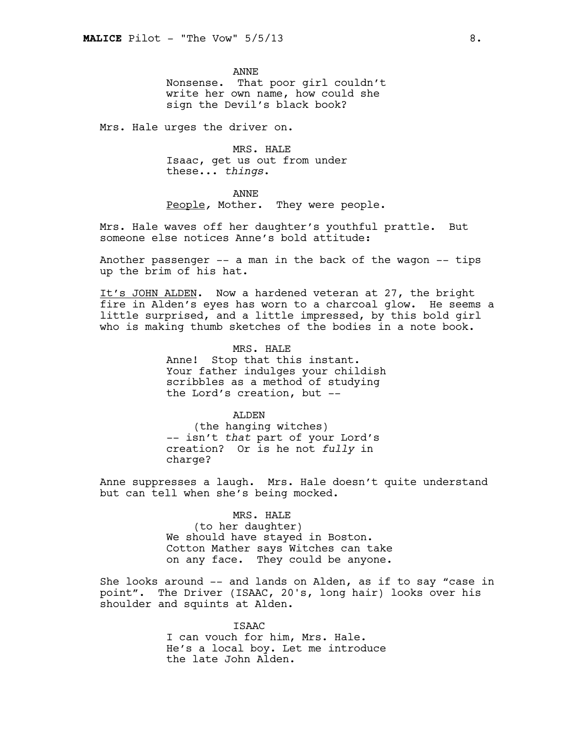ANNE
Nonsense. That poor girl couldn't write her own name, how could she sign the Devil's black book?

Mrs. Hale urges the driver on.

MRS. HALE
Isaac, get us out from under these... *things*.

ANNE
People, Mother. They were people.

Mrs. Hale waves off her daughter's youthful prattle. But someone else notices Anne's bold attitude:

Another passenger -- a man in the back of the wagon -- tips up the brim of his hat.

It's JOHN ALDEN. Now a hardened veteran at 27, the bright fire in Alden's eyes has worn to a charcoal glow. He seems a little surprised, and a little impressed, by this bold girl who is making thumb sketches of the bodies in a note book.

MRS. HALE
Anne! Stop that this instant. Your father indulges your childish scribbles as a method of studying the Lord's creation, but --

ALDEN
(the hanging witches)
-- isn't *that* part of your Lord's creation? Or is he not *fully* in charge?

Anne suppresses a laugh. Mrs. Hale doesn't quite understand but can tell when she's being mocked.

MRS. HALE
(to her daughter)
We should have stayed in Boston. Cotton Mather says Witches can take on any face. They could be anyone.

She looks around -- and lands on Alden, as if to say "case in point". The Driver (ISAAC, 20's, long hair) looks over his shoulder and squints at Alden.

ISAAC
I can vouch for him, Mrs. Hale. He's a local boy. Let me introduce the late John Alden.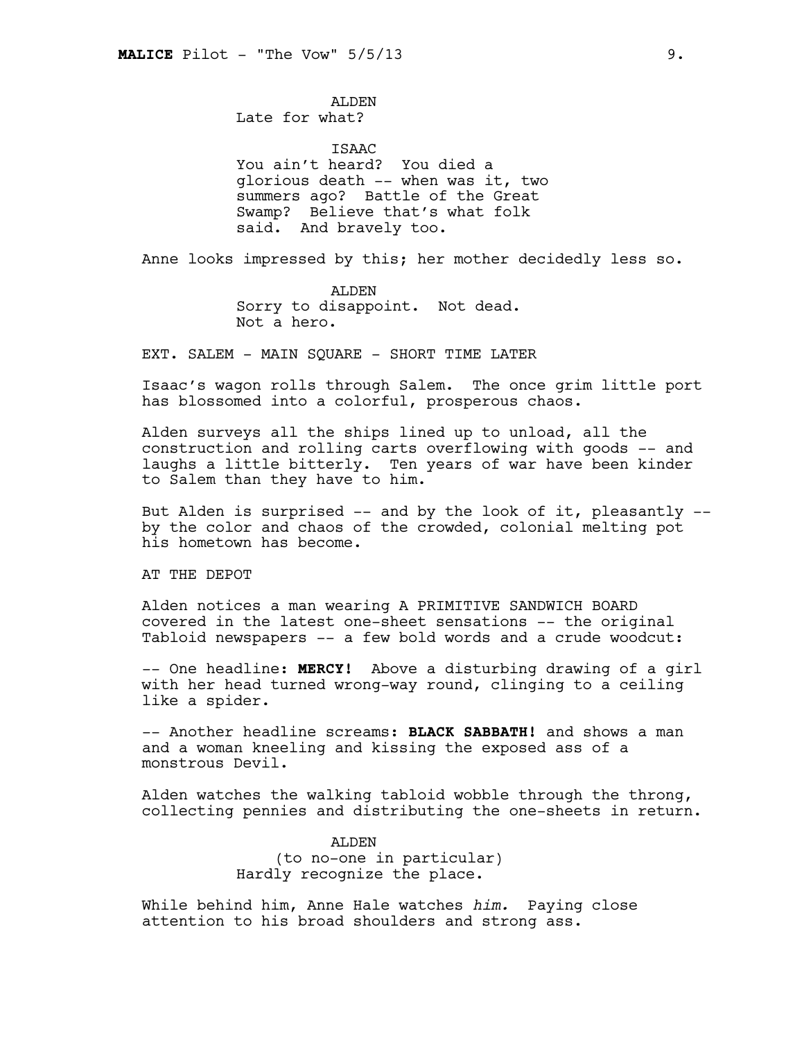ALDEN
Late for what?

ISAAC
You ain't heard? You died a glorious death -- when was it, two summers ago? Battle of the Great Swamp? Believe that's what folk said. And bravely too.

Anne looks impressed by this; her mother decidedly less so.

ALDEN
Sorry to disappoint. Not dead. Not a hero.

EXT. SALEM - MAIN SQUARE - SHORT TIME LATER

Isaac's wagon rolls through Salem. The once grim little port has blossomed into a colorful, prosperous chaos.

Alden surveys all the ships lined up to unload, all the construction and rolling carts overflowing with goods -- and laughs a little bitterly. Ten years of war have been kinder to Salem than they have to him.

But Alden is surprised -- and by the look of it, pleasantly -- by the color and chaos of the crowded, colonial melting pot his hometown has become.

AT THE DEPOT

Alden notices a man wearing A PRIMITIVE SANDWICH BOARD covered in the latest one-sheet sensations -- the original Tabloid newspapers -- a few bold words and a crude woodcut:

-- One headline: **MERCY!** Above a disturbing drawing of a girl with her head turned wrong-way round, clinging to a ceiling like a spider.

-- Another headline screams: **BLACK SABBATH!** and shows a man and a woman kneeling and kissing the exposed ass of a monstrous Devil.

Alden watches the walking tabloid wobble through the throng, collecting pennies and distributing the one-sheets in return.

ALDEN
(to no-one in particular)
Hardly recognize the place.

While behind him, Anne Hale watches *him.* Paying close attention to his broad shoulders and strong ass.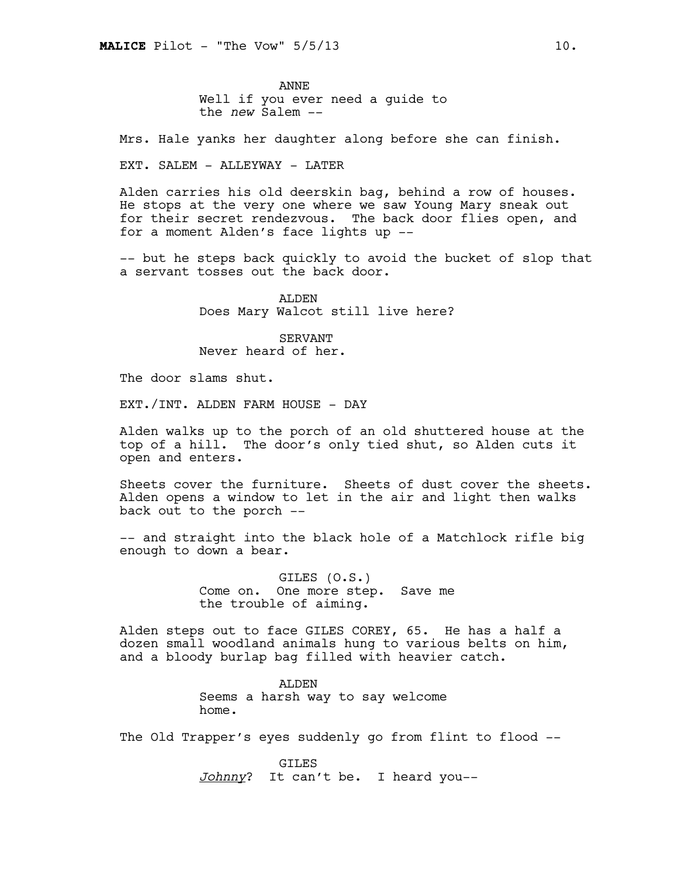ANNE
Well if you ever need a guide to the *new* Salem --

Mrs. Hale yanks her daughter along before she can finish.

EXT. SALEM - ALLEYWAY - LATER

Alden carries his old deerskin bag, behind a row of houses. He stops at the very one where we saw Young Mary sneak out for their secret rendezvous. The back door flies open, and for a moment Alden's face lights up --

-- but he steps back quickly to avoid the bucket of slop that a servant tosses out the back door.

ALDEN
Does Mary Walcot still live here?

SERVANT
Never heard of her.

The door slams shut.

EXT./INT. ALDEN FARM HOUSE - DAY

Alden walks up to the porch of an old shuttered house at the top of a hill. The door's only tied shut, so Alden cuts it open and enters.

Sheets cover the furniture. Sheets of dust cover the sheets. Alden opens a window to let in the air and light then walks back out to the porch --

-- and straight into the black hole of a Matchlock rifle big enough to down a bear.

GILES (O.S.)
Come on. One more step. Save me the trouble of aiming.

Alden steps out to face GILES COREY, 65. He has a half a dozen small woodland animals hung to various belts on him, and a bloody burlap bag filled with heavier catch.

ALDEN
Seems a harsh way to say welcome home.

The Old Trapper's eyes suddenly go from flint to flood --

GILES
*Johnny*? It can't be. I heard you--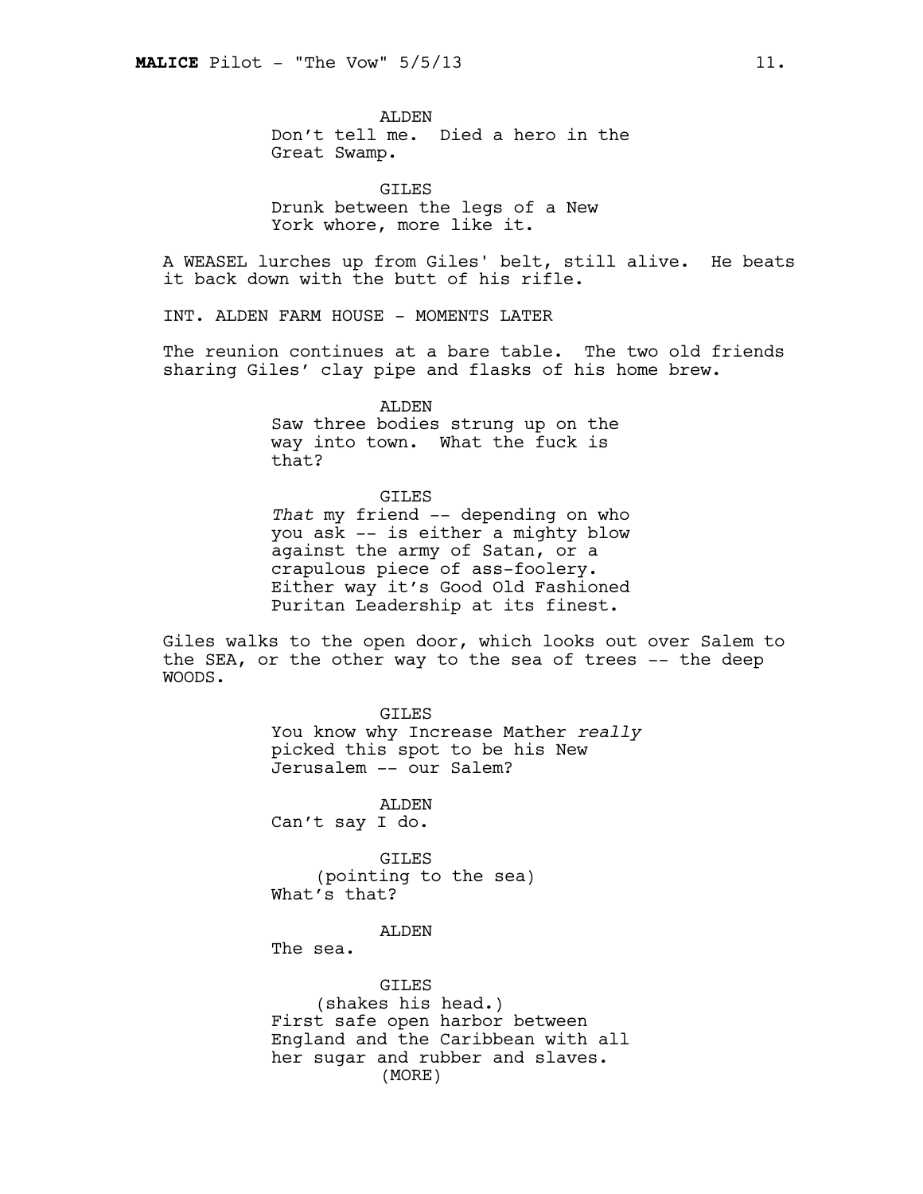ALDEN
Don't tell me. Died a hero in the Great Swamp.

GILES
Drunk between the legs of a New York whore, more like it.

A WEASEL lurches up from Giles' belt, still alive. He beats it back down with the butt of his rifle.

INT. ALDEN FARM HOUSE - MOMENTS LATER

The reunion continues at a bare table. The two old friends sharing Giles' clay pipe and flasks of his home brew.

ALDEN
Saw three bodies strung up on the way into town. What the fuck is that?

GILES
*That* my friend -- depending on who you ask -- is either a mighty blow against the army of Satan, or a crapulous piece of ass-foolery. Either way it's Good Old Fashioned Puritan Leadership at its finest.

Giles walks to the open door, which looks out over Salem to the SEA, or the other way to the sea of trees -- the deep WOODS.

GILES
You know why Increase Mather *really* picked this spot to be his New Jerusalem -- our Salem?

ALDEN
Can't say I do.

GILES
(pointing to the sea)
What's that?

ALDEN
The sea.

GILES
(shakes his head.)
First safe open harbor between England and the Caribbean with all her sugar and rubber and slaves.
(MORE)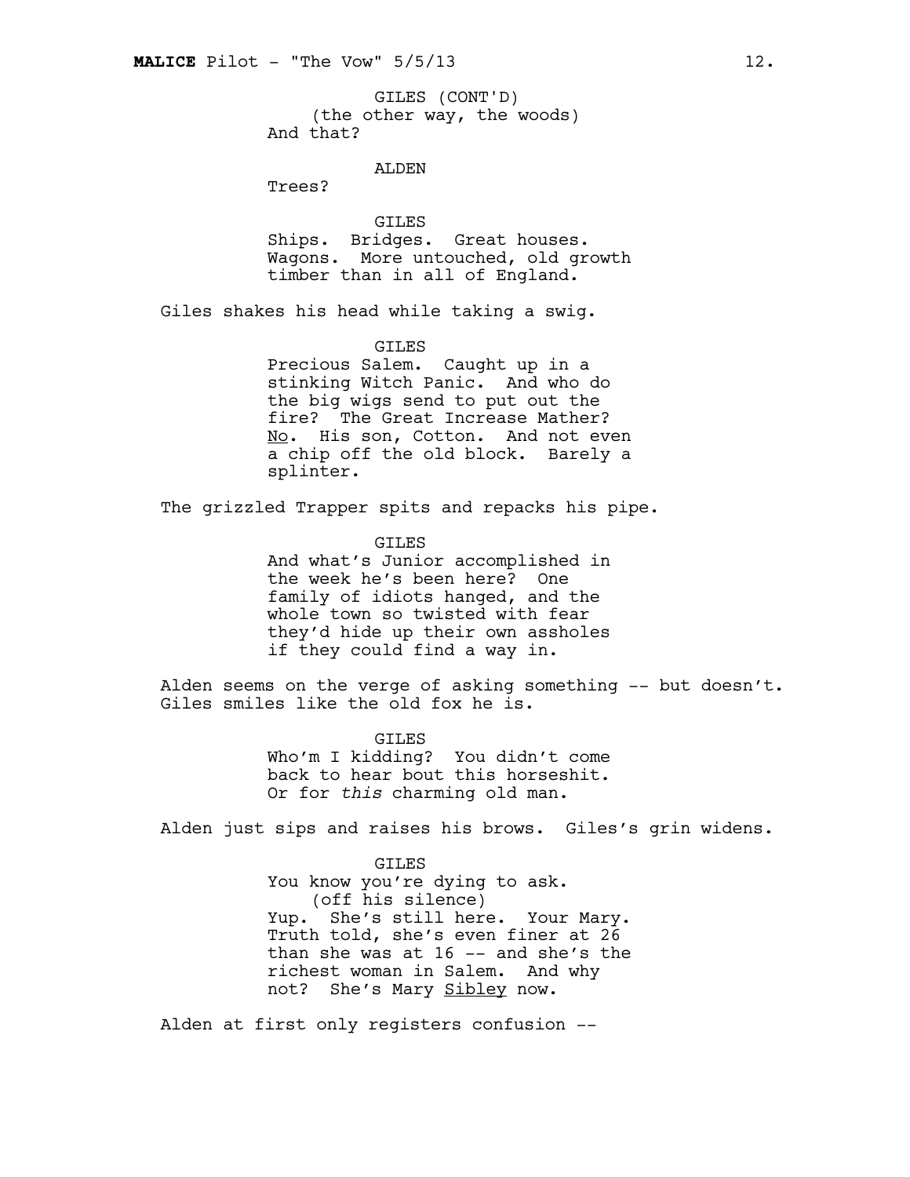GILES (CONT'D)
(the other way, the woods)
And that?

ALDEN
Trees?

GILES
Ships. Bridges. Great houses. Wagons. More untouched, old growth timber than in all of England.

Giles shakes his head while taking a swig.

GILES
Precious Salem. Caught up in a stinking Witch Panic. And who do the big wigs send to put out the fire? The Great Increase Mather? No. His son, Cotton. And not even a chip off the old block. Barely a splinter.

The grizzled Trapper spits and repacks his pipe.

GILES
And what's Junior accomplished in the week he's been here? One family of idiots hanged, and the whole town so twisted with fear they'd hide up their own assholes if they could find a way in.

Alden seems on the verge of asking something -- but doesn't. Giles smiles like the old fox he is.

GILES
Who'm I kidding? You didn't come back to hear bout this horseshit. Or for *this* charming old man.

Alden just sips and raises his brows. Giles's grin widens.

GILES
You know you're dying to ask.
(off his silence)
Yup. She's still here. Your Mary. Truth told, she's even finer at 26 than she was at 16 -- and she's the richest woman in Salem. And why not? She's Mary Sibley now.

Alden at first only registers confusion --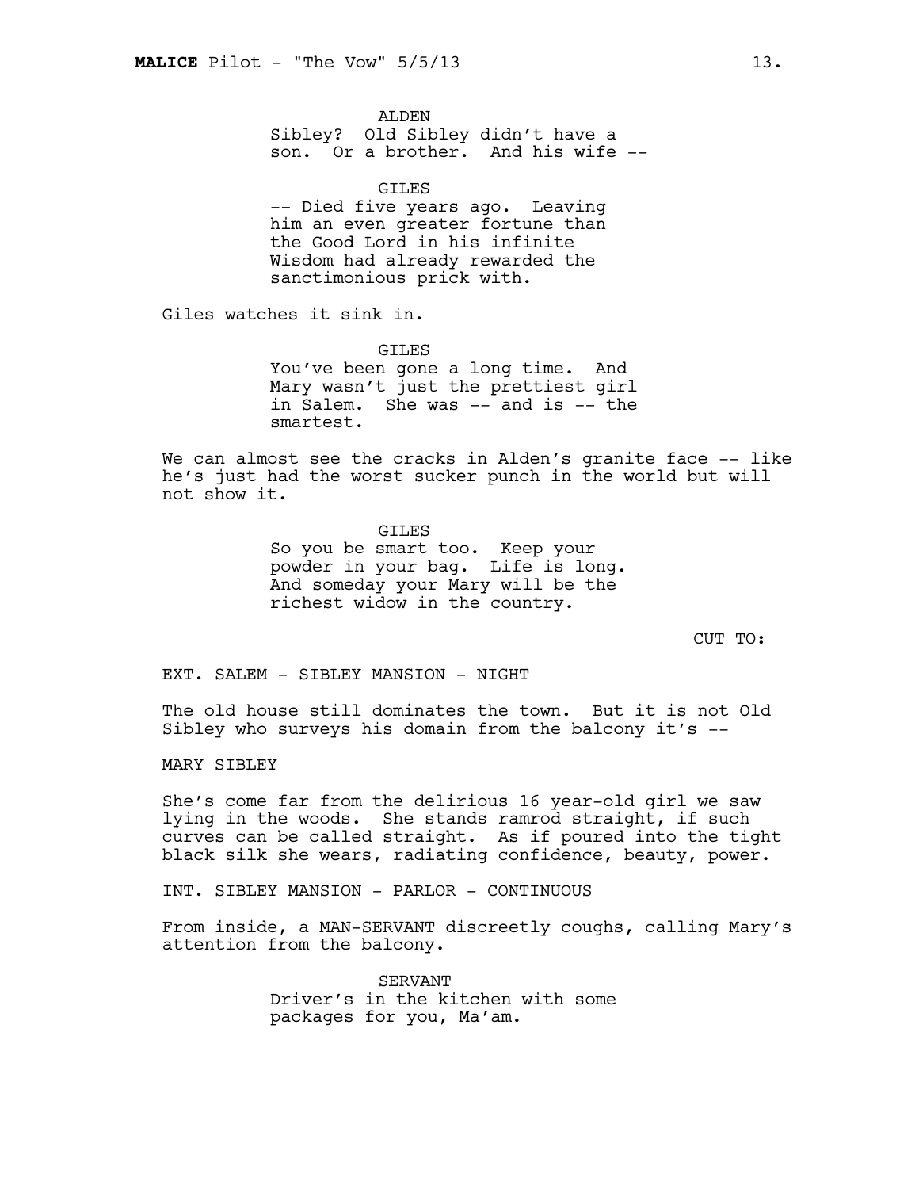ALDEN
Sibley? Old Sibley didn't have a son. Or a brother. And his wife --

GILES
-- Died five years ago. Leaving him an even greater fortune than the Good Lord in his infinite Wisdom had already rewarded the sanctimonious prick with.

Giles watches it sink in.

GILES
You've been gone a long time. And Mary wasn't just the prettiest girl in Salem. She was -- and is -- the smartest.

We can almost see the cracks in Alden's granite face -- like he's just had the worst sucker punch in the world but will not show it.

GILES
So you be smart too. Keep your powder in your bag. Life is long. And someday your Mary will be the richest widow in the country.

CUT TO:

EXT. SALEM - SIBLEY MANSION - NIGHT

The old house still dominates the town. But it is not Old Sibley who surveys his domain from the balcony it's --

MARY SIBLEY

She's come far from the delirious 16 year-old girl we saw lying in the woods. She stands ramrod straight, if such curves can be called straight. As if poured into the tight black silk she wears, radiating confidence, beauty, power.

INT. SIBLEY MANSION - PARLOR - CONTINUOUS

From inside, a MAN-SERVANT discreetly coughs, calling Mary's attention from the balcony.

SERVANT
Driver's in the kitchen with some packages for you, Ma'am.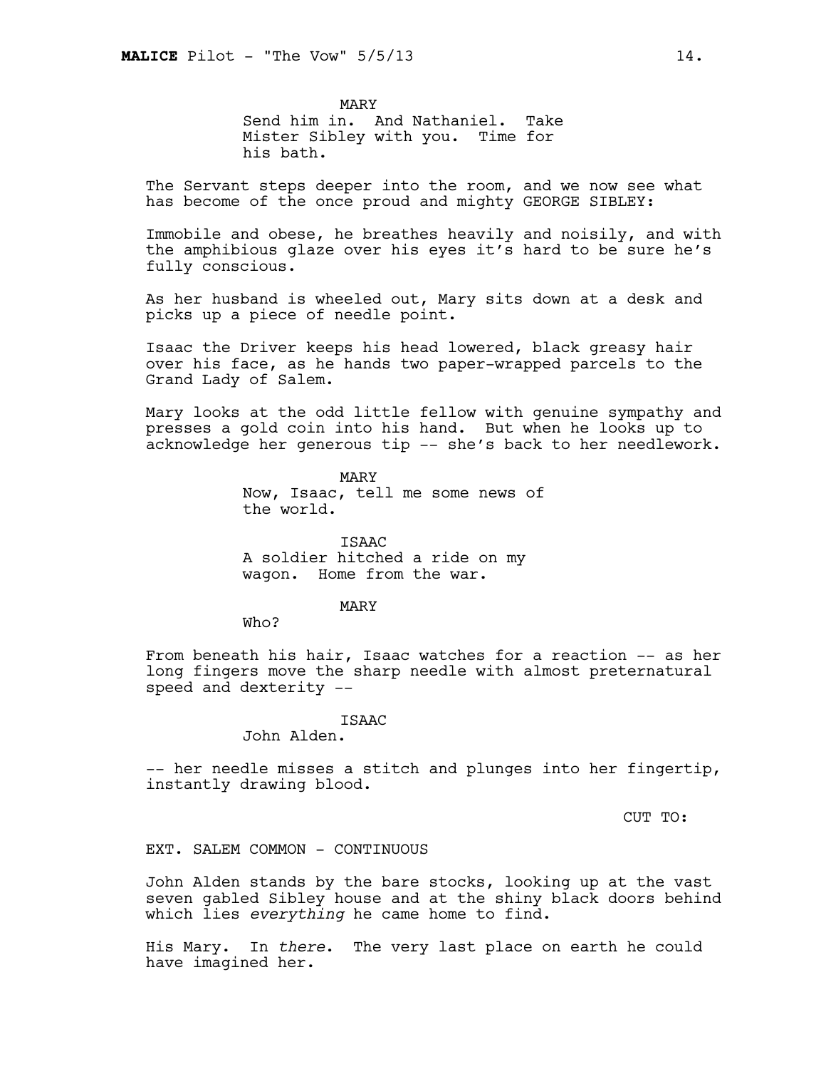MARY

Send him in. And Nathaniel. Take Mister Sibley with you. Time for his bath.

The Servant steps deeper into the room, and we now see what has become of the once proud and mighty GEORGE SIBLEY:

Immobile and obese, he breathes heavily and noisily, and with the amphibious glaze over his eyes it's hard to be sure he's fully conscious.

As her husband is wheeled out, Mary sits down at a desk and picks up a piece of needle point.

Isaac the Driver keeps his head lowered, black greasy hair over his face, as he hands two paper-wrapped parcels to the Grand Lady of Salem.

Mary looks at the odd little fellow with genuine sympathy and presses a gold coin into his hand. But when he looks up to acknowledge her generous tip -- she's back to her needlework.

MARY

Now, Isaac, tell me some news of the world.

ISAAC

A soldier hitched a ride on my wagon. Home from the war.

MARY

Who?

From beneath his hair, Isaac watches for a reaction -- as her long fingers move the sharp needle with almost preternatural speed and dexterity --

ISAAC

John Alden.

-- her needle misses a stitch and plunges into her fingertip, instantly drawing blood.

CUT TO:

EXT. SALEM COMMON - CONTINUOUS

John Alden stands by the bare stocks, looking up at the vast seven gabled Sibley house and at the shiny black doors behind which lies *everything* he came home to find.

His Mary. In *there*. The very last place on earth he could have imagined her.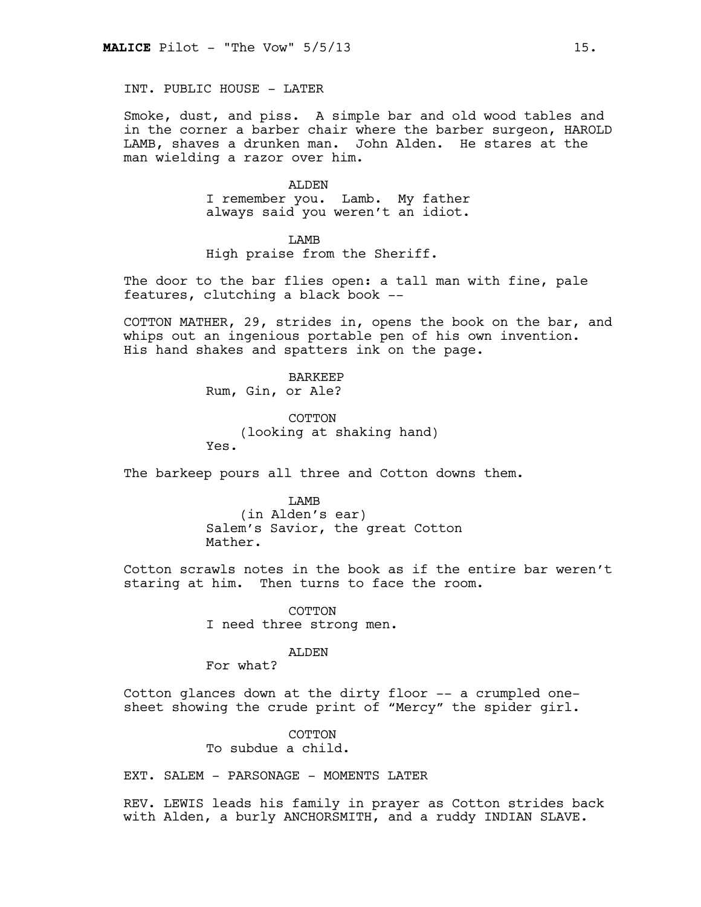INT. PUBLIC HOUSE - LATER

Smoke, dust, and piss. A simple bar and old wood tables and in the corner a barber chair where the barber surgeon, HAROLD LAMB, shaves a drunken man. John Alden. He stares at the man wielding a razor over him.

ALDEN
I remember you. Lamb. My father always said you weren't an idiot.

LAMB
High praise from the Sheriff.

The door to the bar flies open: a tall man with fine, pale features, clutching a black book --

COTTON MATHER, 29, strides in, opens the book on the bar, and whips out an ingenious portable pen of his own invention. His hand shakes and spatters ink on the page.

BARKEEP
Rum, Gin, or Ale?

COTTON
(looking at shaking hand)
Yes.

The barkeep pours all three and Cotton downs them.

LAMB
(in Alden's ear)
Salem's Savior, the great Cotton Mather.

Cotton scrawls notes in the book as if the entire bar weren't staring at him. Then turns to face the room.

COTTON
I need three strong men.

ALDEN
For what?

Cotton glances down at the dirty floor -- a crumpled one-sheet showing the crude print of "Mercy" the spider girl.

COTTON
To subdue a child.

EXT. SALEM - PARSONAGE - MOMENTS LATER

REV. LEWIS leads his family in prayer as Cotton strides back with Alden, a burly ANCHORSMITH, and a ruddy INDIAN SLAVE.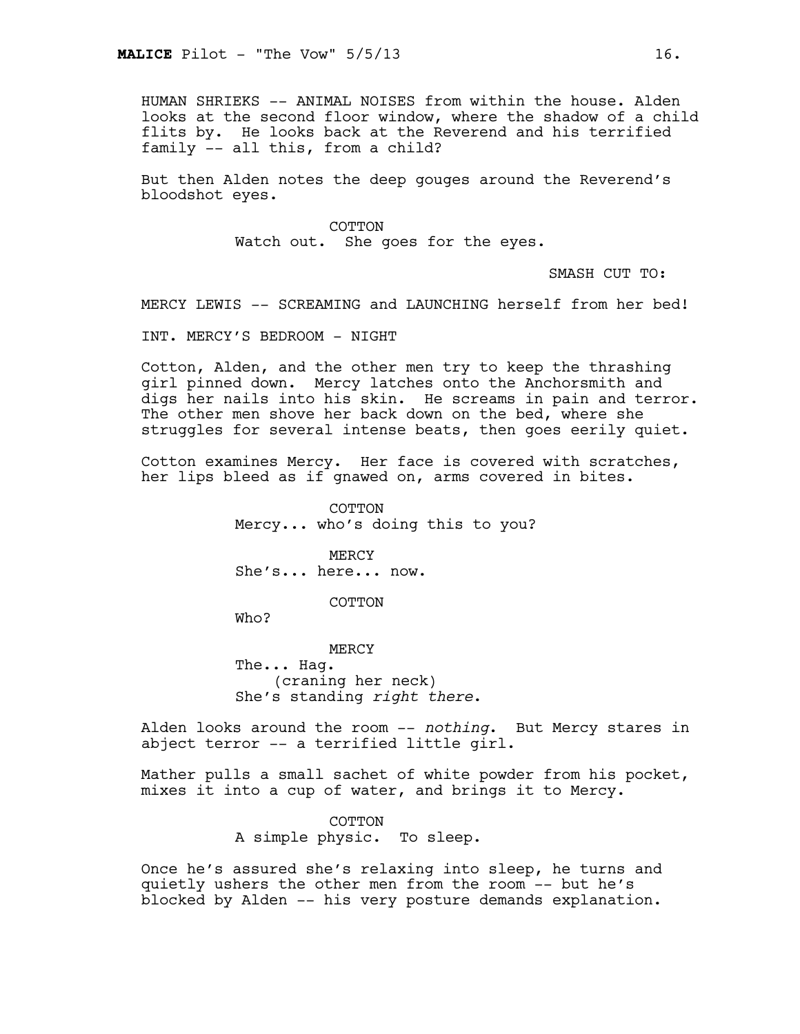HUMAN SHRIEKS -- ANIMAL NOISES from within the house. Alden looks at the second floor window, where the shadow of a child flits by. He looks back at the Reverend and his terrified family -- all this, from a child?

But then Alden notes the deep gouges around the Reverend's bloodshot eyes.

COTTON
Watch out. She goes for the eyes.

SMASH CUT TO:

MERCY LEWIS -- SCREAMING and LAUNCHING herself from her bed!

INT. MERCY'S BEDROOM - NIGHT

Cotton, Alden, and the other men try to keep the thrashing girl pinned down. Mercy latches onto the Anchorsmith and digs her nails into his skin. He screams in pain and terror. The other men shove her back down on the bed, where she struggles for several intense beats, then goes eerily quiet.

Cotton examines Mercy. Her face is covered with scratches, her lips bleed as if gnawed on, arms covered in bites.

COTTON
Mercy... who's doing this to you?

MERCY
She's... here... now.

COTTON
Who?

MERCY
The... Hag.
(craning her neck)
She's standing *right there*.

Alden looks around the room -- *nothing*. But Mercy stares in abject terror -- a terrified little girl.

Mather pulls a small sachet of white powder from his pocket, mixes it into a cup of water, and brings it to Mercy.

COTTON
A simple physic. To sleep.

Once he's assured she's relaxing into sleep, he turns and quietly ushers the other men from the room -- but he's blocked by Alden -- his very posture demands explanation.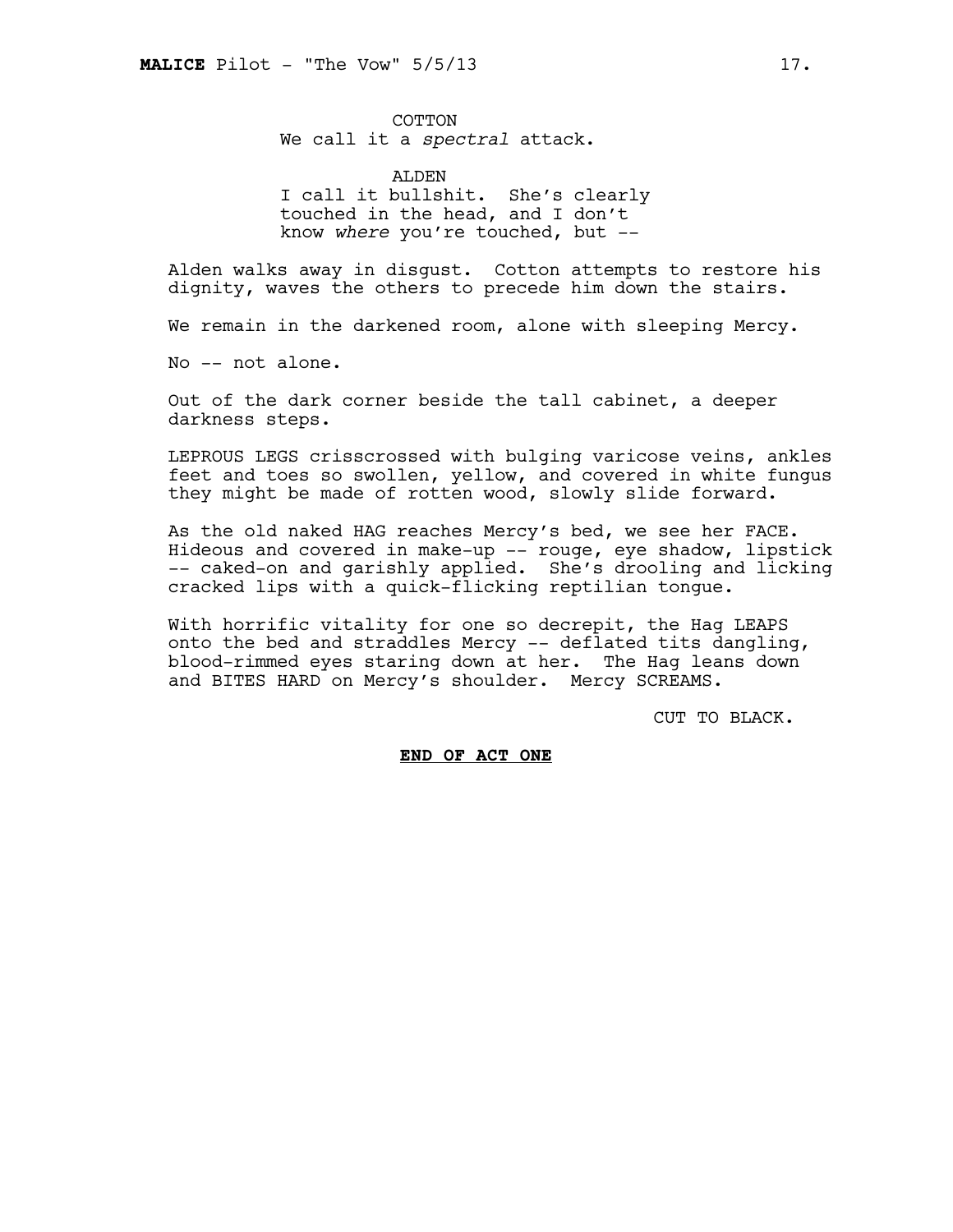COTTON
We call it a *spectral* attack.

ALDEN
I call it bullshit. She's clearly touched in the head, and I don't know *where* you're touched, but --

Alden walks away in disgust. Cotton attempts to restore his dignity, waves the others to precede him down the stairs.

We remain in the darkened room, alone with sleeping Mercy.

No -- not alone.

Out of the dark corner beside the tall cabinet, a deeper darkness steps.

LEPROUS LEGS crisscrossed with bulging varicose veins, ankles feet and toes so swollen, yellow, and covered in white fungus they might be made of rotten wood, slowly slide forward.

As the old naked HAG reaches Mercy's bed, we see her FACE. Hideous and covered in make-up -- rouge, eye shadow, lipstick -- caked-on and garishly applied. She's drooling and licking cracked lips with a quick-flicking reptilian tongue.

With horrific vitality for one so decrepit, the Hag LEAPS onto the bed and straddles Mercy -- deflated tits dangling, blood-rimmed eyes staring down at her. The Hag leans down and BITES HARD on Mercy's shoulder. Mercy SCREAMS.

CUT TO BLACK.

**END OF ACT ONE**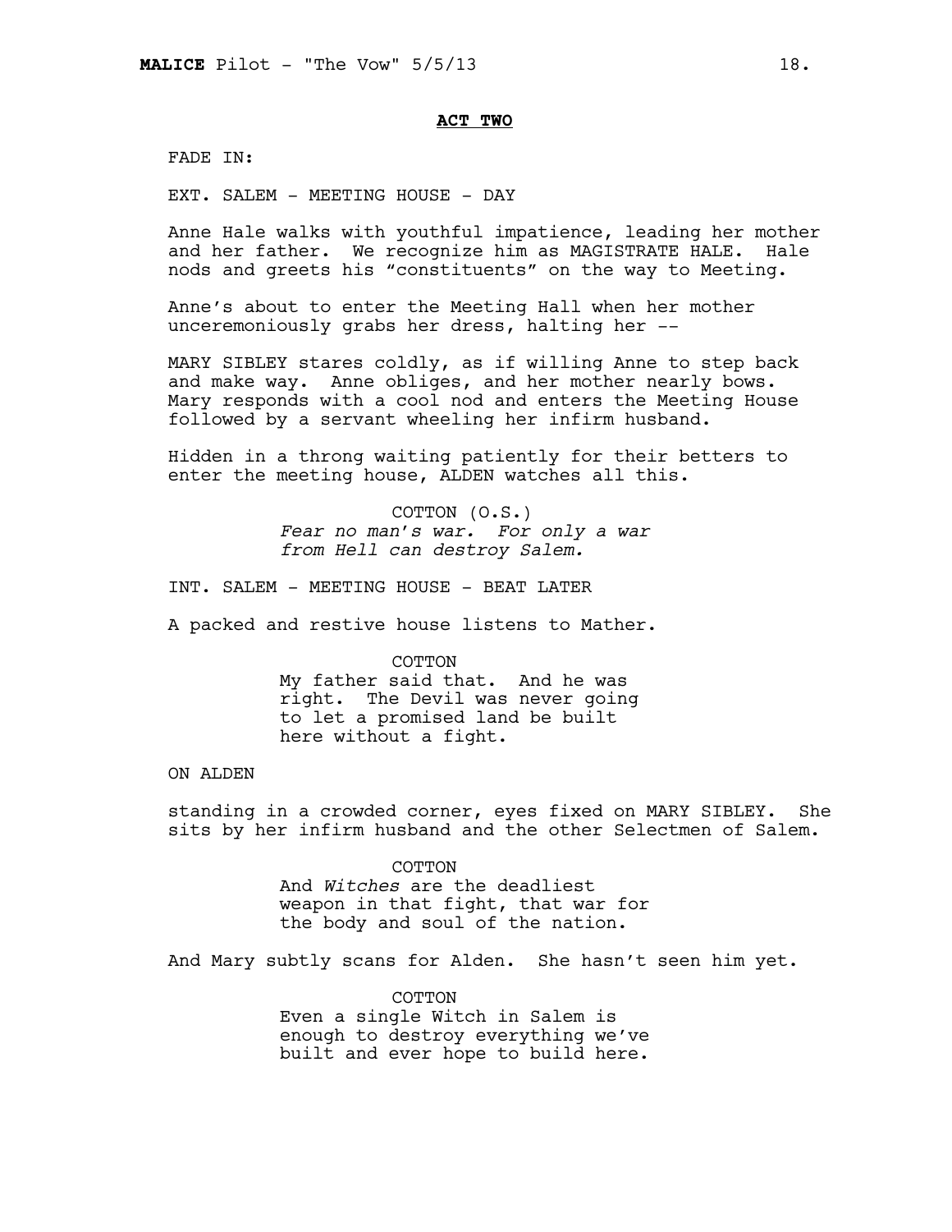**ACT TWO**

FADE IN:

EXT. SALEM - MEETING HOUSE - DAY

Anne Hale walks with youthful impatience, leading her mother and her father. We recognize him as MAGISTRATE HALE. Hale nods and greets his "constituents" on the way to Meeting.

Anne's about to enter the Meeting Hall when her mother unceremoniously grabs her dress, halting her --

MARY SIBLEY stares coldly, as if willing Anne to step back and make way. Anne obliges, and her mother nearly bows. Mary responds with a cool nod and enters the Meeting House followed by a servant wheeling her infirm husband.

Hidden in a throng waiting patiently for their betters to enter the meeting house, ALDEN watches all this.

COTTON (O.S.)
*Fear no man's war. For only a war from Hell can destroy Salem.*

INT. SALEM - MEETING HOUSE - BEAT LATER

A packed and restive house listens to Mather.

COTTON
My father said that. And he was right. The Devil was never going to let a promised land be built here without a fight.

ON ALDEN

standing in a crowded corner, eyes fixed on MARY SIBLEY. She sits by her infirm husband and the other Selectmen of Salem.

COTTON
And *Witches* are the deadliest weapon in that fight, that war for the body and soul of the nation.

And Mary subtly scans for Alden. She hasn't seen him yet.

COTTON
Even a single Witch in Salem is enough to destroy everything we've built and ever hope to build here.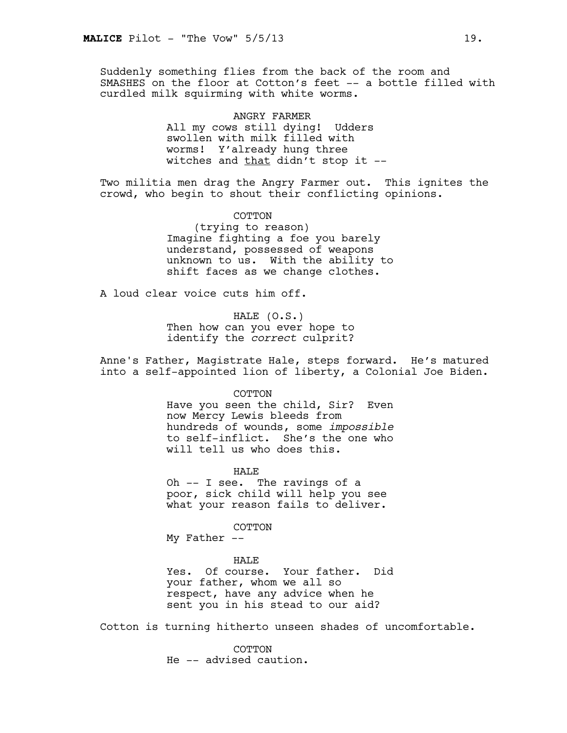Suddenly something flies from the back of the room and SMASHES on the floor at Cotton's feet -- a bottle filled with curdled milk squirming with white worms.

ANGRY FARMER
All my cows still dying! Udders swollen with milk filled with worms! Y'already hung three witches and <u>that</u> didn't stop it --

Two militia men drag the Angry Farmer out. This ignites the crowd, who begin to shout their conflicting opinions.

COTTON
(trying to reason)
Imagine fighting a foe you barely understand, possessed of weapons unknown to us. With the ability to shift faces as we change clothes.

A loud clear voice cuts him off.

HALE (O.S.)
Then how can you ever hope to identify the *correct* culprit?

Anne's Father, Magistrate Hale, steps forward. He's matured into a self-appointed lion of liberty, a Colonial Joe Biden.

COTTON
Have you seen the child, Sir? Even now Mercy Lewis bleeds from hundreds of wounds, some *impossible* to self-inflict. She's the one who will tell us who does this.

HALE
Oh -- I see. The ravings of a poor, sick child will help you see what your reason fails to deliver.

COTTON
My Father --

HALE
Yes. Of course. Your father. Did your father, whom we all so respect, have any advice when he sent you in his stead to our aid?

Cotton is turning hitherto unseen shades of uncomfortable.

COTTON
He -- advised caution.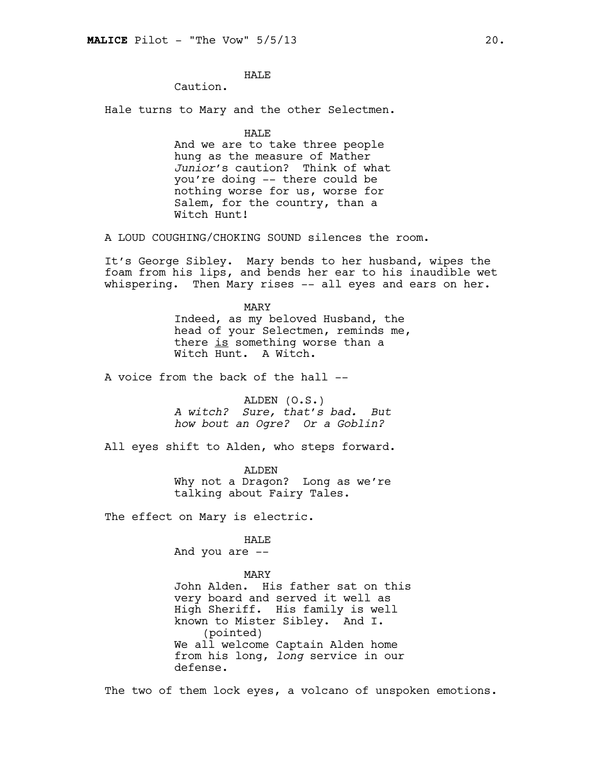HALE

Caution.

Hale turns to Mary and the other Selectmen.

HALE

And we are to take three people hung as the measure of Mather *Junior*'s caution? Think of what you're doing -- there could be nothing worse for us, worse for Salem, for the country, than a Witch Hunt!

A LOUD COUGHING/CHOKING SOUND silences the room.

It's George Sibley. Mary bends to her husband, wipes the foam from his lips, and bends her ear to his inaudible wet whispering. Then Mary rises -- all eyes and ears on her.

MARY

Indeed, as my beloved Husband, the head of your Selectmen, reminds me, there <u>is</u> something worse than a Witch Hunt. A Witch.

A voice from the back of the hall --

ALDEN (O.S.)

*A witch? Sure, that's bad. But how bout an Ogre? Or a Goblin?*

All eyes shift to Alden, who steps forward.

ALDEN

Why not a Dragon? Long as we're talking about Fairy Tales.

The effect on Mary is electric.

HALE

And you are --

MARY

John Alden. His father sat on this very board and served it well as High Sheriff. His family is well known to Mister Sibley. And I.

(pointed)

We all welcome Captain Alden home from his long, *long* service in our defense.

The two of them lock eyes, a volcano of unspoken emotions.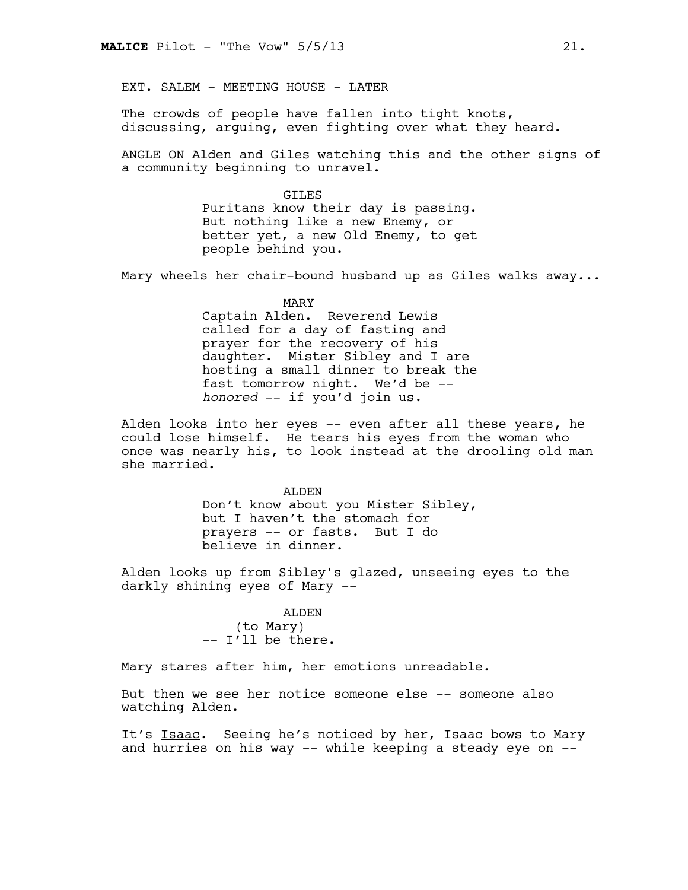EXT. SALEM - MEETING HOUSE - LATER

The crowds of people have fallen into tight knots, discussing, arguing, even fighting over what they heard.

ANGLE ON Alden and Giles watching this and the other signs of a community beginning to unravel.

GILES
Puritans know their day is passing. But nothing like a new Enemy, or better yet, a new Old Enemy, to get people behind you.

Mary wheels her chair-bound husband up as Giles walks away...

MARY
Captain Alden. Reverend Lewis called for a day of fasting and prayer for the recovery of his daughter. Mister Sibley and I are hosting a small dinner to break the fast tomorrow night. We'd be -- *honored* -- if you'd join us.

Alden looks into her eyes -- even after all these years, he could lose himself. He tears his eyes from the woman who once was nearly his, to look instead at the drooling old man she married.

ALDEN
Don't know about you Mister Sibley, but I haven't the stomach for prayers -- or fasts. But I do believe in dinner.

Alden looks up from Sibley's glazed, unseeing eyes to the darkly shining eyes of Mary --

ALDEN
(to Mary)
-- I'll be there.

Mary stares after him, her emotions unreadable.

But then we see her notice someone else -- someone also watching Alden.

It's Isaac. Seeing he's noticed by her, Isaac bows to Mary and hurries on his way -- while keeping a steady eye on --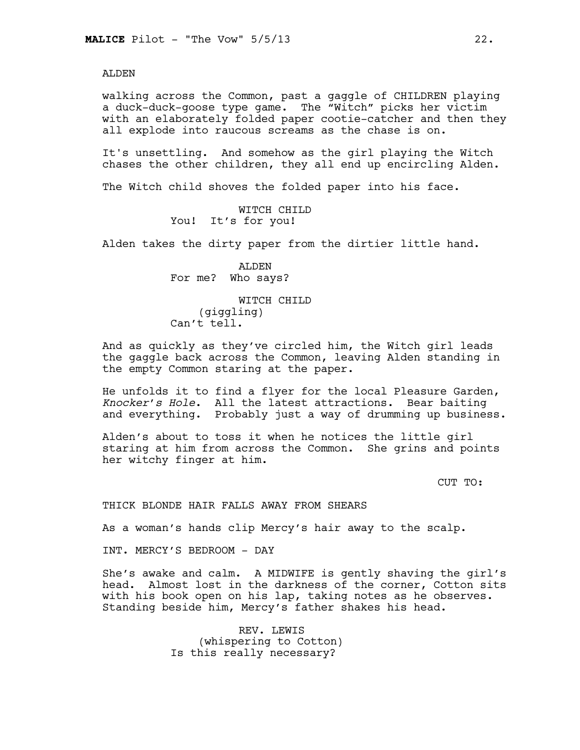ALDEN

walking across the Common, past a gaggle of CHILDREN playing a duck-duck-goose type game. The "Witch" picks her victim with an elaborately folded paper cootie-catcher and then they all explode into raucous screams as the chase is on.

It's unsettling. And somehow as the girl playing the Witch chases the other children, they all end up encircling Alden.

The Witch child shoves the folded paper into his face.

WITCH CHILD
You! It's for you!

Alden takes the dirty paper from the dirtier little hand.

ALDEN
For me? Who says?

WITCH CHILD
(giggling)
Can't tell.

And as quickly as they've circled him, the Witch girl leads the gaggle back across the Common, leaving Alden standing in the empty Common staring at the paper.

He unfolds it to find a flyer for the local Pleasure Garden, *Knocker's Hole*. All the latest attractions. Bear baiting and everything. Probably just a way of drumming up business.

Alden's about to toss it when he notices the little girl staring at him from across the Common. She grins and points her witchy finger at him.

CUT TO:

THICK BLONDE HAIR FALLS AWAY FROM SHEARS

As a woman's hands clip Mercy's hair away to the scalp.

INT. MERCY'S BEDROOM - DAY

She's awake and calm. A MIDWIFE is gently shaving the girl's head. Almost lost in the darkness of the corner, Cotton sits with his book open on his lap, taking notes as he observes. Standing beside him, Mercy's father shakes his head.

REV. LEWIS
(whispering to Cotton)
Is this really necessary?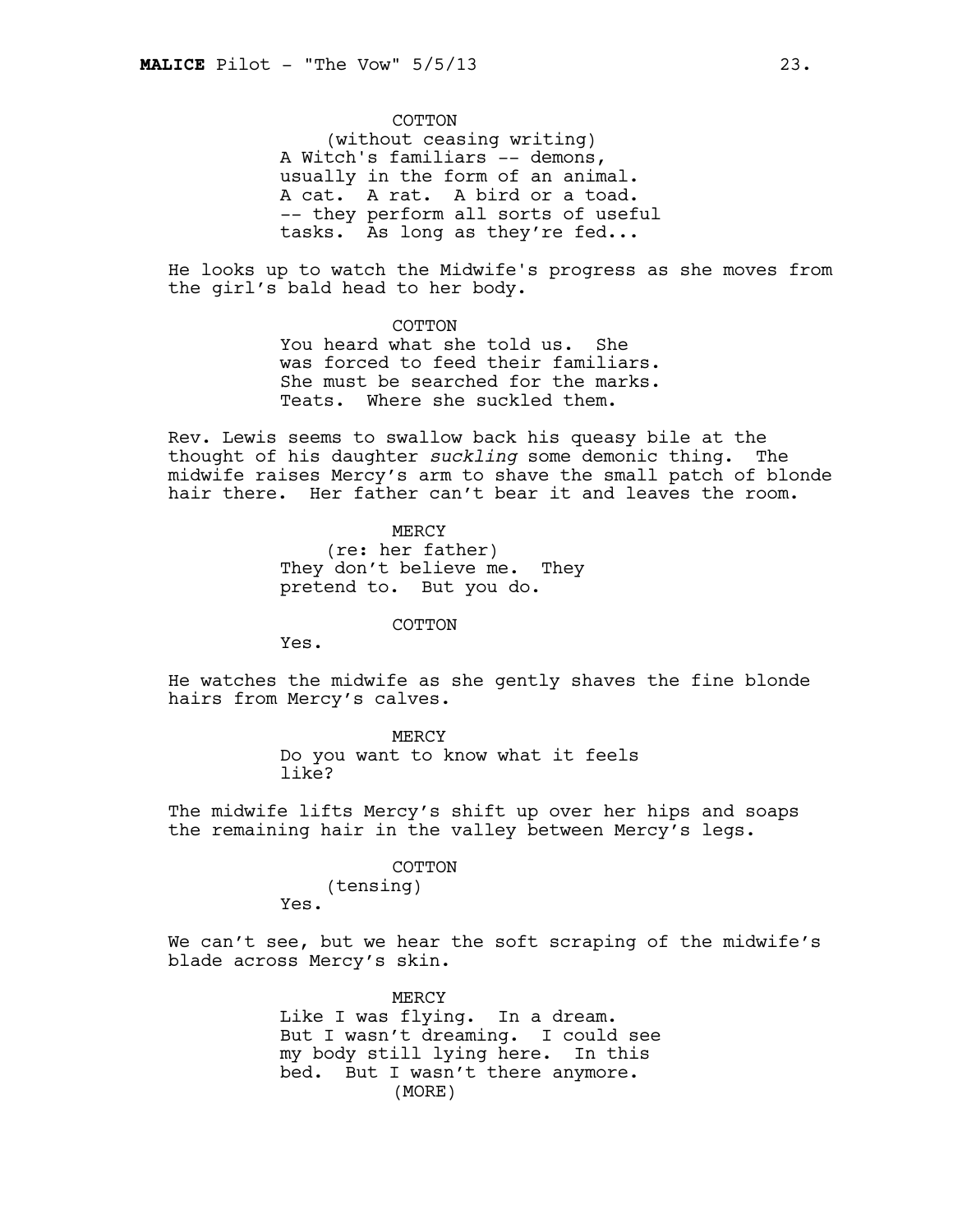COTTON
(without ceasing writing)
A Witch's familiars -- demons, usually in the form of an animal. A cat. A rat. A bird or a toad. -- they perform all sorts of useful tasks. As long as they're fed...

He looks up to watch the Midwife's progress as she moves from the girl's bald head to her body.

COTTON
You heard what she told us. She was forced to feed their familiars. She must be searched for the marks. Teats. Where she suckled them.

Rev. Lewis seems to swallow back his queasy bile at the thought of his daughter *suckling* some demonic thing. The midwife raises Mercy's arm to shave the small patch of blonde hair there. Her father can't bear it and leaves the room.

MERCY
(re: her father)
They don't believe me. They pretend to. But you do.

COTTON
Yes.

He watches the midwife as she gently shaves the fine blonde hairs from Mercy's calves.

MERCY
Do you want to know what it feels like?

The midwife lifts Mercy's shift up over her hips and soaps the remaining hair in the valley between Mercy's legs.

COTTON
(tensing)
Yes.

We can't see, but we hear the soft scraping of the midwife's blade across Mercy's skin.

MERCY
Like I was flying. In a dream. But I wasn't dreaming. I could see my body still lying here. In this bed. But I wasn't there anymore.
(MORE)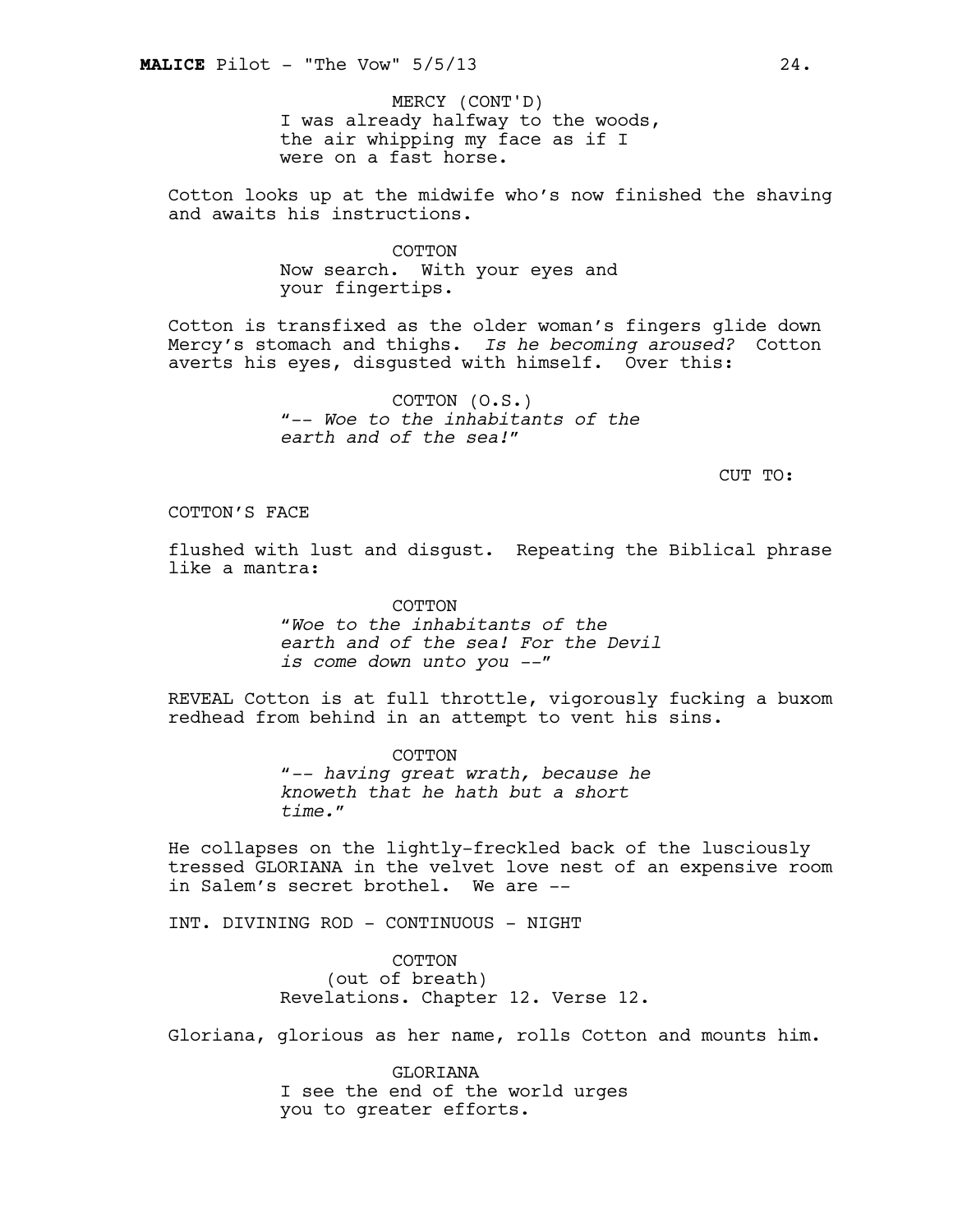MERCY (CONT'D)
I was already halfway to the woods, the air whipping my face as if I were on a fast horse.

Cotton looks up at the midwife who's now finished the shaving and awaits his instructions.

COTTON
Now search. With your eyes and your fingertips.

Cotton is transfixed as the older woman's fingers glide down Mercy's stomach and thighs. *Is he becoming aroused?* Cotton averts his eyes, disgusted with himself. Over this:

COTTON (O.S.)
*"-- Woe to the inhabitants of the earth and of the sea!"*

CUT TO:

COTTON'S FACE

flushed with lust and disgust. Repeating the Biblical phrase like a mantra:

COTTON
*"Woe to the inhabitants of the earth and of the sea! For the Devil is come down unto you --"*

REVEAL Cotton is at full throttle, vigorously fucking a buxom redhead from behind in an attempt to vent his sins.

COTTON
*"-- having great wrath, because he knoweth that he hath but a short time."*

He collapses on the lightly-freckled back of the lusciously tressed GLORIANA in the velvet love nest of an expensive room in Salem's secret brothel. We are --

INT. DIVINING ROD - CONTINUOUS - NIGHT

COTTON
(out of breath)
Revelations. Chapter 12. Verse 12.

Gloriana, glorious as her name, rolls Cotton and mounts him.

GLORIANA
I see the end of the world urges you to greater efforts.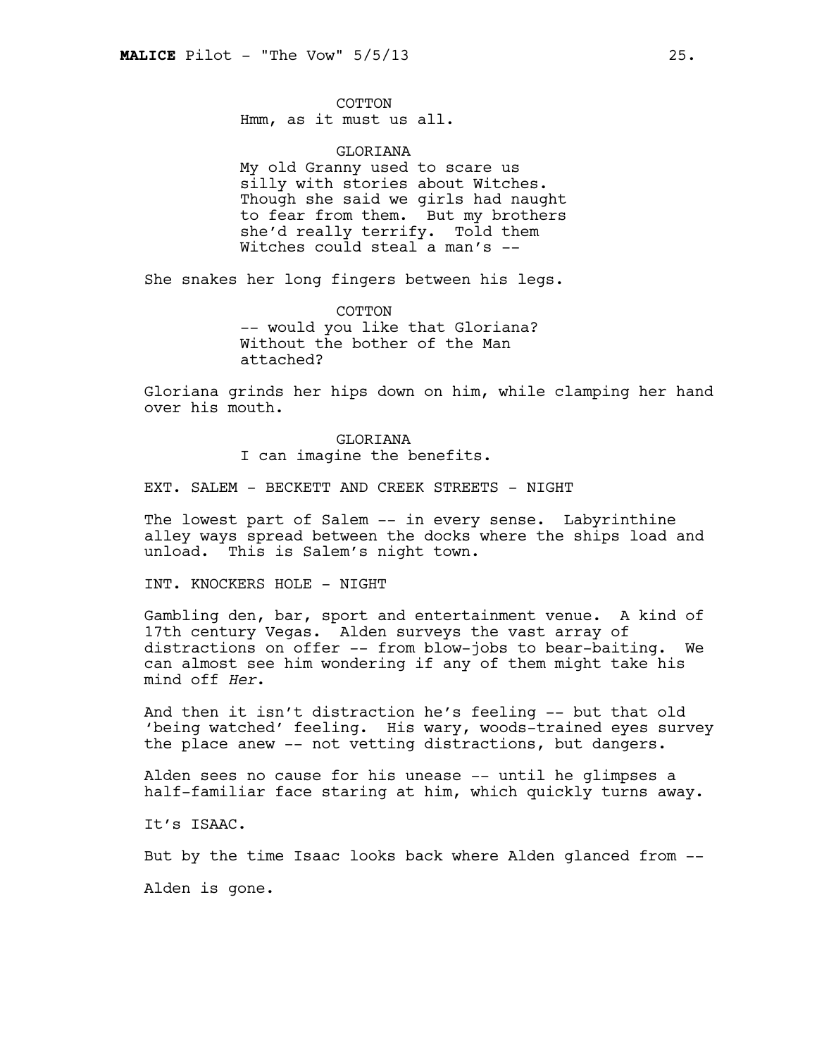COTTON
Hmm, as it must us all.

GLORIANA
My old Granny used to scare us silly with stories about Witches. Though she said we girls had naught to fear from them. But my brothers she'd really terrify. Told them Witches could steal a man's --

She snakes her long fingers between his legs.

COTTON
-- would you like that Gloriana? Without the bother of the Man attached?

Gloriana grinds her hips down on him, while clamping her hand over his mouth.

GLORIANA
I can imagine the benefits.

EXT. SALEM - BECKETT AND CREEK STREETS - NIGHT

The lowest part of Salem -- in every sense. Labyrinthine alley ways spread between the docks where the ships load and unload. This is Salem's night town.

INT. KNOCKERS HOLE - NIGHT

Gambling den, bar, sport and entertainment venue. A kind of 17th century Vegas. Alden surveys the vast array of distractions on offer -- from blow-jobs to bear-baiting. We can almost see him wondering if any of them might take his mind off *Her*.

And then it isn't distraction he's feeling -- but that old 'being watched' feeling. His wary, woods-trained eyes survey the place anew -- not vetting distractions, but dangers.

Alden sees no cause for his unease -- until he glimpses a half-familiar face staring at him, which quickly turns away.

It's ISAAC.

But by the time Isaac looks back where Alden glanced from --

Alden is gone.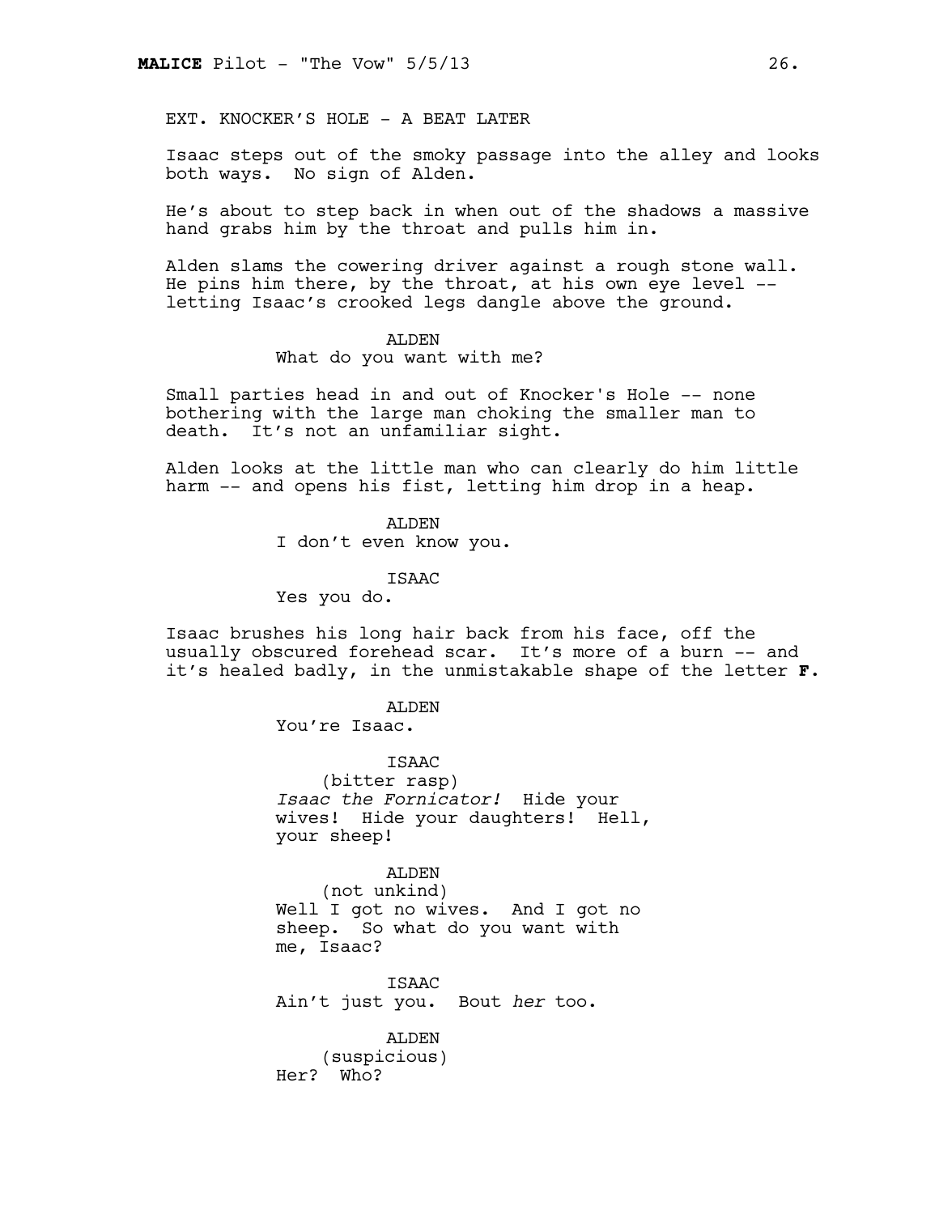EXT. KNOCKER'S HOLE - A BEAT LATER

Isaac steps out of the smoky passage into the alley and looks both ways. No sign of Alden.

He's about to step back in when out of the shadows a massive hand grabs him by the throat and pulls him in.

Alden slams the cowering driver against a rough stone wall. He pins him there, by the throat, at his own eye level -- letting Isaac's crooked legs dangle above the ground.

ALDEN
What do you want with me?

Small parties head in and out of Knocker's Hole -- none bothering with the large man choking the smaller man to death. It's not an unfamiliar sight.

Alden looks at the little man who can clearly do him little harm -- and opens his fist, letting him drop in a heap.

ALDEN
I don't even know you.

ISAAC
Yes you do.

Isaac brushes his long hair back from his face, off the usually obscured forehead scar. It's more of a burn -- and it's healed badly, in the unmistakable shape of the letter **F**.

ALDEN
You're Isaac.

ISAAC
(bitter rasp)
*Isaac the Fornicator!* Hide your wives! Hide your daughters! Hell, your sheep!

ALDEN
(not unkind)
Well I got no wives. And I got no sheep. So what do you want with me, Isaac?

ISAAC
Ain't just you. Bout *her* too.

ALDEN
(suspicious)
Her? Who?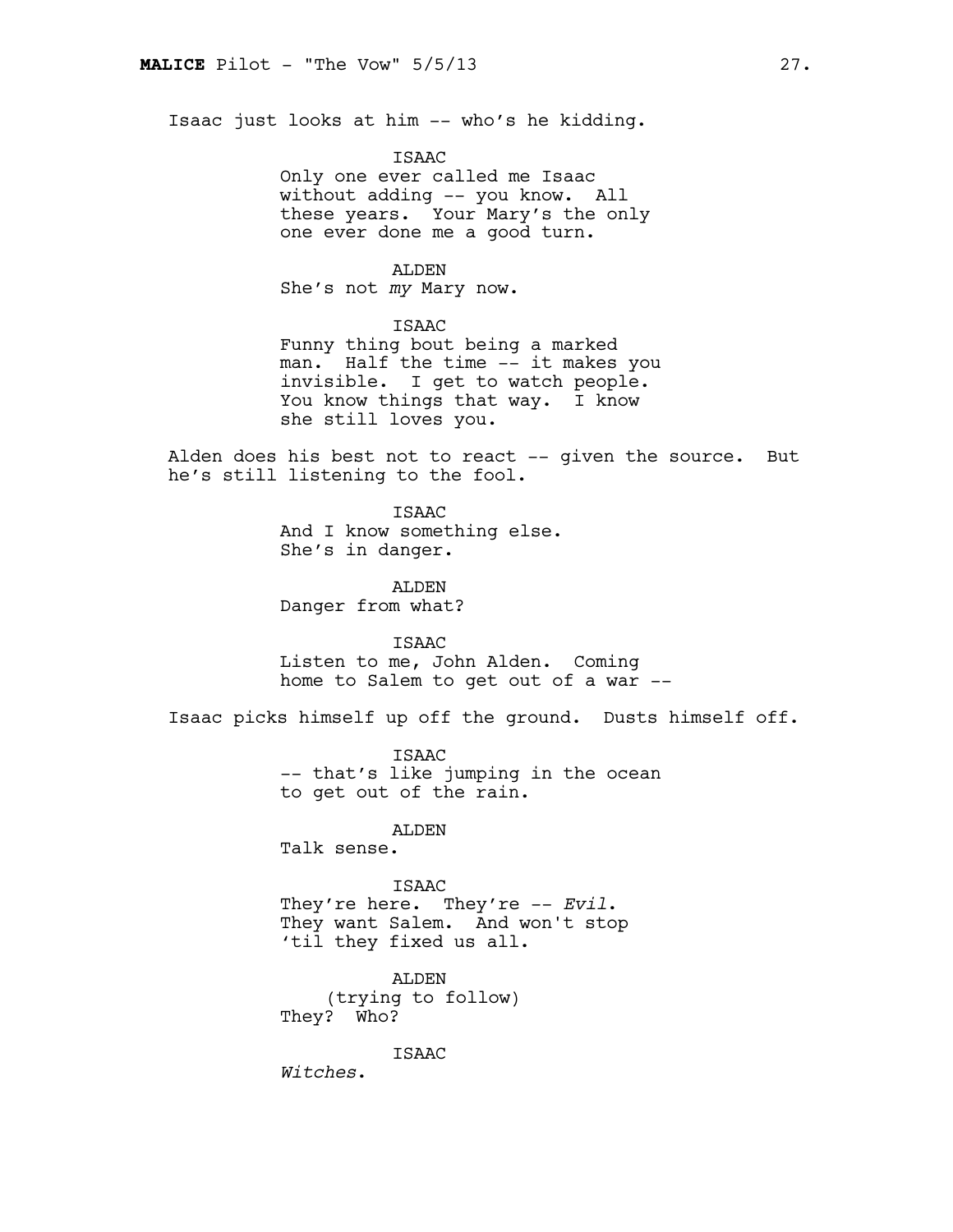Isaac just looks at him -- who's he kidding.

ISAAC
Only one ever called me Isaac without adding -- you know. All these years. Your Mary's the only one ever done me a good turn.

ALDEN
She's not *my* Mary now.

ISAAC
Funny thing bout being a marked man. Half the time -- it makes you invisible. I get to watch people. You know things that way. I know she still loves you.

Alden does his best not to react -- given the source. But he's still listening to the fool.

ISAAC
And I know something else. She's in danger.

ALDEN
Danger from what?

ISAAC
Listen to me, John Alden. Coming home to Salem to get out of a war --

Isaac picks himself up off the ground. Dusts himself off.

ISAAC
-- that's like jumping in the ocean to get out of the rain.

ALDEN
Talk sense.

ISAAC
They're here. They're -- *Evil*. They want Salem. And won't stop 'til they fixed us all.

ALDEN
(trying to follow)
They? Who?

ISAAC
*Witches*.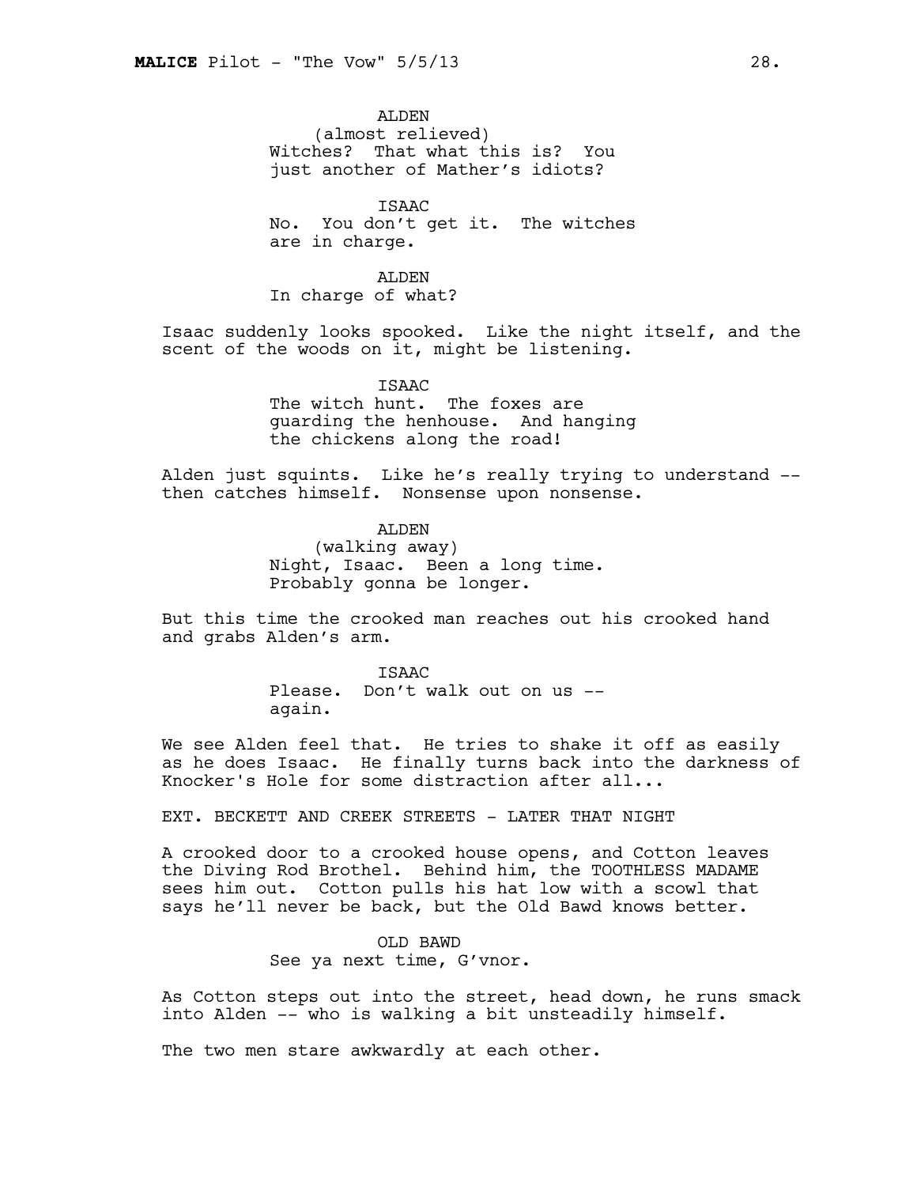ALDEN
(almost relieved)
Witches? That what this is? You just another of Mather's idiots?

ISAAC
No. You don't get it. The witches are in charge.

ALDEN
In charge of what?

Isaac suddenly looks spooked. Like the night itself, and the scent of the woods on it, might be listening.

ISAAC
The witch hunt. The foxes are guarding the henhouse. And hanging the chickens along the road!

Alden just squints. Like he's really trying to understand -- then catches himself. Nonsense upon nonsense.

ALDEN
(walking away)
Night, Isaac. Been a long time. Probably gonna be longer.

But this time the crooked man reaches out his crooked hand and grabs Alden's arm.

ISAAC
Please. Don't walk out on us -- again.

We see Alden feel that. He tries to shake it off as easily as he does Isaac. He finally turns back into the darkness of Knocker's Hole for some distraction after all...

EXT. BECKETT AND CREEK STREETS - LATER THAT NIGHT

A crooked door to a crooked house opens, and Cotton leaves the Diving Rod Brothel. Behind him, the TOOTHLESS MADAME sees him out. Cotton pulls his hat low with a scowl that says he'll never be back, but the Old Bawd knows better.

OLD BAWD
See ya next time, G'vnor.

As Cotton steps out into the street, head down, he runs smack into Alden -- who is walking a bit unsteadily himself.

The two men stare awkwardly at each other.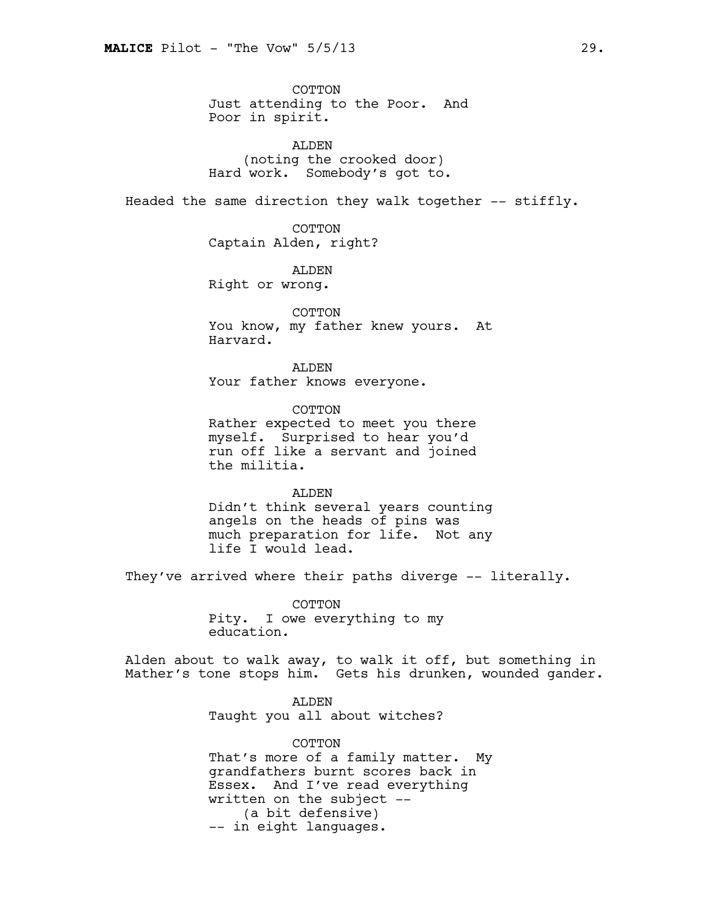COTTON
Just attending to the Poor. And Poor in spirit.

ALDEN
(noting the crooked door)
Hard work. Somebody's got to.

Headed the same direction they walk together -- stiffly.

COTTON
Captain Alden, right?

ALDEN
Right or wrong.

COTTON
You know, my father knew yours. At Harvard.

ALDEN
Your father knows everyone.

COTTON
Rather expected to meet you there myself. Surprised to hear you'd run off like a servant and joined the militia.

ALDEN
Didn't think several years counting angels on the heads of pins was much preparation for life. Not any life I would lead.

They've arrived where their paths diverge -- literally.

COTTON
Pity. I owe everything to my education.

Alden about to walk away, to walk it off, but something in Mather's tone stops him. Gets his drunken, wounded gander.

ALDEN
Taught you all about witches?

COTTON
That's more of a family matter. My grandfathers burnt scores back in Essex. And I've read everything written on the subject --
(a bit defensive)
-- in eight languages.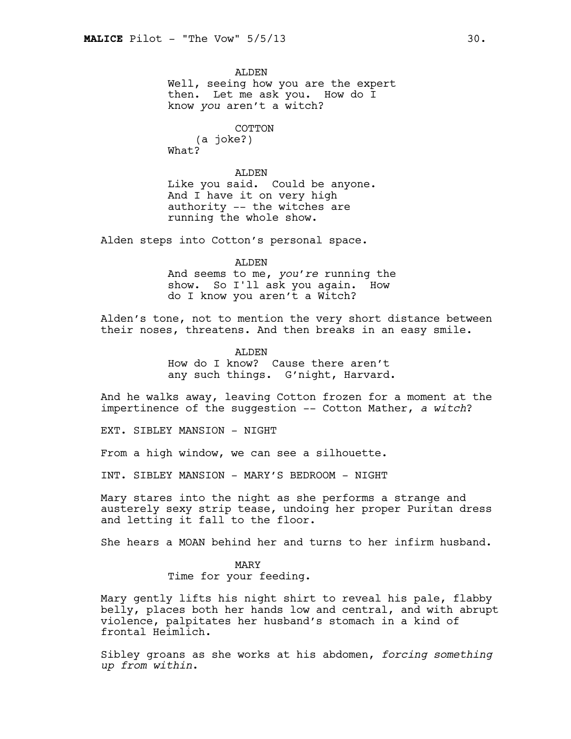ALDEN
Well, seeing how you are the expert then. Let me ask you. How do I know *you* aren't a witch?

COTTON
(a joke?)
What?

ALDEN
Like you said. Could be anyone. And I have it on very high authority -- the witches are running the whole show.

Alden steps into Cotton's personal space.

ALDEN
And seems to me, *you're* running the show. So I'll ask you again. How do I know you aren't a Witch?

Alden's tone, not to mention the very short distance between their noses, threatens. And then breaks in an easy smile.

ALDEN
How do I know? Cause there aren't any such things. G'night, Harvard.

And he walks away, leaving Cotton frozen for a moment at the impertinence of the suggestion -- Cotton Mather, *a witch*?

EXT. SIBLEY MANSION - NIGHT

From a high window, we can see a silhouette.

INT. SIBLEY MANSION - MARY'S BEDROOM - NIGHT

Mary stares into the night as she performs a strange and austerely sexy strip tease, undoing her proper Puritan dress and letting it fall to the floor.

She hears a MOAN behind her and turns to her infirm husband.

MARY
Time for your feeding.

Mary gently lifts his night shirt to reveal his pale, flabby belly, places both her hands low and central, and with abrupt violence, palpitates her husband's stomach in a kind of frontal Heimlich.

Sibley groans as she works at his abdomen, *forcing something up from within.*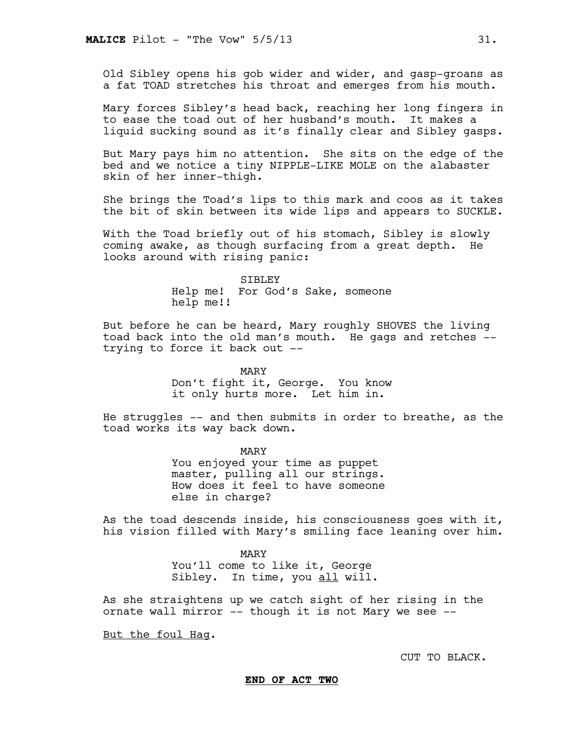Old Sibley opens his gob wider and wider, and gasp-groans as a fat TOAD stretches his throat and emerges from his mouth.

Mary forces Sibley's head back, reaching her long fingers in to ease the toad out of her husband's mouth. It makes a liquid sucking sound as it's finally clear and Sibley gasps.

But Mary pays him no attention. She sits on the edge of the bed and we notice a tiny NIPPLE-LIKE MOLE on the alabaster skin of her inner-thigh.

She brings the Toad's lips to this mark and coos as it takes the bit of skin between its wide lips and appears to SUCKLE.

With the Toad briefly out of his stomach, Sibley is slowly coming awake, as though surfacing from a great depth. He looks around with rising panic:

SIBLEY
Help me! For God's Sake, someone help me!!

But before he can be heard, Mary roughly SHOVES the living toad back into the old man's mouth. He gags and retches -- trying to force it back out --

MARY
Don't fight it, George. You know it only hurts more. Let him in.

He struggles -- and then submits in order to breathe, as the toad works its way back down.

MARY
You enjoyed your time as puppet master, pulling all our strings. How does it feel to have someone else in charge?

As the toad descends inside, his consciousness goes with it, his vision filled with Mary's smiling face leaning over him.

MARY
You'll come to like it, George Sibley. In time, you <u>all</u> will.

As she straightens up we catch sight of her rising in the ornate wall mirror -- though it is not Mary we see --

<u>But the foul Hag</u>.

CUT TO BLACK.

**END OF ACT TWO**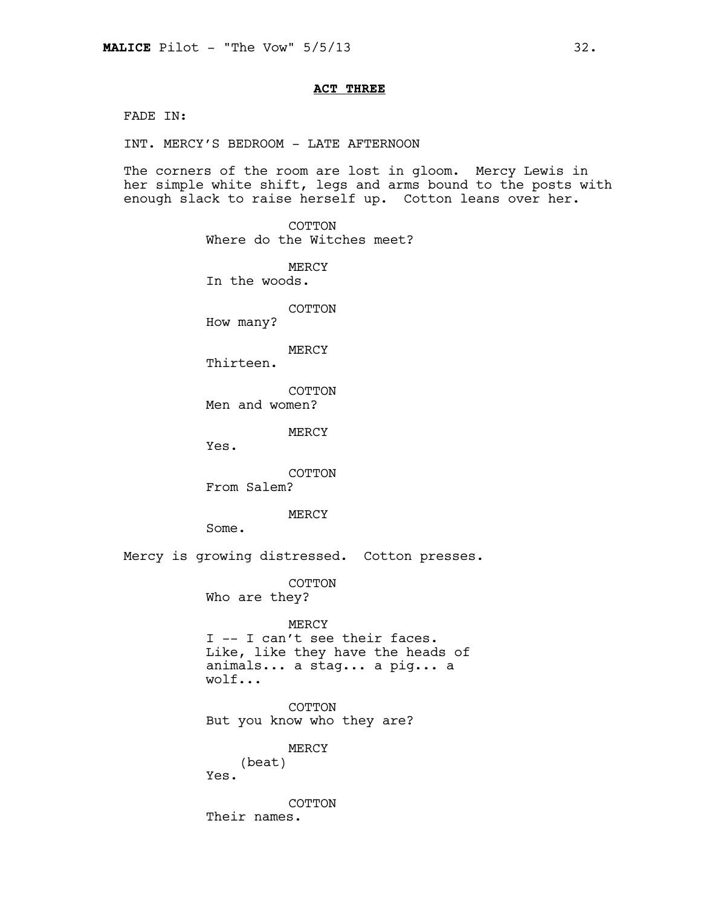**ACT THREE**

FADE IN:

INT. MERCY'S BEDROOM - LATE AFTERNOON

The corners of the room are lost in gloom. Mercy Lewis in her simple white shift, legs and arms bound to the posts with enough slack to raise herself up. Cotton leans over her.

COTTON
Where do the Witches meet?

MERCY
In the woods.

COTTON
How many?

MERCY
Thirteen.

COTTON
Men and women?

MERCY
Yes.

COTTON
From Salem?

MERCY
Some.

Mercy is growing distressed. Cotton presses.

COTTON
Who are they?

MERCY
I -- I can't see their faces. Like, like they have the heads of animals... a stag... a pig... a wolf...

COTTON
But you know who they are?

MERCY
(beat)
Yes.

COTTON
Their names.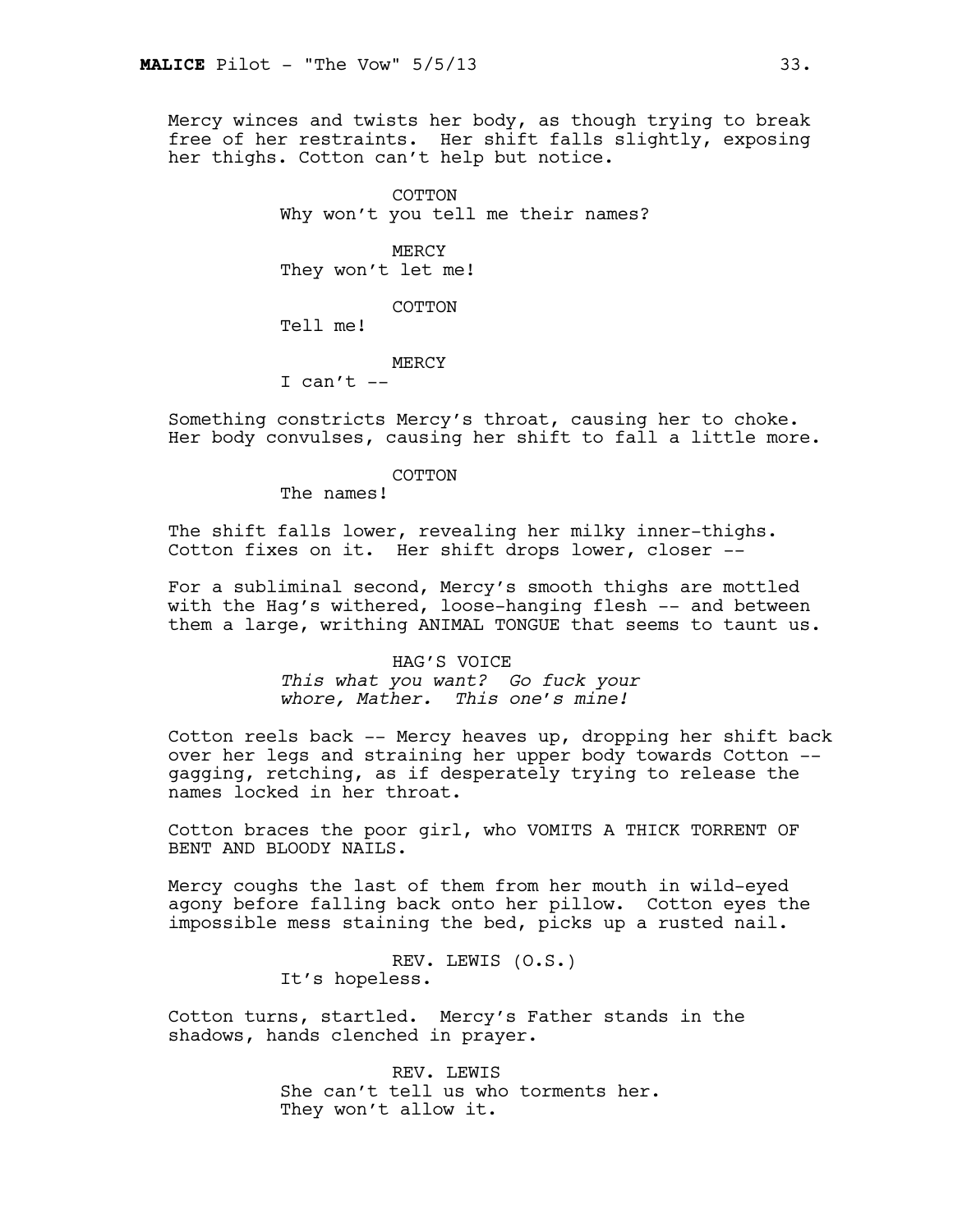Mercy winces and twists her body, as though trying to break free of her restraints. Her shift falls slightly, exposing her thighs. Cotton can't help but notice.

COTTON
Why won't you tell me their names?

MERCY
They won't let me!

COTTON
Tell me!

MERCY
I can't --

Something constricts Mercy's throat, causing her to choke. Her body convulses, causing her shift to fall a little more.

COTTON
The names!

The shift falls lower, revealing her milky inner-thighs. Cotton fixes on it. Her shift drops lower, closer --

For a subliminal second, Mercy's smooth thighs are mottled with the Hag's withered, loose-hanging flesh -- and between them a large, writhing ANIMAL TONGUE that seems to taunt us.

HAG'S VOICE
*This what you want? Go fuck your whore, Mather. This one's mine!*

Cotton reels back -- Mercy heaves up, dropping her shift back over her legs and straining her upper body towards Cotton -- gagging, retching, as if desperately trying to release the names locked in her throat.

Cotton braces the poor girl, who VOMITS A THICK TORRENT OF BENT AND BLOODY NAILS.

Mercy coughs the last of them from her mouth in wild-eyed agony before falling back onto her pillow. Cotton eyes the impossible mess staining the bed, picks up a rusted nail.

REV. LEWIS (O.S.)
It's hopeless.

Cotton turns, startled. Mercy's Father stands in the shadows, hands clenched in prayer.

REV. LEWIS
She can't tell us who torments her. They won't allow it.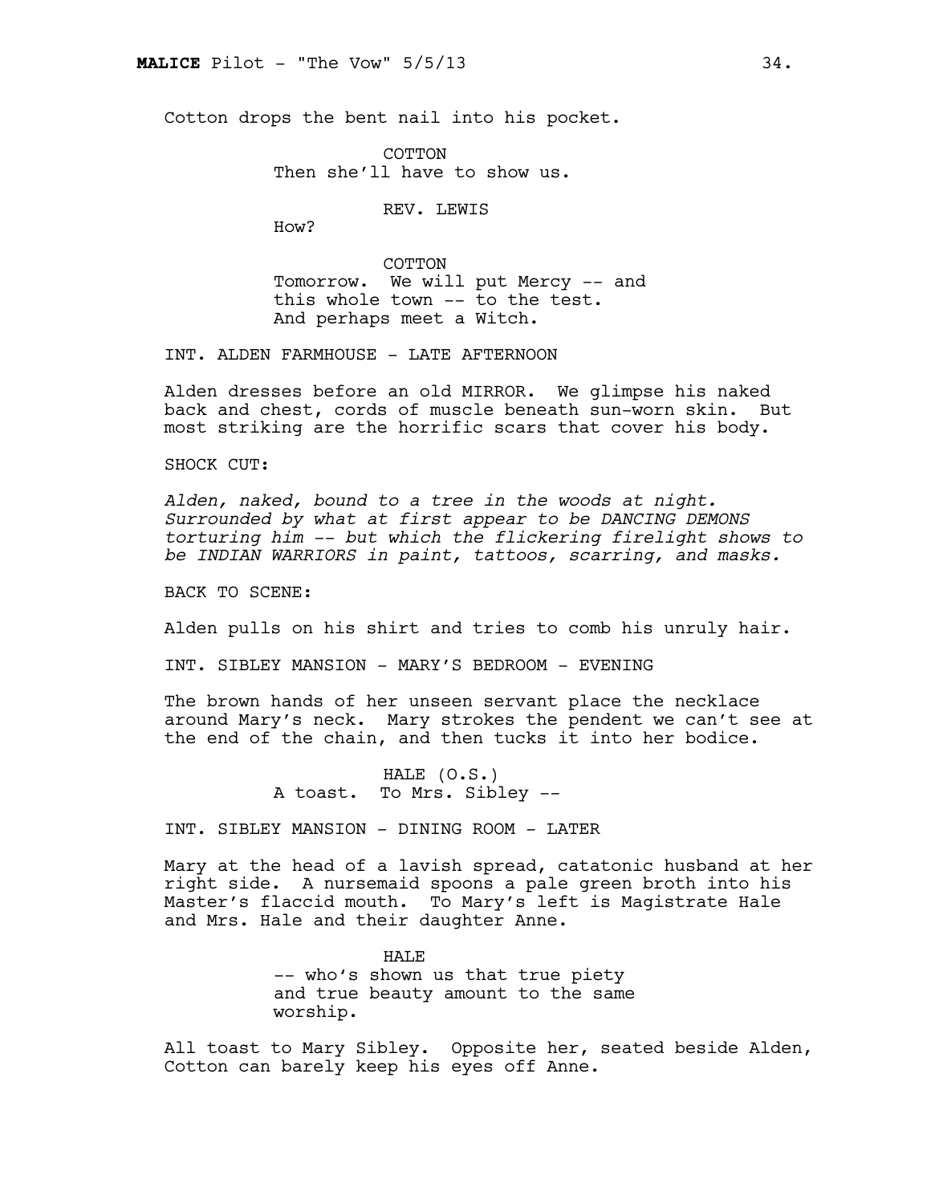Cotton drops the bent nail into his pocket.

COTTON
Then she'll have to show us.

REV. LEWIS
How?

COTTON
Tomorrow. We will put Mercy -- and this whole town -- to the test. And perhaps meet a Witch.

INT. ALDEN FARMHOUSE - LATE AFTERNOON

Alden dresses before an old MIRROR. We glimpse his naked back and chest, cords of muscle beneath sun-worn skin. But most striking are the horrific scars that cover his body.

SHOCK CUT:

*Alden, naked, bound to a tree in the woods at night. Surrounded by what at first appear to be DANCING DEMONS torturing him -- but which the flickering firelight shows to be INDIAN WARRIORS in paint, tattoos, scarring, and masks.*

BACK TO SCENE:

Alden pulls on his shirt and tries to comb his unruly hair.

INT. SIBLEY MANSION - MARY'S BEDROOM - EVENING

The brown hands of her unseen servant place the necklace around Mary's neck. Mary strokes the pendent we can't see at the end of the chain, and then tucks it into her bodice.

HALE (O.S.)
A toast. To Mrs. Sibley --

INT. SIBLEY MANSION - DINING ROOM - LATER

Mary at the head of a lavish spread, catatonic husband at her right side. A nursemaid spoons a pale green broth into his Master's flaccid mouth. To Mary's left is Magistrate Hale and Mrs. Hale and their daughter Anne.

HALE
-- who's shown us that true piety and true beauty amount to the same worship.

All toast to Mary Sibley. Opposite her, seated beside Alden, Cotton can barely keep his eyes off Anne.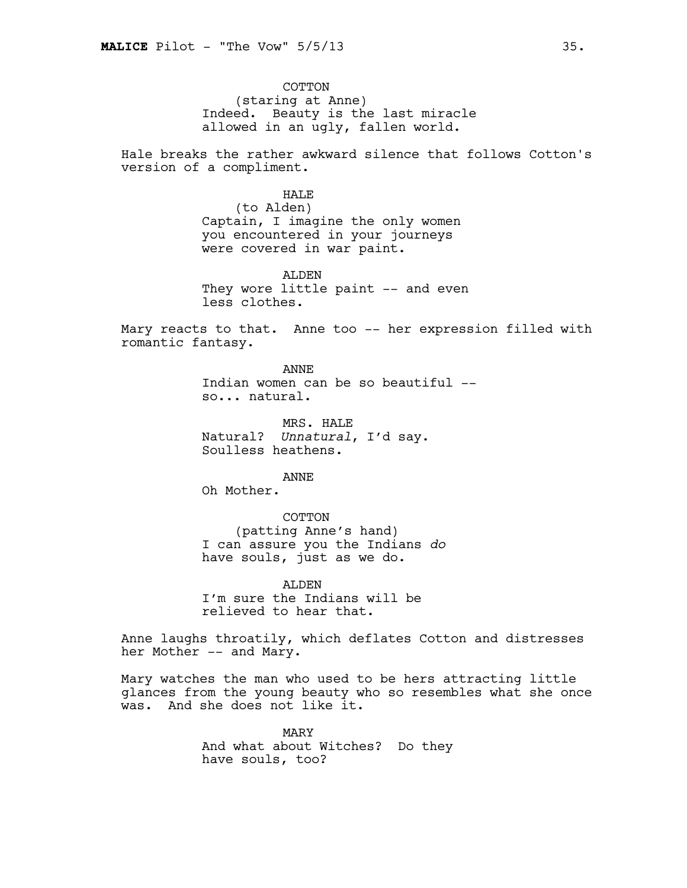COTTON
(staring at Anne)
Indeed. Beauty is the last miracle allowed in an ugly, fallen world.

Hale breaks the rather awkward silence that follows Cotton's version of a compliment.

HALE
(to Alden)
Captain, I imagine the only women you encountered in your journeys were covered in war paint.

ALDEN
They wore little paint -- and even less clothes.

Mary reacts to that. Anne too -- her expression filled with romantic fantasy.

ANNE
Indian women can be so beautiful -- so... natural.

MRS. HALE
Natural? *Unnatural*, I'd say. Soulless heathens.

ANNE
Oh Mother.

COTTON
(patting Anne's hand)
I can assure you the Indians *do* have souls, just as we do.

ALDEN
I'm sure the Indians will be relieved to hear that.

Anne laughs throatily, which deflates Cotton and distresses her Mother -- and Mary.

Mary watches the man who used to be hers attracting little glances from the young beauty who so resembles what she once was. And she does not like it.

MARY
And what about Witches? Do they have souls, too?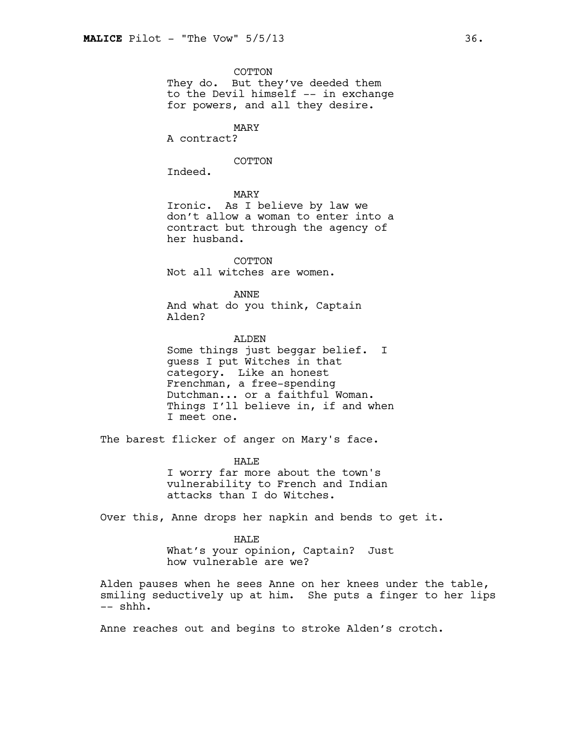COTTON
They do. But they've deeded them to the Devil himself -- in exchange for powers, and all they desire.

MARY
A contract?

COTTON
Indeed.

MARY
Ironic. As I believe by law we don't allow a woman to enter into a contract but through the agency of her husband.

COTTON
Not all witches are women.

ANNE
And what do you think, Captain Alden?

ALDEN
Some things just beggar belief. I guess I put Witches in that category. Like an honest Frenchman, a free-spending Dutchman... or a faithful Woman. Things I'll believe in, if and when I meet one.

The barest flicker of anger on Mary's face.

HALE
I worry far more about the town's vulnerability to French and Indian attacks than I do Witches.

Over this, Anne drops her napkin and bends to get it.

HALE
What's your opinion, Captain? Just how vulnerable are we?

Alden pauses when he sees Anne on her knees under the table, smiling seductively up at him. She puts a finger to her lips -- shhh.

Anne reaches out and begins to stroke Alden's crotch.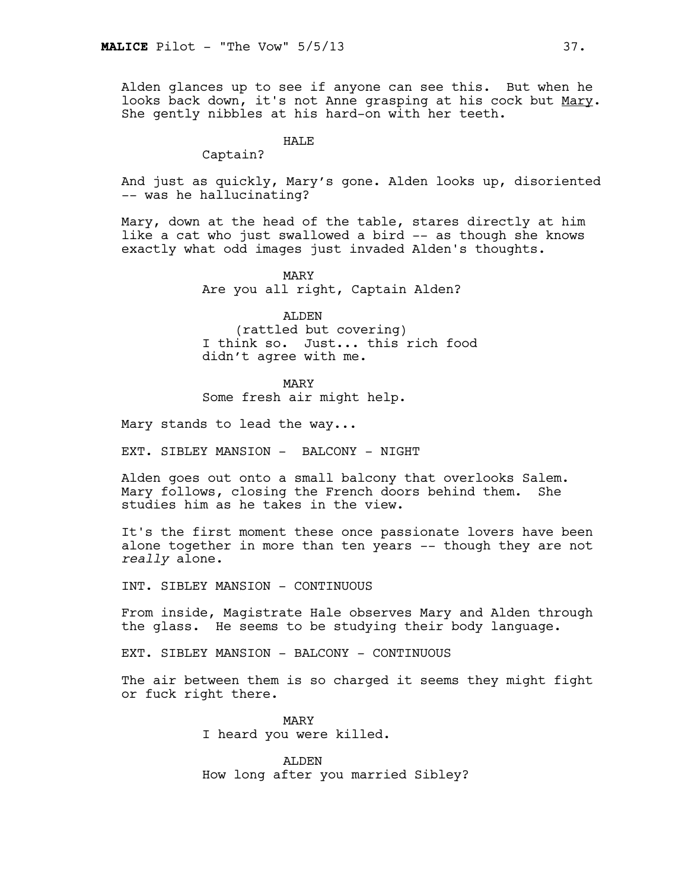Alden glances up to see if anyone can see this. But when he looks back down, it's not Anne grasping at his cock but Mary. She gently nibbles at his hard-on with her teeth.

HALE
Captain?

And just as quickly, Mary's gone. Alden looks up, disoriented -- was he hallucinating?

Mary, down at the head of the table, stares directly at him like a cat who just swallowed a bird -- as though she knows exactly what odd images just invaded Alden's thoughts.

MARY
Are you all right, Captain Alden?

ALDEN
(rattled but covering)
I think so. Just... this rich food didn't agree with me.

MARY
Some fresh air might help.

Mary stands to lead the way...

EXT. SIBLEY MANSION - BALCONY - NIGHT

Alden goes out onto a small balcony that overlooks Salem. Mary follows, closing the French doors behind them. She studies him as he takes in the view.

It's the first moment these once passionate lovers have been alone together in more than ten years -- though they are not *really* alone.

INT. SIBLEY MANSION - CONTINUOUS

From inside, Magistrate Hale observes Mary and Alden through the glass. He seems to be studying their body language.

EXT. SIBLEY MANSION - BALCONY - CONTINUOUS

The air between them is so charged it seems they might fight or fuck right there.

MARY
I heard you were killed.

ALDEN
How long after you married Sibley?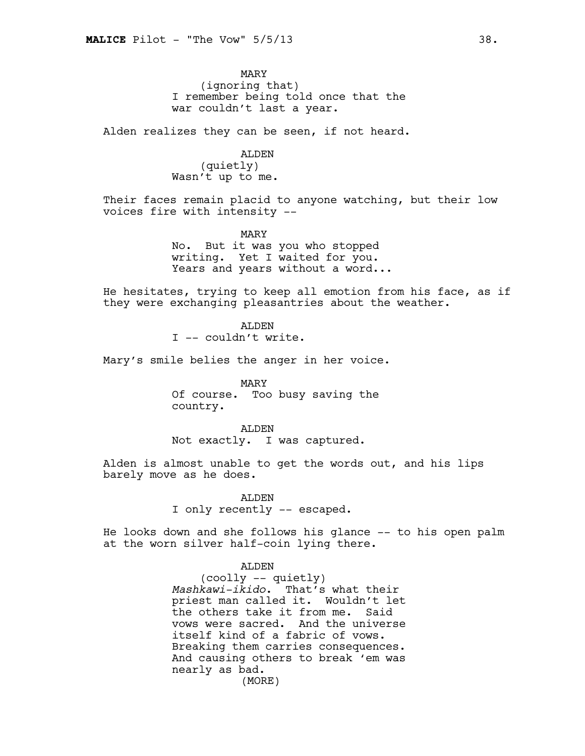MARY
(ignoring that)
I remember being told once that the war couldn't last a year.

Alden realizes they can be seen, if not heard.

ALDEN
(quietly)
Wasn't up to me.

Their faces remain placid to anyone watching, but their low voices fire with intensity --

MARY
No. But it was you who stopped writing. Yet I waited for you. Years and years without a word...

He hesitates, trying to keep all emotion from his face, as if they were exchanging pleasantries about the weather.

ALDEN
I -- couldn't write.

Mary's smile belies the anger in her voice.

MARY
Of course. Too busy saving the country.

ALDEN
Not exactly. I was captured.

Alden is almost unable to get the words out, and his lips barely move as he does.

ALDEN
I only recently -- escaped.

He looks down and she follows his glance -- to his open palm at the worn silver half-coin lying there.

ALDEN
(coolly -- quietly)
*Mashkawi-ikido*. That's what their priest man called it. Wouldn't let the others take it from me. Said vows were sacred. And the universe itself kind of a fabric of vows. Breaking them carries consequences. And causing others to break 'em was nearly as bad.
(MORE)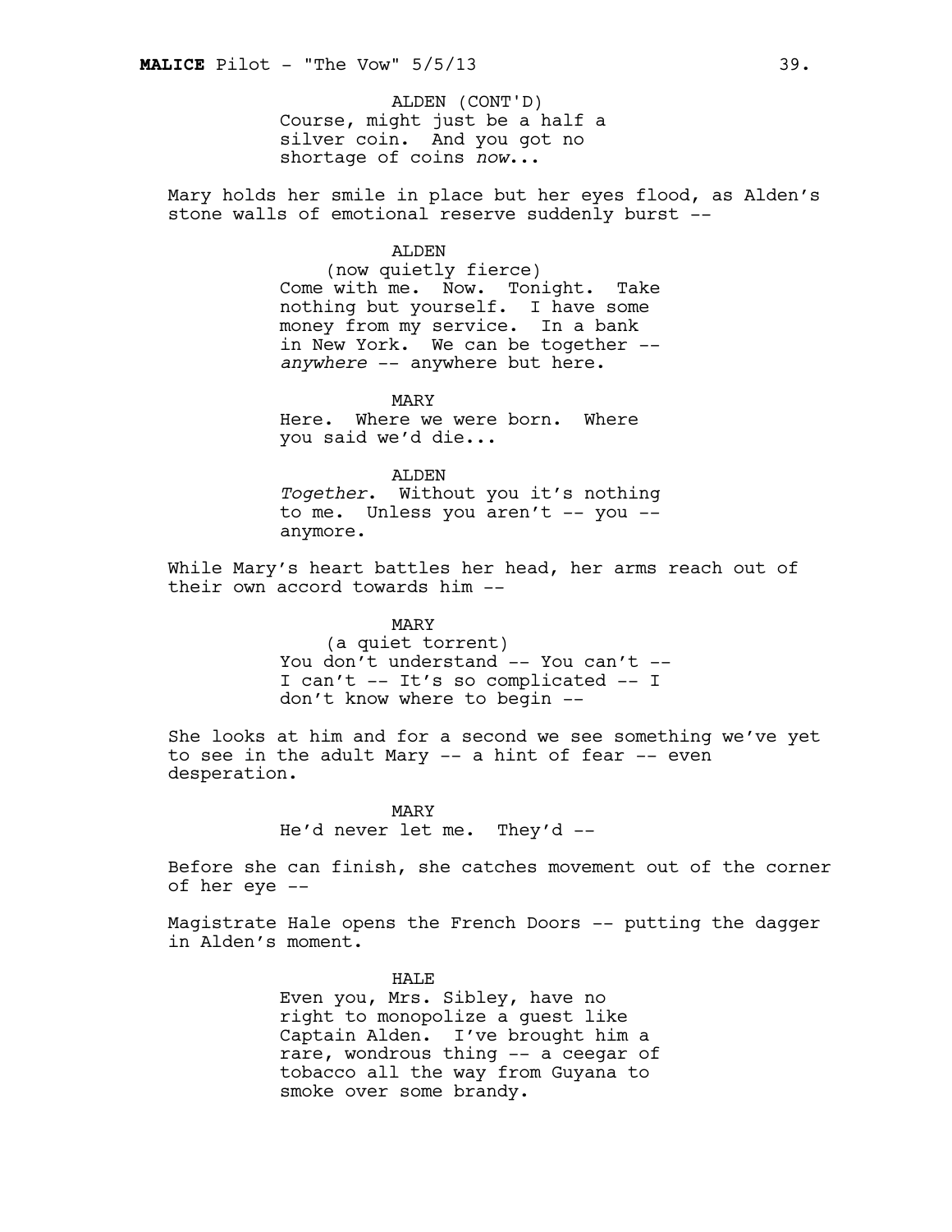ALDEN (CONT'D)
Course, might just be a half a silver coin. And you got no shortage of coins *now*...

Mary holds her smile in place but her eyes flood, as Alden's stone walls of emotional reserve suddenly burst --

ALDEN
(now quietly fierce)
Come with me. Now. Tonight. Take nothing but yourself. I have some money from my service. In a bank in New York. We can be together -- *anywhere* -- anywhere but here.

MARY
Here. Where we were born. Where you said we'd die...

ALDEN
*Together*. Without you it's nothing to me. Unless you aren't -- you -- anymore.

While Mary's heart battles her head, her arms reach out of their own accord towards him --

MARY
(a quiet torrent)
You don't understand -- You can't -- I can't -- It's so complicated -- I don't know where to begin --

She looks at him and for a second we see something we've yet to see in the adult Mary -- a hint of fear -- even desperation.

MARY
He'd never let me. They'd --

Before she can finish, she catches movement out of the corner of her eye --

Magistrate Hale opens the French Doors -- putting the dagger in Alden's moment.

HALE
Even you, Mrs. Sibley, have no right to monopolize a guest like Captain Alden. I've brought him a rare, wondrous thing -- a ceegar of tobacco all the way from Guyana to smoke over some brandy.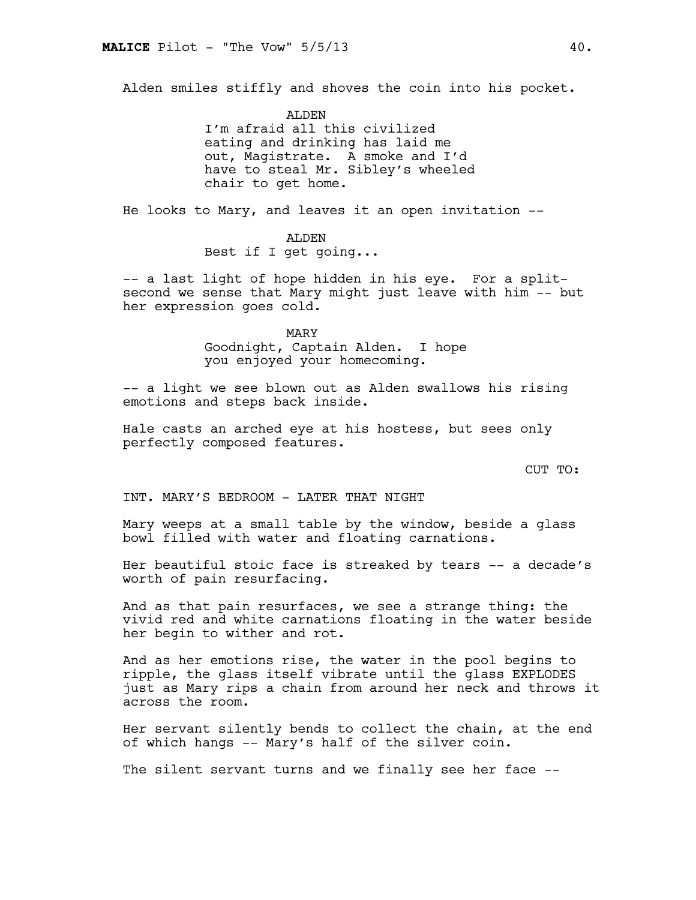Alden smiles stiffly and shoves the coin into his pocket.

ALDEN
I'm afraid all this civilized eating and drinking has laid me out, Magistrate. A smoke and I'd have to steal Mr. Sibley's wheeled chair to get home.

He looks to Mary, and leaves it an open invitation --

ALDEN
Best if I get going...

-- a last light of hope hidden in his eye. For a split-second we sense that Mary might just leave with him -- but her expression goes cold.

MARY
Goodnight, Captain Alden. I hope you enjoyed your homecoming.

-- a light we see blown out as Alden swallows his rising emotions and steps back inside.

Hale casts an arched eye at his hostess, but sees only perfectly composed features.

CUT TO:

INT. MARY'S BEDROOM - LATER THAT NIGHT

Mary weeps at a small table by the window, beside a glass bowl filled with water and floating carnations.

Her beautiful stoic face is streaked by tears -- a decade's worth of pain resurfacing.

And as that pain resurfaces, we see a strange thing: the vivid red and white carnations floating in the water beside her begin to wither and rot.

And as her emotions rise, the water in the pool begins to ripple, the glass itself vibrate until the glass EXPLODES just as Mary rips a chain from around her neck and throws it across the room.

Her servant silently bends to collect the chain, at the end of which hangs -- Mary's half of the silver coin.

The silent servant turns and we finally see her face --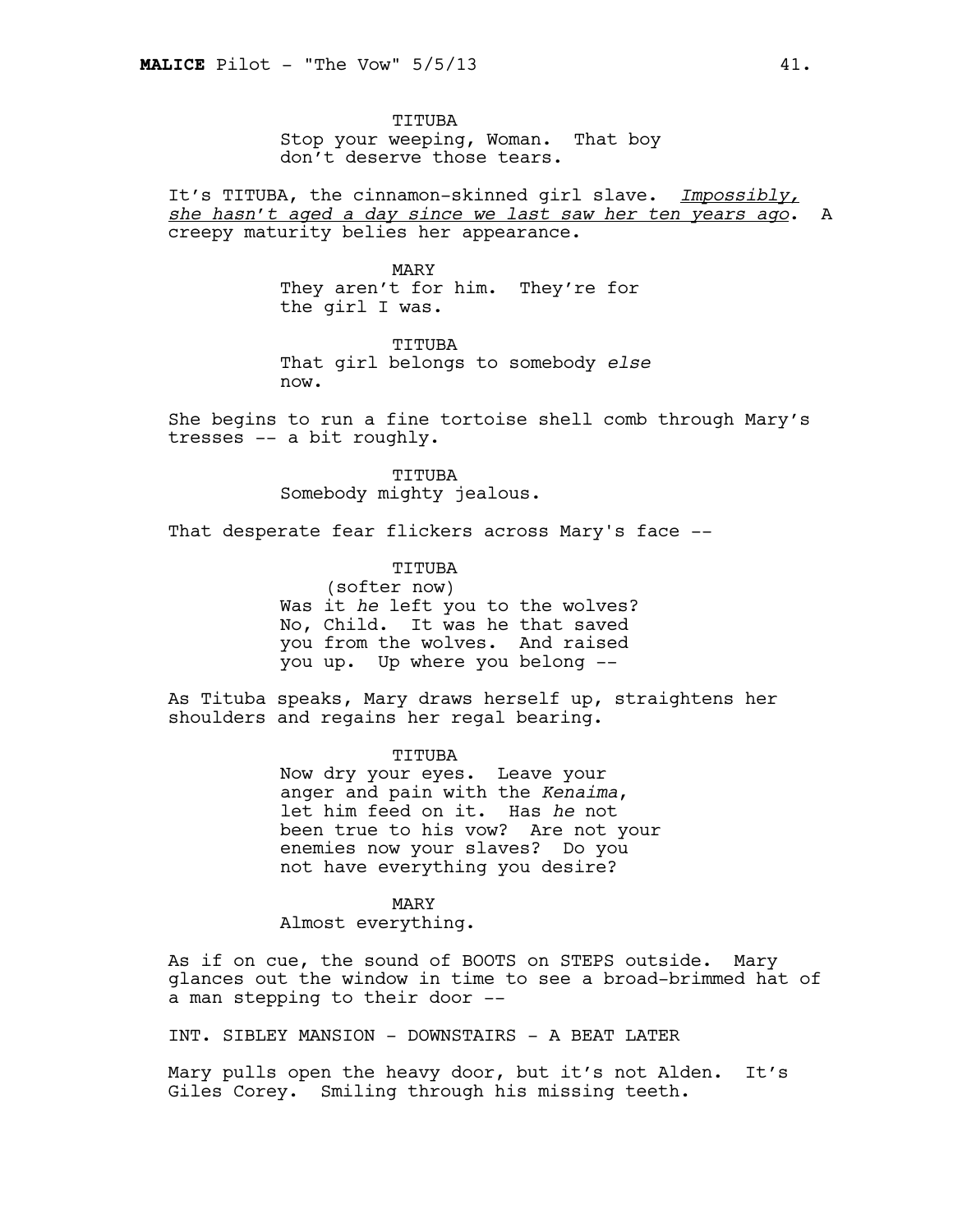TITUBA
Stop your weeping, Woman. That boy don't deserve those tears.

It's TITUBA, the cinnamon-skinned girl slave. *Impossibly, she hasn't aged a day since we last saw her ten years ago*. A creepy maturity belies her appearance.

MARY
They aren't for him. They're for the girl I was.

TITUBA
That girl belongs to somebody *else* now.

She begins to run a fine tortoise shell comb through Mary's tresses -- a bit roughly.

TITUBA
Somebody mighty jealous.

That desperate fear flickers across Mary's face --

TITUBA
(softer now)
Was it *he* left you to the wolves? No, Child. It was he that saved you from the wolves. And raised you up. Up where you belong --

As Tituba speaks, Mary draws herself up, straightens her shoulders and regains her regal bearing.

TITUBA
Now dry your eyes. Leave your anger and pain with the *Kenaima*, let him feed on it. Has *he* not been true to his vow? Are not your enemies now your slaves? Do you not have everything you desire?

MARY
Almost everything.

As if on cue, the sound of BOOTS on STEPS outside. Mary glances out the window in time to see a broad-brimmed hat of a man stepping to their door --

INT. SIBLEY MANSION - DOWNSTAIRS - A BEAT LATER

Mary pulls open the heavy door, but it's not Alden. It's Giles Corey. Smiling through his missing teeth.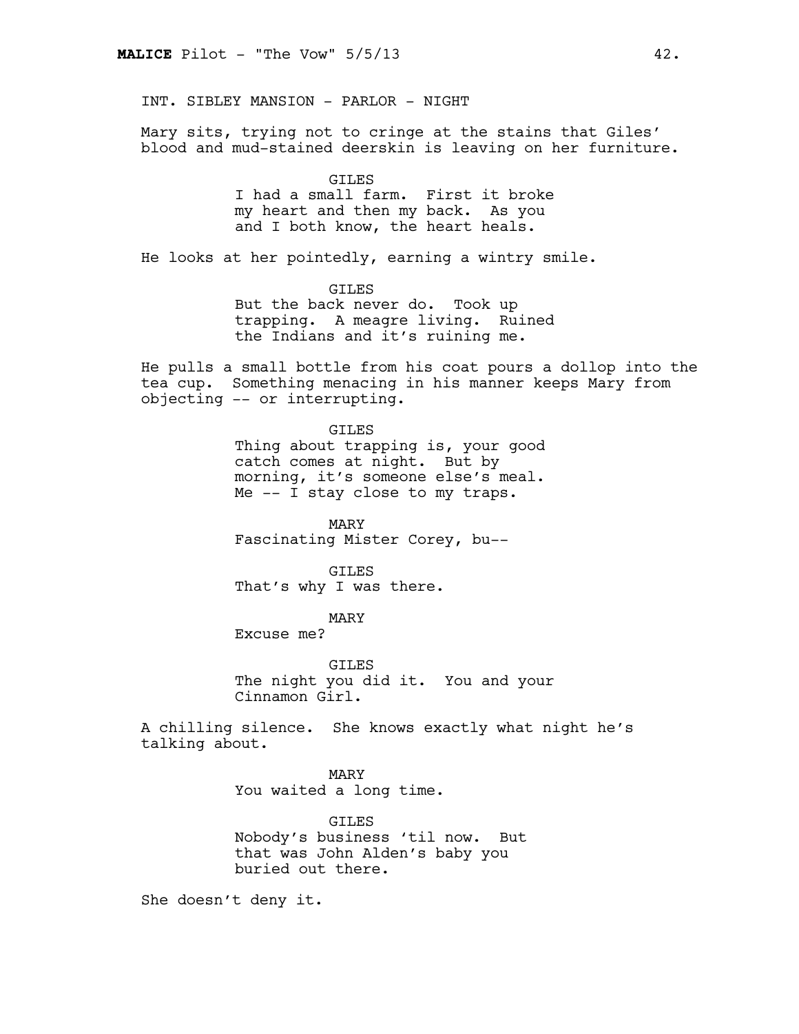INT. SIBLEY MANSION - PARLOR - NIGHT

Mary sits, trying not to cringe at the stains that Giles' blood and mud-stained deerskin is leaving on her furniture.

GILES
I had a small farm. First it broke my heart and then my back. As you and I both know, the heart heals.

He looks at her pointedly, earning a wintry smile.

GILES
But the back never do. Took up trapping. A meagre living. Ruined the Indians and it's ruining me.

He pulls a small bottle from his coat pours a dollop into the tea cup. Something menacing in his manner keeps Mary from objecting -- or interrupting.

GILES
Thing about trapping is, your good catch comes at night. But by morning, it's someone else's meal. Me -- I stay close to my traps.

MARY
Fascinating Mister Corey, bu--

GILES
That's why I was there.

MARY
Excuse me?

GILES
The night you did it. You and your Cinnamon Girl.

A chilling silence. She knows exactly what night he's talking about.

MARY
You waited a long time.

GILES
Nobody's business 'til now. But that was John Alden's baby you buried out there.

She doesn't deny it.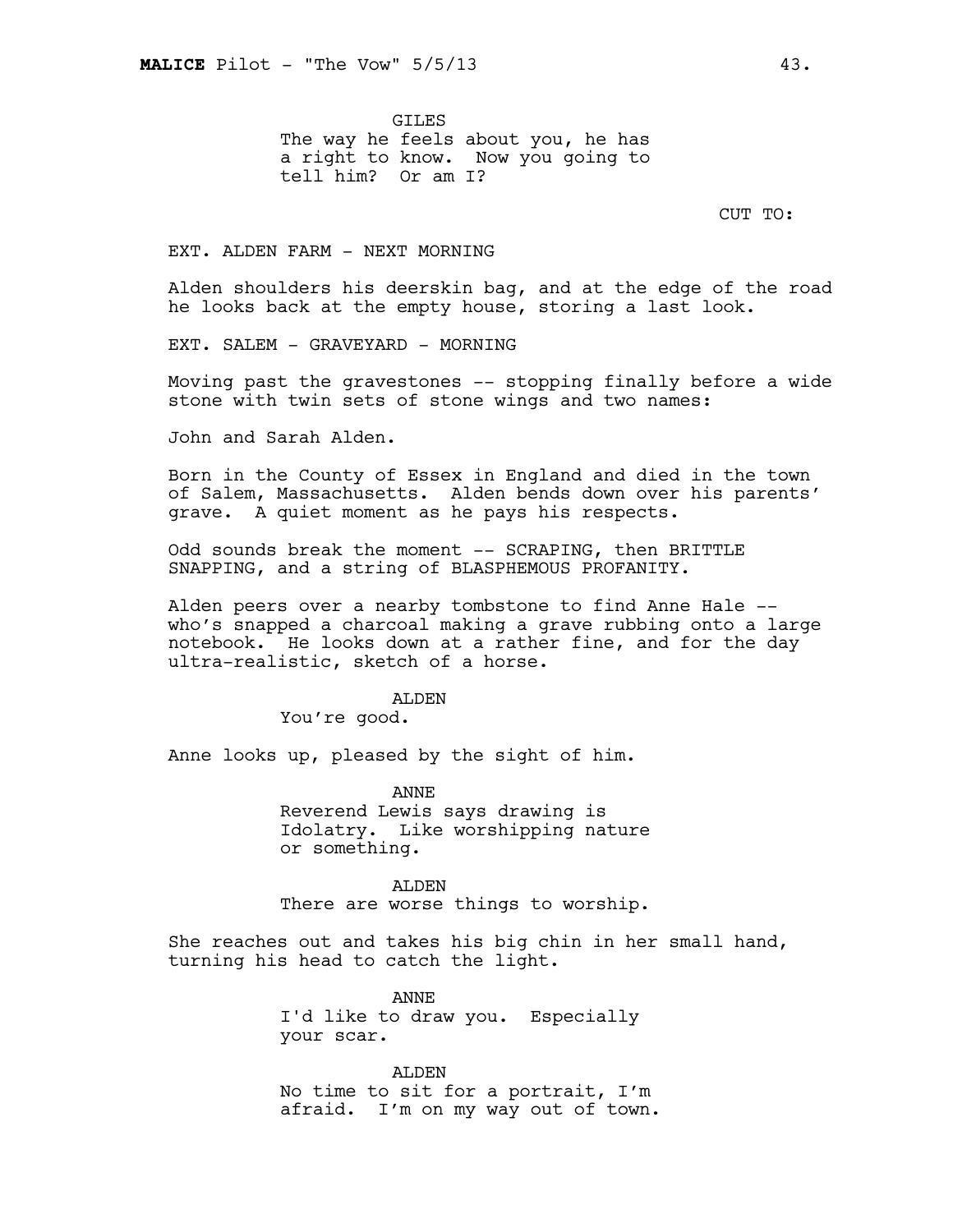GILES
The way he feels about you, he has a right to know. Now you going to tell him? Or am I?

CUT TO:

EXT. ALDEN FARM - NEXT MORNING

Alden shoulders his deerskin bag, and at the edge of the road he looks back at the empty house, storing a last look.

EXT. SALEM - GRAVEYARD - MORNING

Moving past the gravestones -- stopping finally before a wide stone with twin sets of stone wings and two names:

John and Sarah Alden.

Born in the County of Essex in England and died in the town of Salem, Massachusetts. Alden bends down over his parents' grave. A quiet moment as he pays his respects.

Odd sounds break the moment -- SCRAPING, then BRITTLE SNAPPING, and a string of BLASPHEMOUS PROFANITY.

Alden peers over a nearby tombstone to find Anne Hale -- who's snapped a charcoal making a grave rubbing onto a large notebook. He looks down at a rather fine, and for the day ultra-realistic, sketch of a horse.

ALDEN
You're good.

Anne looks up, pleased by the sight of him.

ANNE
Reverend Lewis says drawing is Idolatry. Like worshipping nature or something.

ALDEN
There are worse things to worship.

She reaches out and takes his big chin in her small hand, turning his head to catch the light.

ANNE
I'd like to draw you. Especially your scar.

ALDEN
No time to sit for a portrait, I'm afraid. I'm on my way out of town.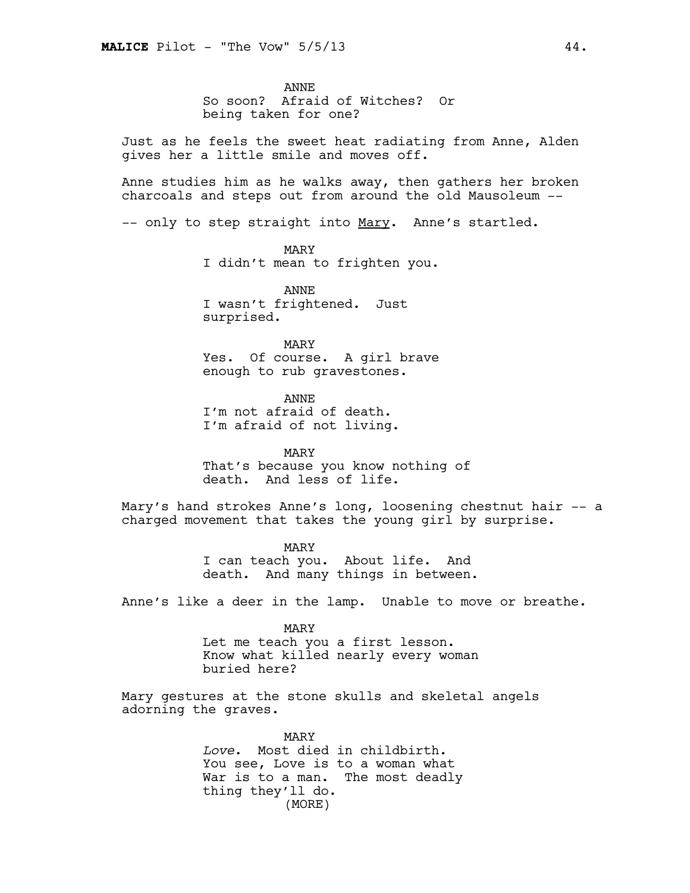ANNE
So soon? Afraid of Witches? Or being taken for one?

Just as he feels the sweet heat radiating from Anne, Alden gives her a little smile and moves off.

Anne studies him as he walks away, then gathers her broken charcoals and steps out from around the old Mausoleum --

-- only to step straight into Mary. Anne's startled.

MARY
I didn't mean to frighten you.

ANNE
I wasn't frightened. Just surprised.

MARY
Yes. Of course. A girl brave enough to rub gravestones.

ANNE
I'm not afraid of death. I'm afraid of not living.

MARY
That's because you know nothing of death. And less of life.

Mary's hand strokes Anne's long, loosening chestnut hair -- a charged movement that takes the young girl by surprise.

MARY
I can teach you. About life. And death. And many things in between.

Anne's like a deer in the lamp. Unable to move or breathe.

MARY
Let me teach you a first lesson. Know what killed nearly every woman buried here?

Mary gestures at the stone skulls and skeletal angels adorning the graves.

MARY
*Love*. Most died in childbirth. You see, Love is to a woman what War is to a man. The most deadly thing they'll do.
(MORE)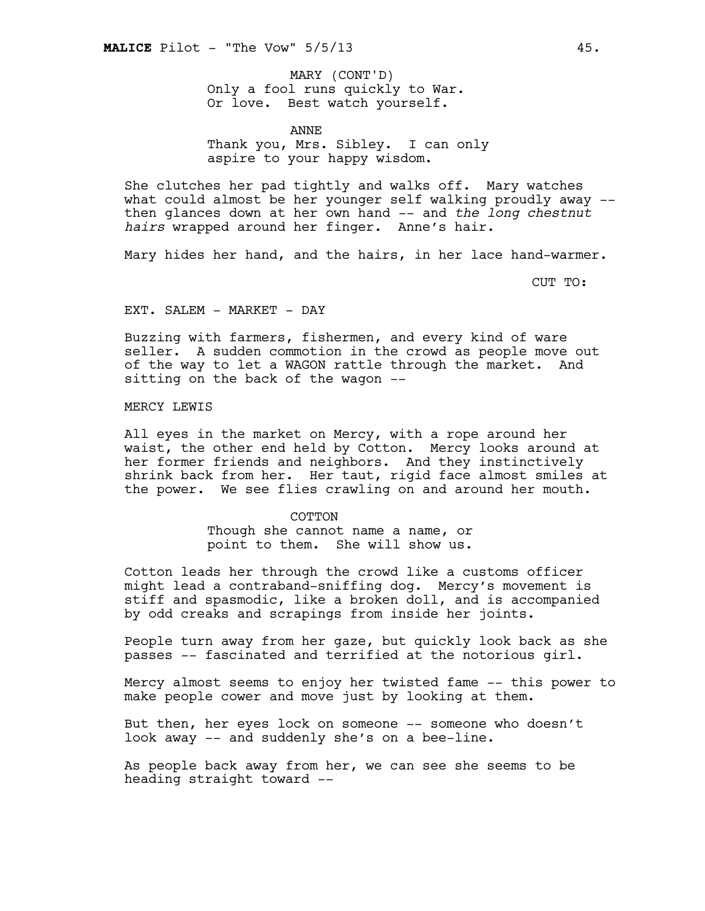MARY (CONT'D)
Only a fool runs quickly to War.
Or love. Best watch yourself.

ANNE
Thank you, Mrs. Sibley. I can only
aspire to your happy wisdom.

She clutches her pad tightly and walks off. Mary watches what could almost be her younger self walking proudly away -- then glances down at her own hand -- and *the long chestnut hairs* wrapped around her finger. Anne's hair.

Mary hides her hand, and the hairs, in her lace hand-warmer.

CUT TO:

EXT. SALEM - MARKET - DAY

Buzzing with farmers, fishermen, and every kind of ware seller. A sudden commotion in the crowd as people move out of the way to let a WAGON rattle through the market. And sitting on the back of the wagon --

MERCY LEWIS

All eyes in the market on Mercy, with a rope around her waist, the other end held by Cotton. Mercy looks around at her former friends and neighbors. And they instinctively shrink back from her. Her taut, rigid face almost smiles at the power. We see flies crawling on and around her mouth.

COTTON
Though she cannot name a name, or
point to them. She will show us.

Cotton leads her through the crowd like a customs officer might lead a contraband-sniffing dog. Mercy's movement is stiff and spasmodic, like a broken doll, and is accompanied by odd creaks and scrapings from inside her joints.

People turn away from her gaze, but quickly look back as she passes -- fascinated and terrified at the notorious girl.

Mercy almost seems to enjoy her twisted fame -- this power to make people cower and move just by looking at them.

But then, her eyes lock on someone -- someone who doesn't look away -- and suddenly she's on a bee-line.

As people back away from her, we can see she seems to be heading straight toward --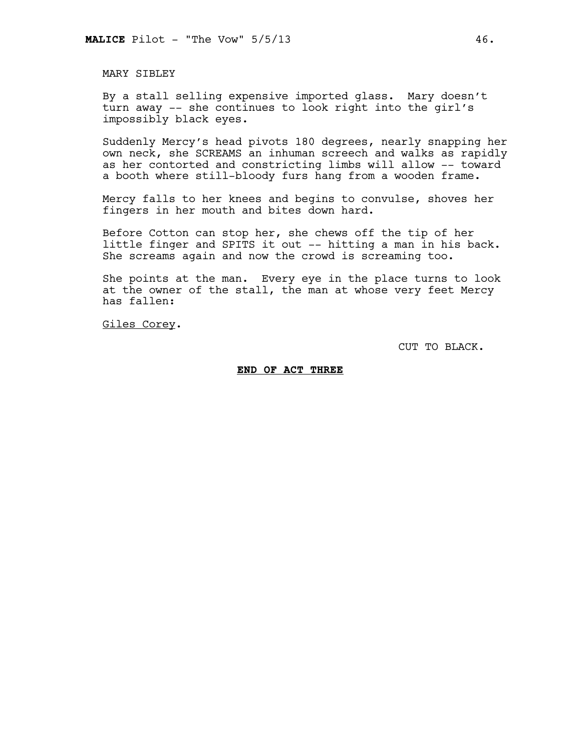MARY SIBLEY

By a stall selling expensive imported glass. Mary doesn't turn away -- she continues to look right into the girl's impossibly black eyes.

Suddenly Mercy's head pivots 180 degrees, nearly snapping her own neck, she SCREAMS an inhuman screech and walks as rapidly as her contorted and constricting limbs will allow -- toward a booth where still-bloody furs hang from a wooden frame.

Mercy falls to her knees and begins to convulse, shoves her fingers in her mouth and bites down hard.

Before Cotton can stop her, she chews off the tip of her little finger and SPITS it out -- hitting a man in his back. She screams again and now the crowd is screaming too.

She points at the man. Every eye in the place turns to look at the owner of the stall, the man at whose very feet Mercy has fallen:

<u>Giles Corey</u>.

CUT TO BLACK.

**<u>END OF ACT THREE</u>**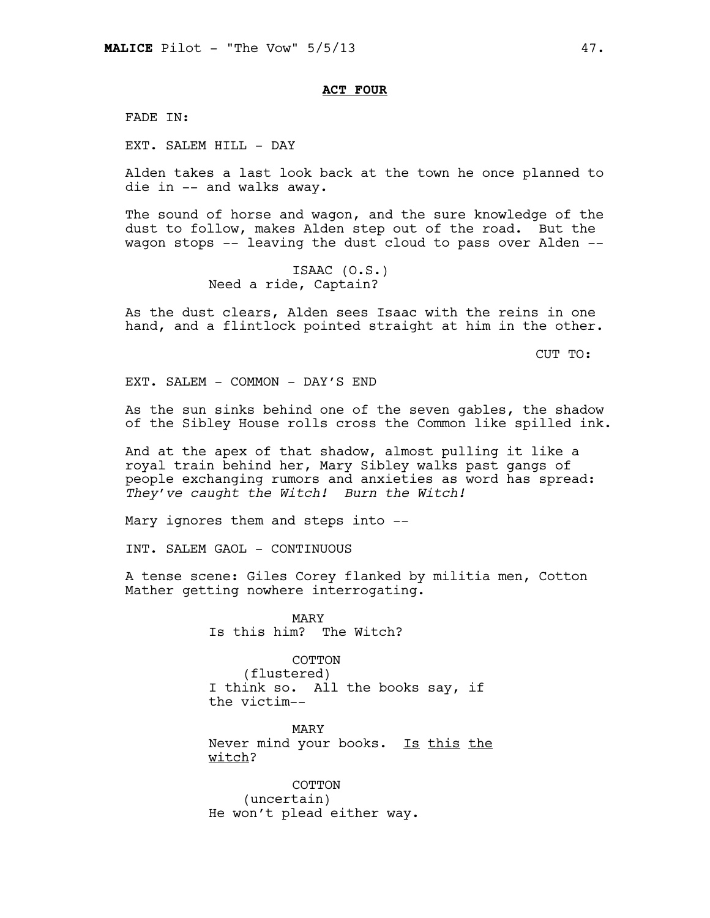**ACT FOUR**

FADE IN:

EXT. SALEM HILL - DAY

Alden takes a last look back at the town he once planned to die in -- and walks away.

The sound of horse and wagon, and the sure knowledge of the dust to follow, makes Alden step out of the road. But the wagon stops -- leaving the dust cloud to pass over Alden --

ISAAC (O.S.)
Need a ride, Captain?

As the dust clears, Alden sees Isaac with the reins in one hand, and a flintlock pointed straight at him in the other.

CUT TO:

EXT. SALEM - COMMON - DAY'S END

As the sun sinks behind one of the seven gables, the shadow of the Sibley House rolls cross the Common like spilled ink.

And at the apex of that shadow, almost pulling it like a royal train behind her, Mary Sibley walks past gangs of people exchanging rumors and anxieties as word has spread: *They've caught the Witch! Burn the Witch!*

Mary ignores them and steps into --

INT. SALEM GAOL - CONTINUOUS

A tense scene: Giles Corey flanked by militia men, Cotton Mather getting nowhere interrogating.

MARY
Is this him? The Witch?

COTTON
(flustered)
I think so. All the books say, if the victim--

MARY
Never mind your books. <u>Is this the witch</u>?

COTTON
(uncertain)
He won't plead either way.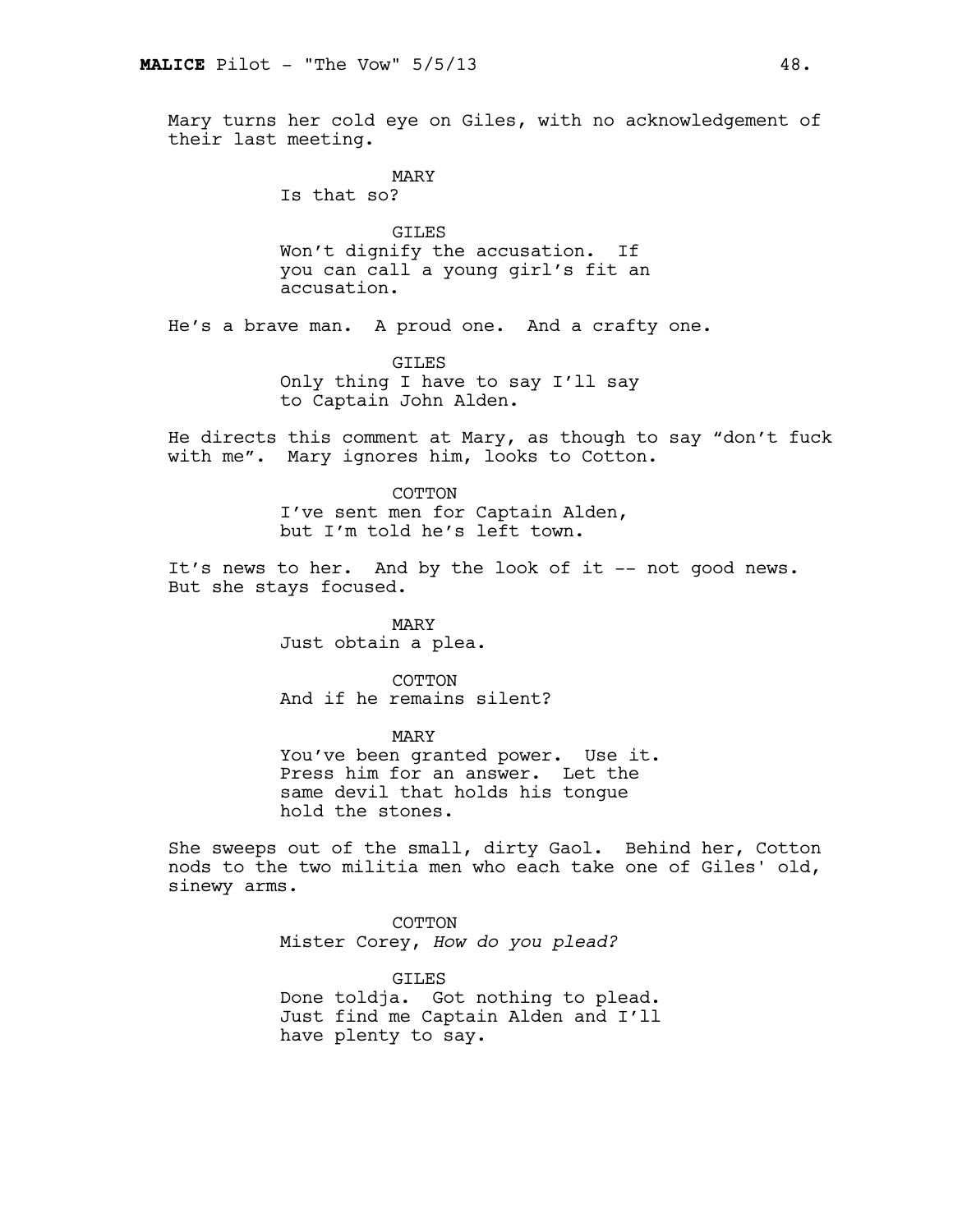Mary turns her cold eye on Giles, with no acknowledgement of their last meeting.

MARY
Is that so?

GILES
Won't dignify the accusation. If you can call a young girl's fit an accusation.

He's a brave man. A proud one. And a crafty one.

GILES
Only thing I have to say I'll say to Captain John Alden.

He directs this comment at Mary, as though to say "don't fuck with me". Mary ignores him, looks to Cotton.

COTTON
I've sent men for Captain Alden, but I'm told he's left town.

It's news to her. And by the look of it -- not good news. But she stays focused.

MARY
Just obtain a plea.

COTTON
And if he remains silent?

MARY
You've been granted power. Use it. Press him for an answer. Let the same devil that holds his tongue hold the stones.

She sweeps out of the small, dirty Gaol. Behind her, Cotton nods to the two militia men who each take one of Giles' old, sinewy arms.

COTTON
Mister Corey, *How do you plead?*

GILES
Done toldja. Got nothing to plead. Just find me Captain Alden and I'll have plenty to say.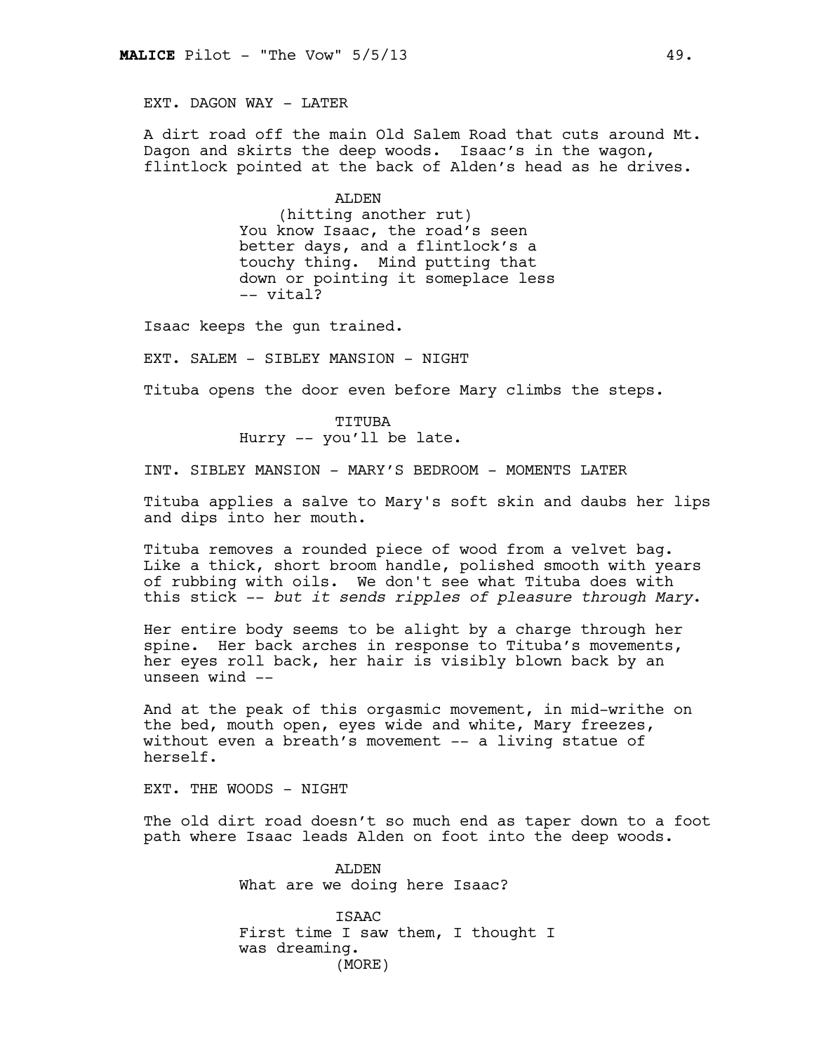EXT. DAGON WAY - LATER

A dirt road off the main Old Salem Road that cuts around Mt. Dagon and skirts the deep woods. Isaac's in the wagon, flintlock pointed at the back of Alden's head as he drives.

ALDEN
(hitting another rut)
You know Isaac, the road's seen better days, and a flintlock's a touchy thing. Mind putting that down or pointing it someplace less -- vital?

Isaac keeps the gun trained.

EXT. SALEM - SIBLEY MANSION - NIGHT

Tituba opens the door even before Mary climbs the steps.

TITUBA
Hurry -- you'll be late.

INT. SIBLEY MANSION - MARY'S BEDROOM - MOMENTS LATER

Tituba applies a salve to Mary's soft skin and daubs her lips and dips into her mouth.

Tituba removes a rounded piece of wood from a velvet bag. Like a thick, short broom handle, polished smooth with years of rubbing with oils. We don't see what Tituba does with this stick -- *but it sends ripples of pleasure through Mary.*

Her entire body seems to be alight by a charge through her spine. Her back arches in response to Tituba's movements, her eyes roll back, her hair is visibly blown back by an unseen wind --

And at the peak of this orgasmic movement, in mid-writhe on the bed, mouth open, eyes wide and white, Mary freezes, without even a breath's movement -- a living statue of herself.

EXT. THE WOODS - NIGHT

The old dirt road doesn't so much end as taper down to a foot path where Isaac leads Alden on foot into the deep woods.

ALDEN
What are we doing here Isaac?

ISAAC
First time I saw them, I thought I was dreaming.
(MORE)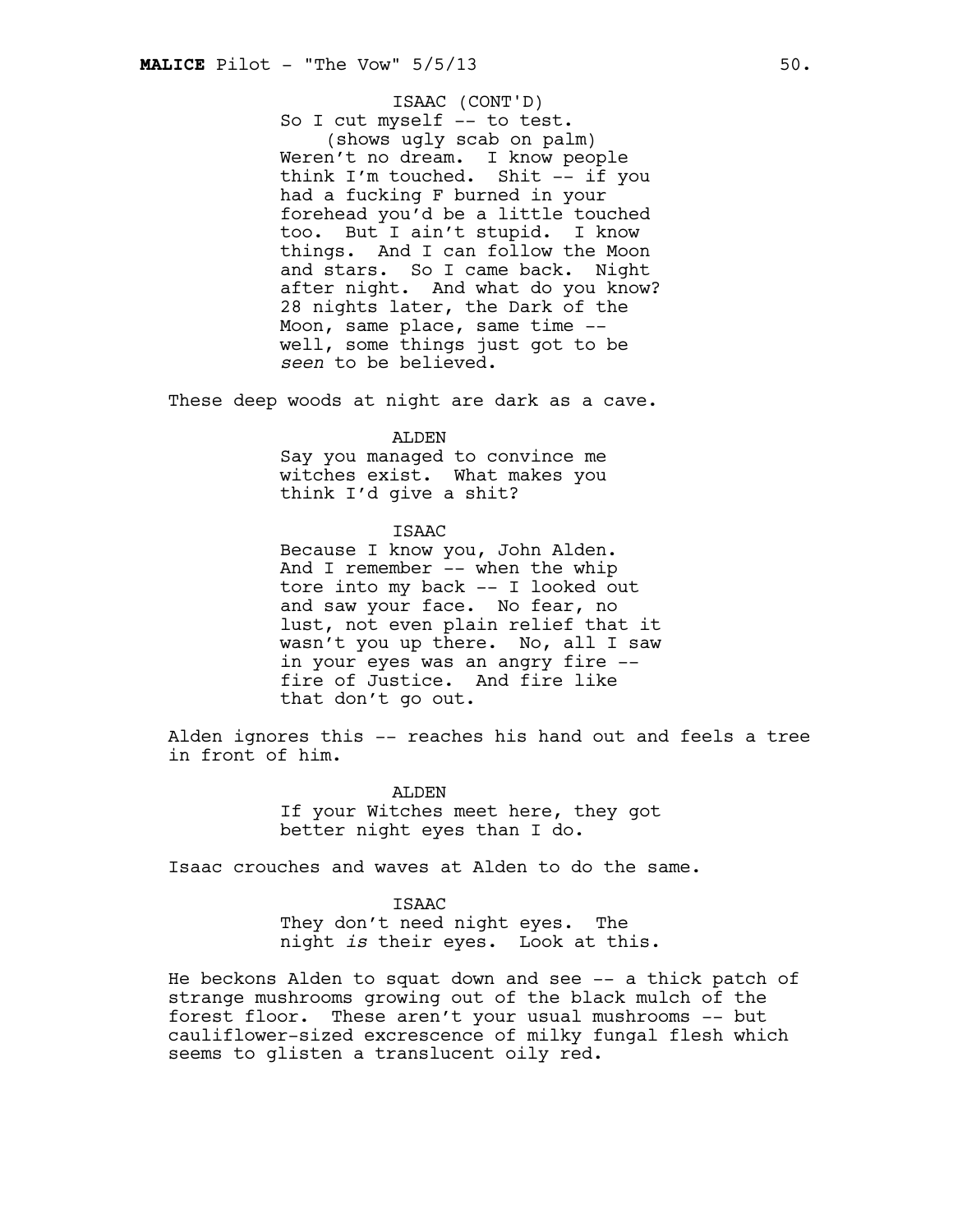ISAAC (CONT'D)
So I cut myself -- to test.
(shows ugly scab on palm)
Weren't no dream. I know people think I'm touched. Shit -- if you had a fucking F burned in your forehead you'd be a little touched too. But I ain't stupid. I know things. And I can follow the Moon and stars. So I came back. Night after night. And what do you know? 28 nights later, the Dark of the Moon, same place, same time -- well, some things just got to be *seen* to be believed.

These deep woods at night are dark as a cave.

ALDEN
Say you managed to convince me witches exist. What makes you think I'd give a shit?

ISAAC
Because I know you, John Alden. And I remember -- when the whip tore into my back -- I looked out and saw your face. No fear, no lust, not even plain relief that it wasn't you up there. No, all I saw in your eyes was an angry fire -- fire of Justice. And fire like that don't go out.

Alden ignores this -- reaches his hand out and feels a tree in front of him.

ALDEN
If your Witches meet here, they got better night eyes than I do.

Isaac crouches and waves at Alden to do the same.

ISAAC
They don't need night eyes. The night *is* their eyes. Look at this.

He beckons Alden to squat down and see -- a thick patch of strange mushrooms growing out of the black mulch of the forest floor. These aren't your usual mushrooms -- but cauliflower-sized excrescence of milky fungal flesh which seems to glisten a translucent oily red.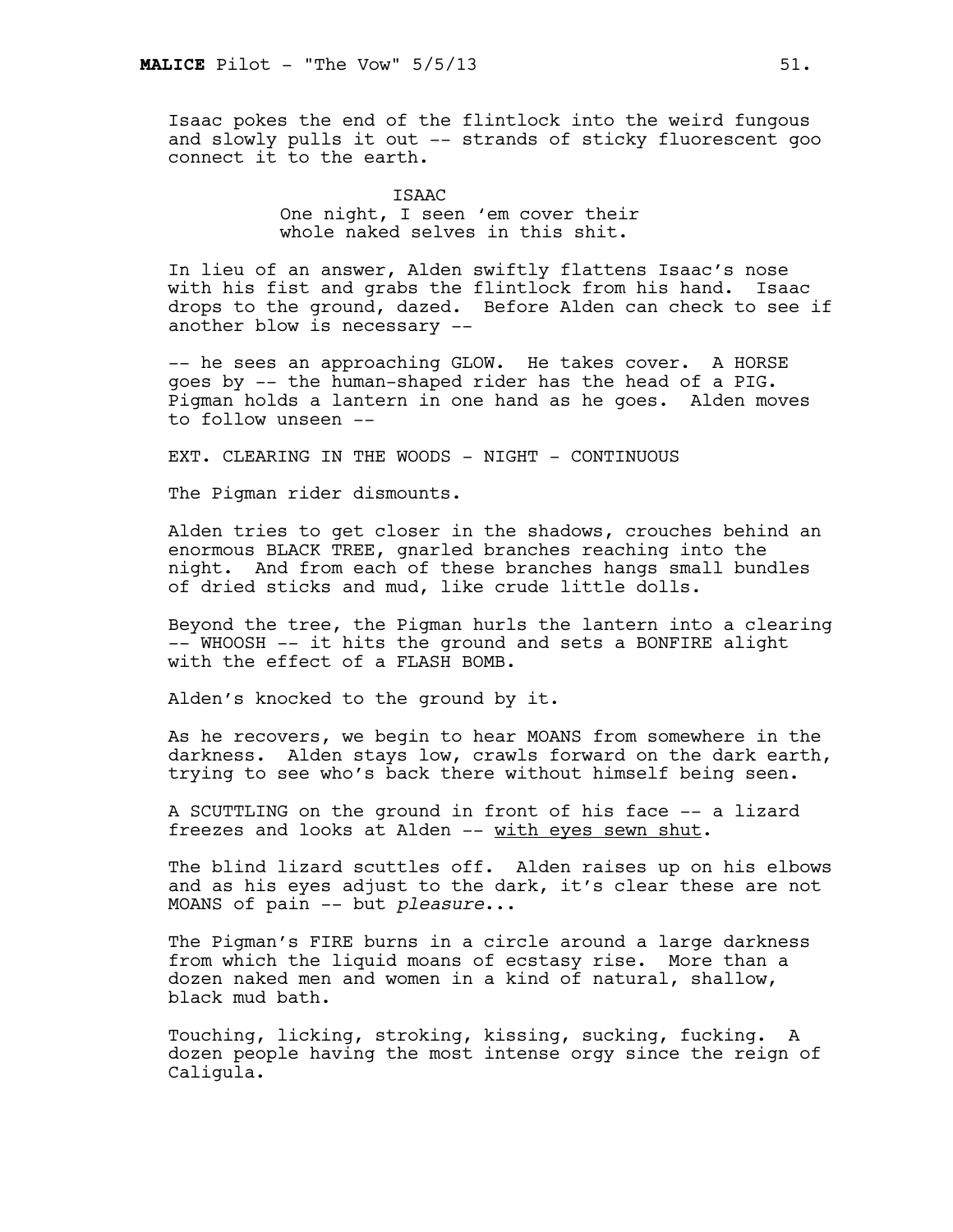Isaac pokes the end of the flintlock into the weird fungous and slowly pulls it out -- strands of sticky fluorescent goo connect it to the earth.

ISAAC
One night, I seen 'em cover their whole naked selves in this shit.

In lieu of an answer, Alden swiftly flattens Isaac's nose with his fist and grabs the flintlock from his hand. Isaac drops to the ground, dazed. Before Alden can check to see if another blow is necessary --

-- he sees an approaching GLOW. He takes cover. A HORSE goes by -- the human-shaped rider has the head of a PIG. Pigman holds a lantern in one hand as he goes. Alden moves to follow unseen --

EXT. CLEARING IN THE WOODS - NIGHT - CONTINUOUS

The Pigman rider dismounts.

Alden tries to get closer in the shadows, crouches behind an enormous BLACK TREE, gnarled branches reaching into the night. And from each of these branches hangs small bundles of dried sticks and mud, like crude little dolls.

Beyond the tree, the Pigman hurls the lantern into a clearing -- WHOOSH -- it hits the ground and sets a BONFIRE alight with the effect of a FLASH BOMB.

Alden's knocked to the ground by it.

As he recovers, we begin to hear MOANS from somewhere in the darkness. Alden stays low, crawls forward on the dark earth, trying to see who's back there without himself being seen.

A SCUTTLING on the ground in front of his face -- a lizard freezes and looks at Alden -- <u>with eyes sewn shut</u>.

The blind lizard scuttles off. Alden raises up on his elbows and as his eyes adjust to the dark, it's clear these are not MOANS of pain -- but *pleasure*...

The Pigman's FIRE burns in a circle around a large darkness from which the liquid moans of ecstasy rise. More than a dozen naked men and women in a kind of natural, shallow, black mud bath.

Touching, licking, stroking, kissing, sucking, fucking. A dozen people having the most intense orgy since the reign of Caligula.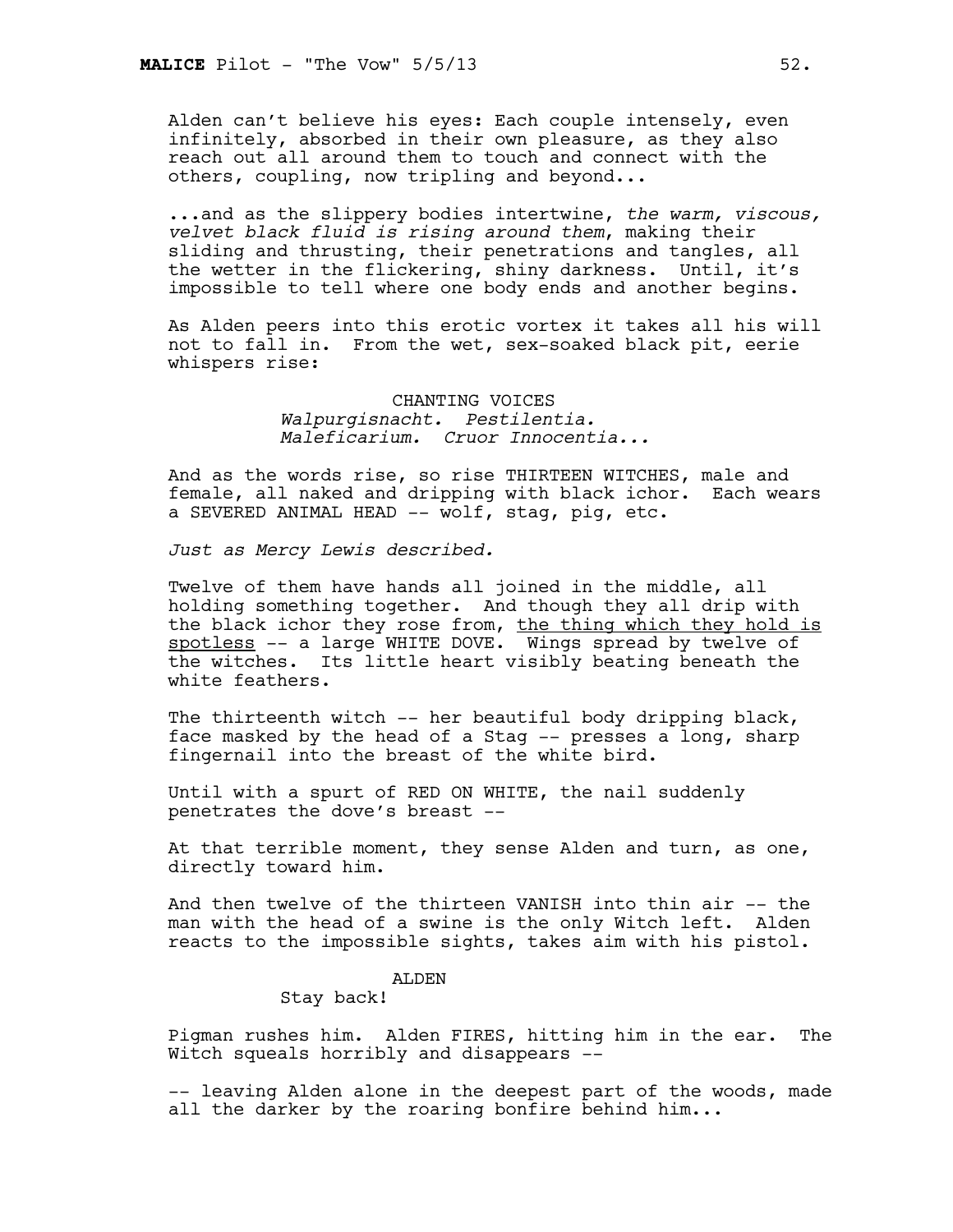Alden can't believe his eyes: Each couple intensely, even infinitely, absorbed in their own pleasure, as they also reach out all around them to touch and connect with the others, coupling, now tripling and beyond...

...and as the slippery bodies intertwine, *the warm, viscous, velvet black fluid is rising around them*, making their sliding and thrusting, their penetrations and tangles, all the wetter in the flickering, shiny darkness. Until, it's impossible to tell where one body ends and another begins.

As Alden peers into this erotic vortex it takes all his will not to fall in. From the wet, sex-soaked black pit, eerie whispers rise:

CHANTING VOICES
*Walpurgisnacht. Pestilentia. Maleficarium. Cruor Innocentia...*

And as the words rise, so rise THIRTEEN WITCHES, male and female, all naked and dripping with black ichor. Each wears a SEVERED ANIMAL HEAD -- wolf, stag, pig, etc.

*Just as Mercy Lewis described.*

Twelve of them have hands all joined in the middle, all holding something together. And though they all drip with the black ichor they rose from, <u>the thing which they hold is spotless</u> -- a large WHITE DOVE. Wings spread by twelve of the witches. Its little heart visibly beating beneath the white feathers.

The thirteenth witch -- her beautiful body dripping black, face masked by the head of a Stag -- presses a long, sharp fingernail into the breast of the white bird.

Until with a spurt of RED ON WHITE, the nail suddenly penetrates the dove's breast --

At that terrible moment, they sense Alden and turn, as one, directly toward him.

And then twelve of the thirteen VANISH into thin air -- the man with the head of a swine is the only Witch left. Alden reacts to the impossible sights, takes aim with his pistol.

ALDEN
Stay back!

Pigman rushes him. Alden FIRES, hitting him in the ear. The Witch squeals horribly and disappears --

-- leaving Alden alone in the deepest part of the woods, made all the darker by the roaring bonfire behind him...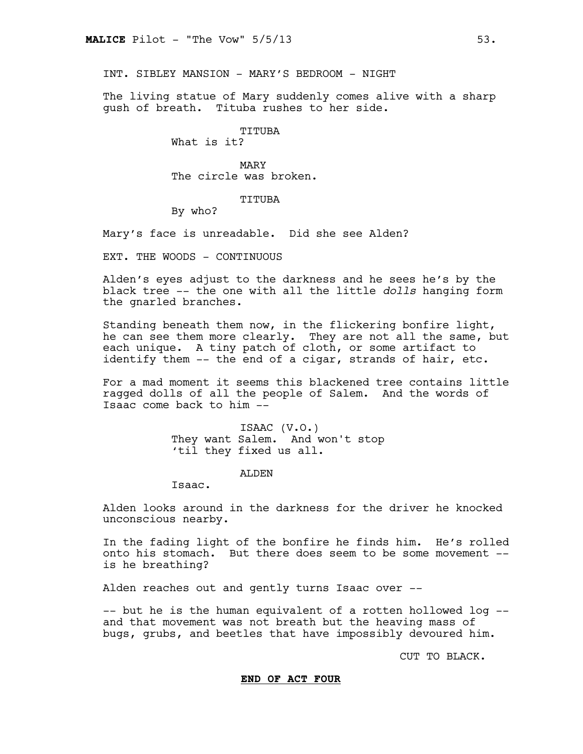INT. SIBLEY MANSION - MARY'S BEDROOM - NIGHT

The living statue of Mary suddenly comes alive with a sharp gush of breath. Tituba rushes to her side.

TITUBA
What is it?

MARY
The circle was broken.

TITUBA
By who?

Mary's face is unreadable. Did she see Alden?

EXT. THE WOODS - CONTINUOUS

Alden's eyes adjust to the darkness and he sees he's by the black tree -- the one with all the little *dolls* hanging form the gnarled branches.

Standing beneath them now, in the flickering bonfire light, he can see them more clearly. They are not all the same, but each unique. A tiny patch of cloth, or some artifact to identify them -- the end of a cigar, strands of hair, etc.

For a mad moment it seems this blackened tree contains little ragged dolls of all the people of Salem. And the words of Isaac come back to him --

ISAAC (V.O.)
They want Salem. And won't stop 'til they fixed us all.

ALDEN
Isaac.

Alden looks around in the darkness for the driver he knocked unconscious nearby.

In the fading light of the bonfire he finds him. He's rolled onto his stomach. But there does seem to be some movement -- is he breathing?

Alden reaches out and gently turns Isaac over --

-- but he is the human equivalent of a rotten hollowed log -- and that movement was not breath but the heaving mass of bugs, grubs, and beetles that have impossibly devoured him.

CUT TO BLACK.

**END OF ACT FOUR**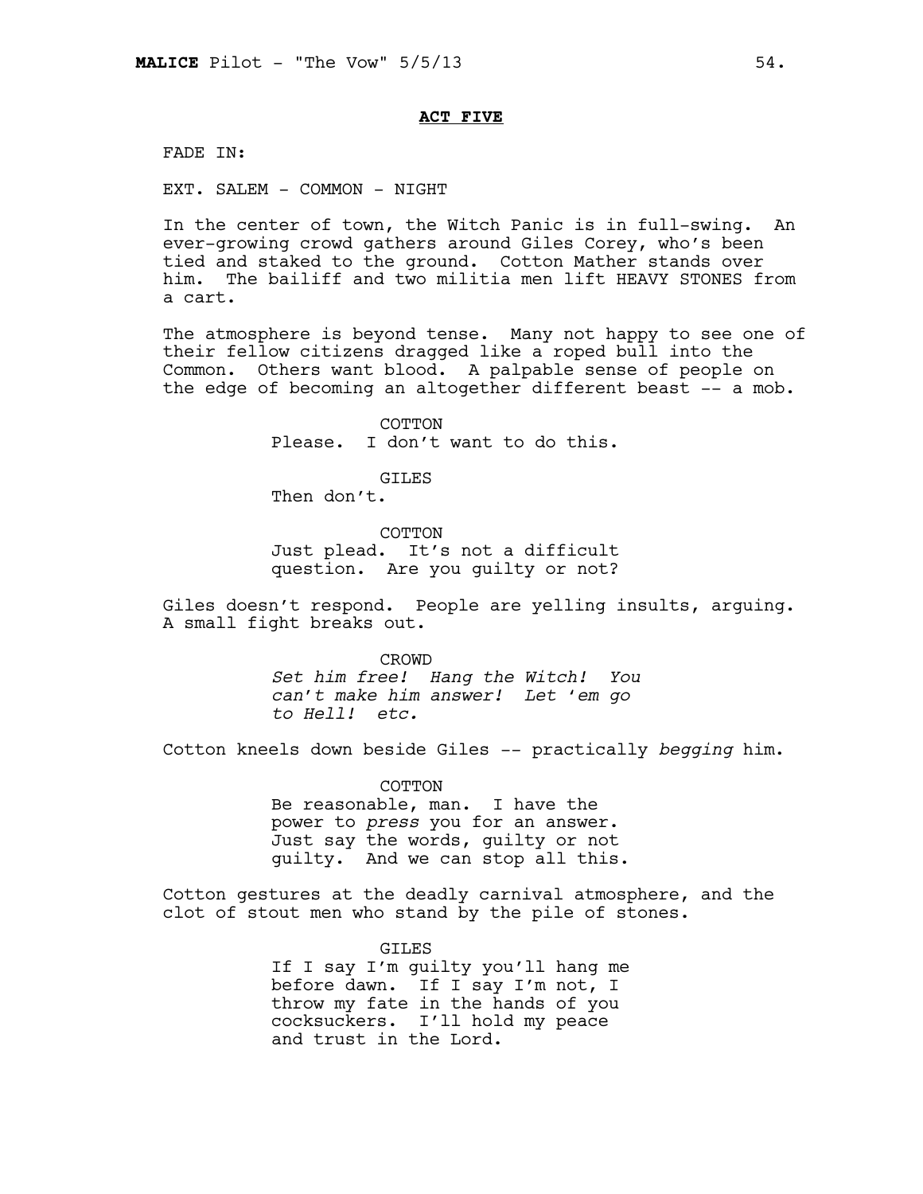**ACT FIVE**

FADE IN:

EXT. SALEM - COMMON - NIGHT

In the center of town, the Witch Panic is in full-swing. An ever-growing crowd gathers around Giles Corey, who's been tied and staked to the ground. Cotton Mather stands over him. The bailiff and two militia men lift HEAVY STONES from a cart.

The atmosphere is beyond tense. Many not happy to see one of their fellow citizens dragged like a roped bull into the Common. Others want blood. A palpable sense of people on the edge of becoming an altogether different beast -- a mob.

COTTON
Please. I don't want to do this.

GILES
Then don't.

COTTON
Just plead. It's not a difficult question. Are you guilty or not?

Giles doesn't respond. People are yelling insults, arguing. A small fight breaks out.

CROWD
*Set him free! Hang the Witch! You can't make him answer! Let 'em go to Hell! etc.*

Cotton kneels down beside Giles -- practically *begging* him.

COTTON
Be reasonable, man. I have the power to *press* you for an answer. Just say the words, guilty or not guilty. And we can stop all this.

Cotton gestures at the deadly carnival atmosphere, and the clot of stout men who stand by the pile of stones.

GILES
If I say I'm guilty you'll hang me before dawn. If I say I'm not, I throw my fate in the hands of you cocksuckers. I'll hold my peace and trust in the Lord.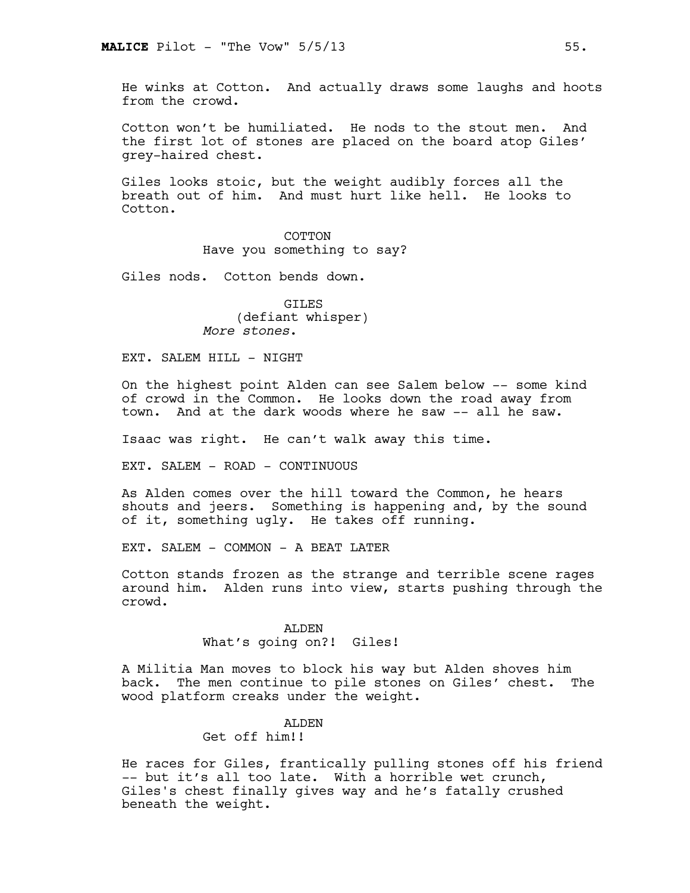He winks at Cotton. And actually draws some laughs and hoots from the crowd.

Cotton won't be humiliated. He nods to the stout men. And the first lot of stones are placed on the board atop Giles' grey-haired chest.

Giles looks stoic, but the weight audibly forces all the breath out of him. And must hurt like hell. He looks to Cotton.

COTTON
Have you something to say?

Giles nods. Cotton bends down.

GILES
(defiant whisper)
*More stones.*

EXT. SALEM HILL - NIGHT

On the highest point Alden can see Salem below -- some kind of crowd in the Common. He looks down the road away from town. And at the dark woods where he saw -- all he saw.

Isaac was right. He can't walk away this time.

EXT. SALEM - ROAD - CONTINUOUS

As Alden comes over the hill toward the Common, he hears shouts and jeers. Something is happening and, by the sound of it, something ugly. He takes off running.

EXT. SALEM - COMMON - A BEAT LATER

Cotton stands frozen as the strange and terrible scene rages around him. Alden runs into view, starts pushing through the crowd.

ALDEN
What's going on?! Giles!

A Militia Man moves to block his way but Alden shoves him back. The men continue to pile stones on Giles' chest. The wood platform creaks under the weight.

ALDEN
Get off him!!

He races for Giles, frantically pulling stones off his friend -- but it's all too late. With a horrible wet crunch, Giles's chest finally gives way and he's fatally crushed beneath the weight.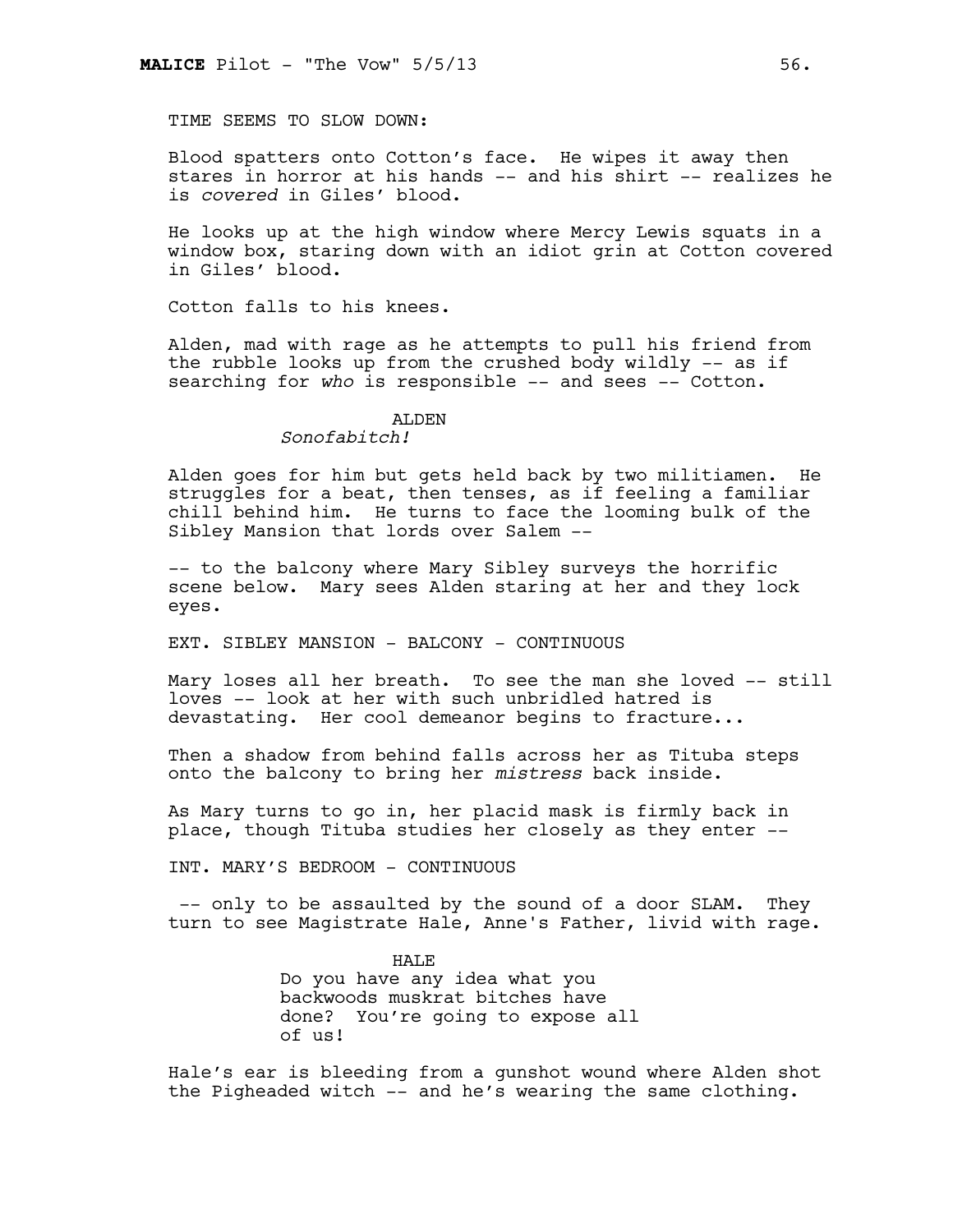TIME SEEMS TO SLOW DOWN:

Blood spatters onto Cotton's face. He wipes it away then stares in horror at his hands -- and his shirt -- realizes he is *covered* in Giles' blood.

He looks up at the high window where Mercy Lewis squats in a window box, staring down with an idiot grin at Cotton covered in Giles' blood.

Cotton falls to his knees.

Alden, mad with rage as he attempts to pull his friend from the rubble looks up from the crushed body wildly -- as if searching for *who* is responsible -- and sees -- Cotton.

ALDEN

*Sonofabitch!*

Alden goes for him but gets held back by two militiamen. He struggles for a beat, then tenses, as if feeling a familiar chill behind him. He turns to face the looming bulk of the Sibley Mansion that lords over Salem --

-- to the balcony where Mary Sibley surveys the horrific scene below. Mary sees Alden staring at her and they lock eyes.

EXT. SIBLEY MANSION - BALCONY - CONTINUOUS

Mary loses all her breath. To see the man she loved -- still loves -- look at her with such unbridled hatred is devastating. Her cool demeanor begins to fracture...

Then a shadow from behind falls across her as Tituba steps onto the balcony to bring her *mistress* back inside.

As Mary turns to go in, her placid mask is firmly back in place, though Tituba studies her closely as they enter --

INT. MARY'S BEDROOM - CONTINUOUS

-- only to be assaulted by the sound of a door SLAM. They turn to see Magistrate Hale, Anne's Father, livid with rage.

HALE

Do you have any idea what you backwoods muskrat bitches have done? You're going to expose all of us!

Hale's ear is bleeding from a gunshot wound where Alden shot the Pigheaded witch -- and he's wearing the same clothing.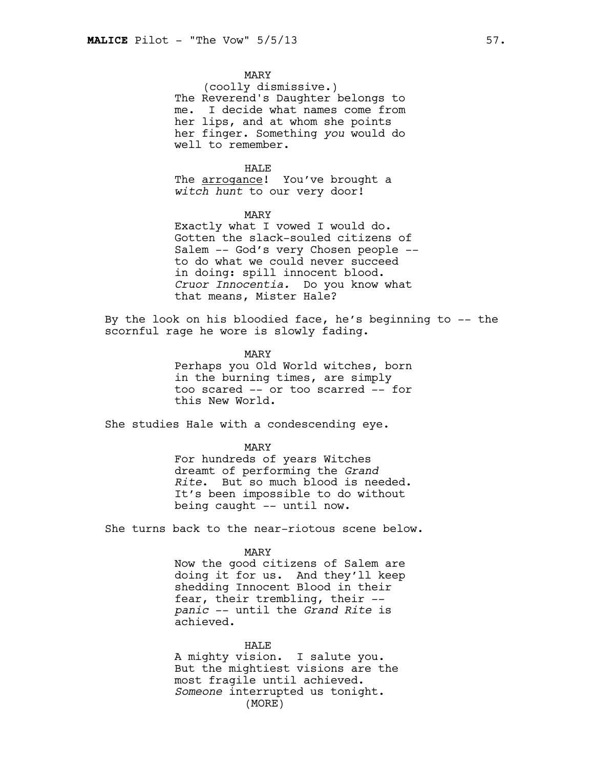MARY
(coolly dismissive.)
The Reverend's Daughter belongs to me. I decide what names come from her lips, and at whom she points her finger. Something *you* would do well to remember.

HALE
The arrogance! You've brought a *witch hunt* to our very door!

MARY
Exactly what I vowed I would do. Gotten the slack-souled citizens of Salem -- God's very Chosen people -- to do what we could never succeed in doing: spill innocent blood. *Cruor Innocentia.* Do you know what that means, Mister Hale?

By the look on his bloodied face, he's beginning to -- the scornful rage he wore is slowly fading.

MARY
Perhaps you Old World witches, born in the burning times, are simply too scared -- or too scarred -- for this New World.

She studies Hale with a condescending eye.

MARY
For hundreds of years Witches dreamt of performing the *Grand Rite*. But so much blood is needed. It's been impossible to do without being caught -- until now.

She turns back to the near-riotous scene below.

MARY
Now the good citizens of Salem are doing it for us. And they'll keep shedding Innocent Blood in their fear, their trembling, their -- *panic* -- until the *Grand Rite* is achieved.

HALE
A mighty vision. I salute you. But the mightiest visions are the most fragile until achieved. *Someone* interrupted us tonight.
(MORE)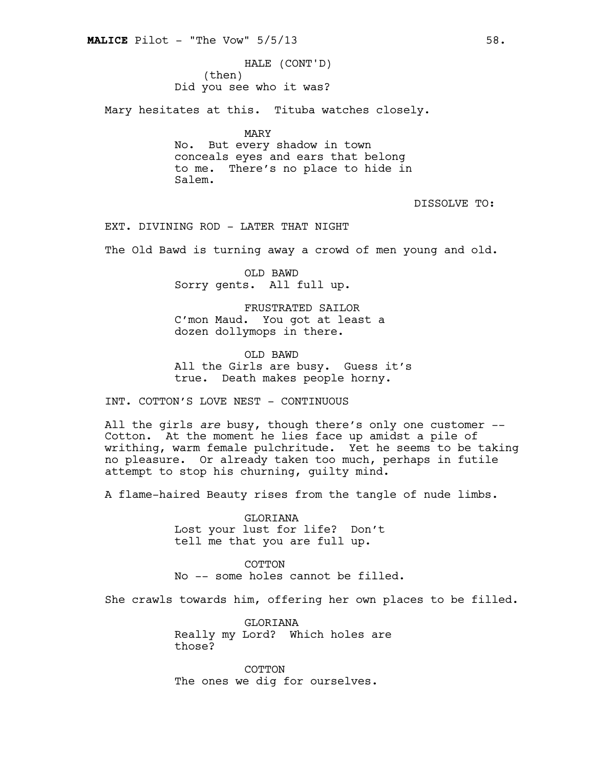HALE (CONT'D)
(then)
Did you see who it was?

Mary hesitates at this. Tituba watches closely.

MARY
No. But every shadow in town conceals eyes and ears that belong to me. There's no place to hide in Salem.

DISSOLVE TO:

EXT. DIVINING ROD - LATER THAT NIGHT

The Old Bawd is turning away a crowd of men young and old.

OLD BAWD
Sorry gents. All full up.

FRUSTRATED SAILOR
C'mon Maud. You got at least a dozen dollymops in there.

OLD BAWD
All the Girls are busy. Guess it's true. Death makes people horny.

INT. COTTON'S LOVE NEST - CONTINUOUS

All the girls *are* busy, though there's only one customer -- Cotton. At the moment he lies face up amidst a pile of writhing, warm female pulchritude. Yet he seems to be taking no pleasure. Or already taken too much, perhaps in futile attempt to stop his churning, guilty mind.

A flame-haired Beauty rises from the tangle of nude limbs.

GLORIANA
Lost your lust for life? Don't tell me that you are full up.

COTTON
No -- some holes cannot be filled.

She crawls towards him, offering her own places to be filled.

GLORIANA
Really my Lord? Which holes are those?

COTTON
The ones we dig for ourselves.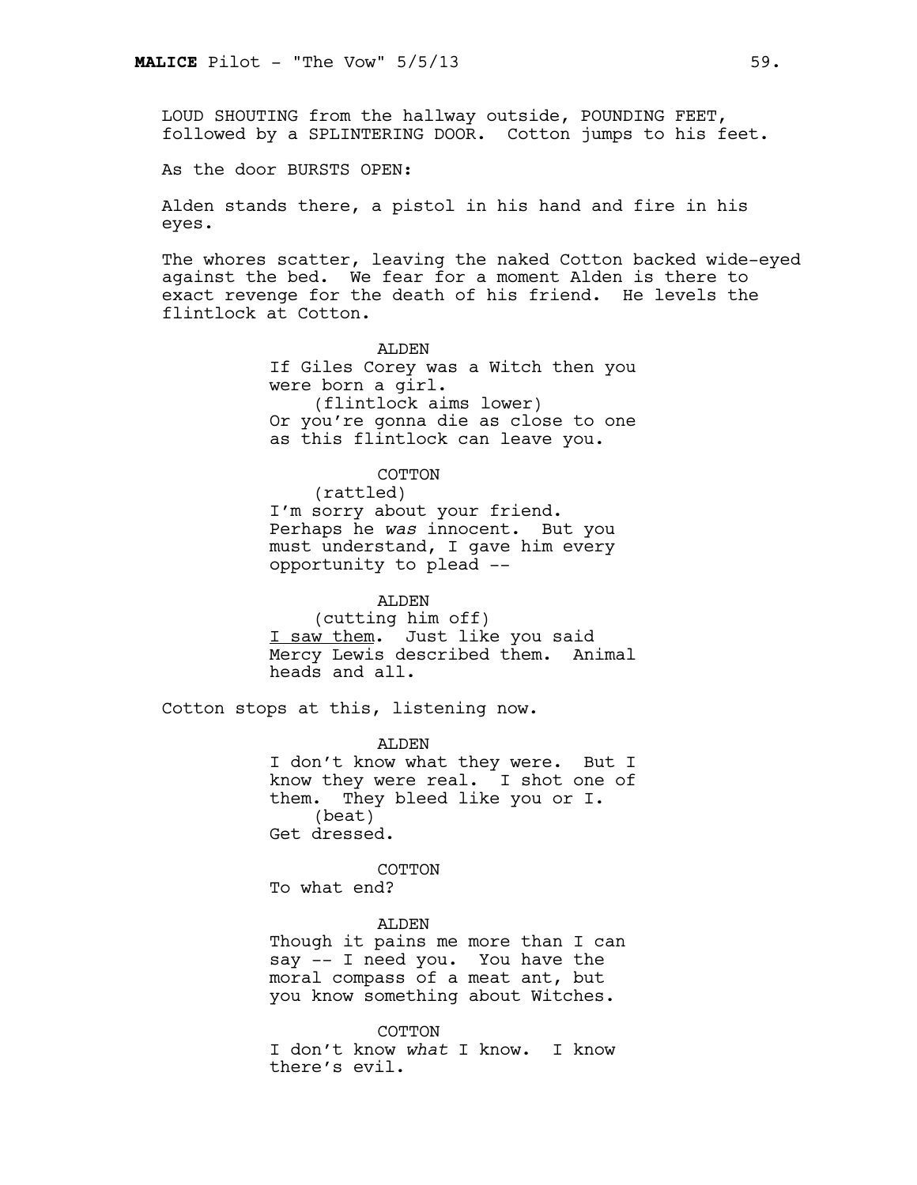LOUD SHOUTING from the hallway outside, POUNDING FEET, followed by a SPLINTERING DOOR. Cotton jumps to his feet.

As the door BURSTS OPEN:

Alden stands there, a pistol in his hand and fire in his eyes.

The whores scatter, leaving the naked Cotton backed wide-eyed against the bed. We fear for a moment Alden is there to exact revenge for the death of his friend. He levels the flintlock at Cotton.

ALDEN
If Giles Corey was a Witch then you were born a girl.
(flintlock aims lower)
Or you're gonna die as close to one as this flintlock can leave you.

COTTON
(rattled)
I'm sorry about your friend. Perhaps he *was* innocent. But you must understand, I gave him every opportunity to plead --

ALDEN
(cutting him off)
I saw them. Just like you said Mercy Lewis described them. Animal heads and all.

Cotton stops at this, listening now.

ALDEN
I don't know what they were. But I know they were real. I shot one of them. They bleed like you or I.
(beat)
Get dressed.

COTTON
To what end?

ALDEN
Though it pains me more than I can say -- I need you. You have the moral compass of a meat ant, but you know something about Witches.

COTTON
I don't know *what* I know. I know there's evil.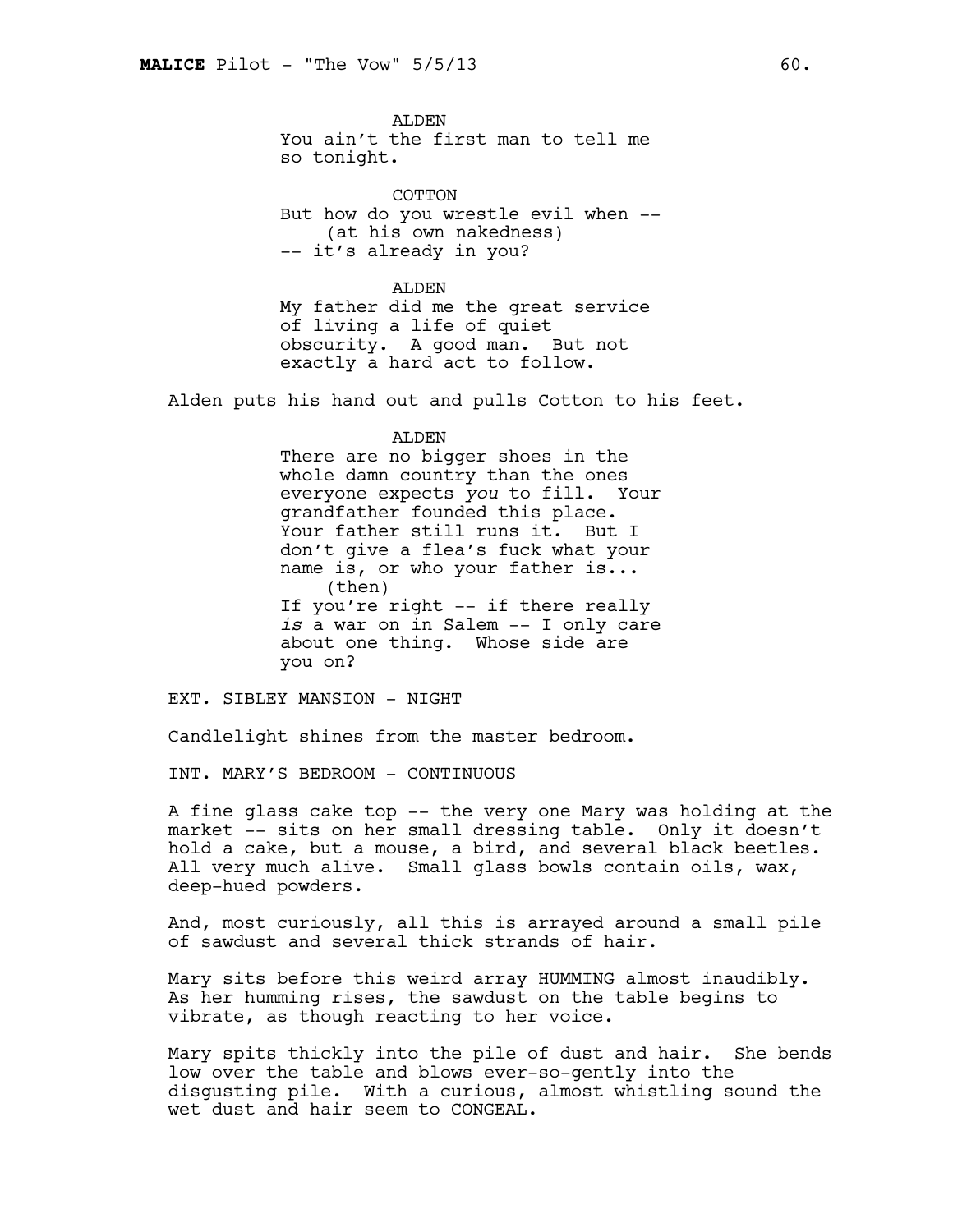ALDEN
You ain't the first man to tell me so tonight.

COTTON
But how do you wrestle evil when --
(at his own nakedness)
-- it's already in you?

ALDEN
My father did me the great service of living a life of quiet obscurity. A good man. But not exactly a hard act to follow.

Alden puts his hand out and pulls Cotton to his feet.

ALDEN
There are no bigger shoes in the whole damn country than the ones everyone expects *you* to fill. Your grandfather founded this place. Your father still runs it. But I don't give a flea's fuck what your name is, or who your father is...
(then)
If you're right -- if there really *is* a war on in Salem -- I only care about one thing. Whose side are you on?

EXT. SIBLEY MANSION - NIGHT

Candlelight shines from the master bedroom.

INT. MARY'S BEDROOM - CONTINUOUS

A fine glass cake top -- the very one Mary was holding at the market -- sits on her small dressing table. Only it doesn't hold a cake, but a mouse, a bird, and several black beetles. All very much alive. Small glass bowls contain oils, wax, deep-hued powders.

And, most curiously, all this is arrayed around a small pile of sawdust and several thick strands of hair.

Mary sits before this weird array HUMMING almost inaudibly. As her humming rises, the sawdust on the table begins to vibrate, as though reacting to her voice.

Mary spits thickly into the pile of dust and hair. She bends low over the table and blows ever-so-gently into the disgusting pile. With a curious, almost whistling sound the wet dust and hair seem to CONGEAL.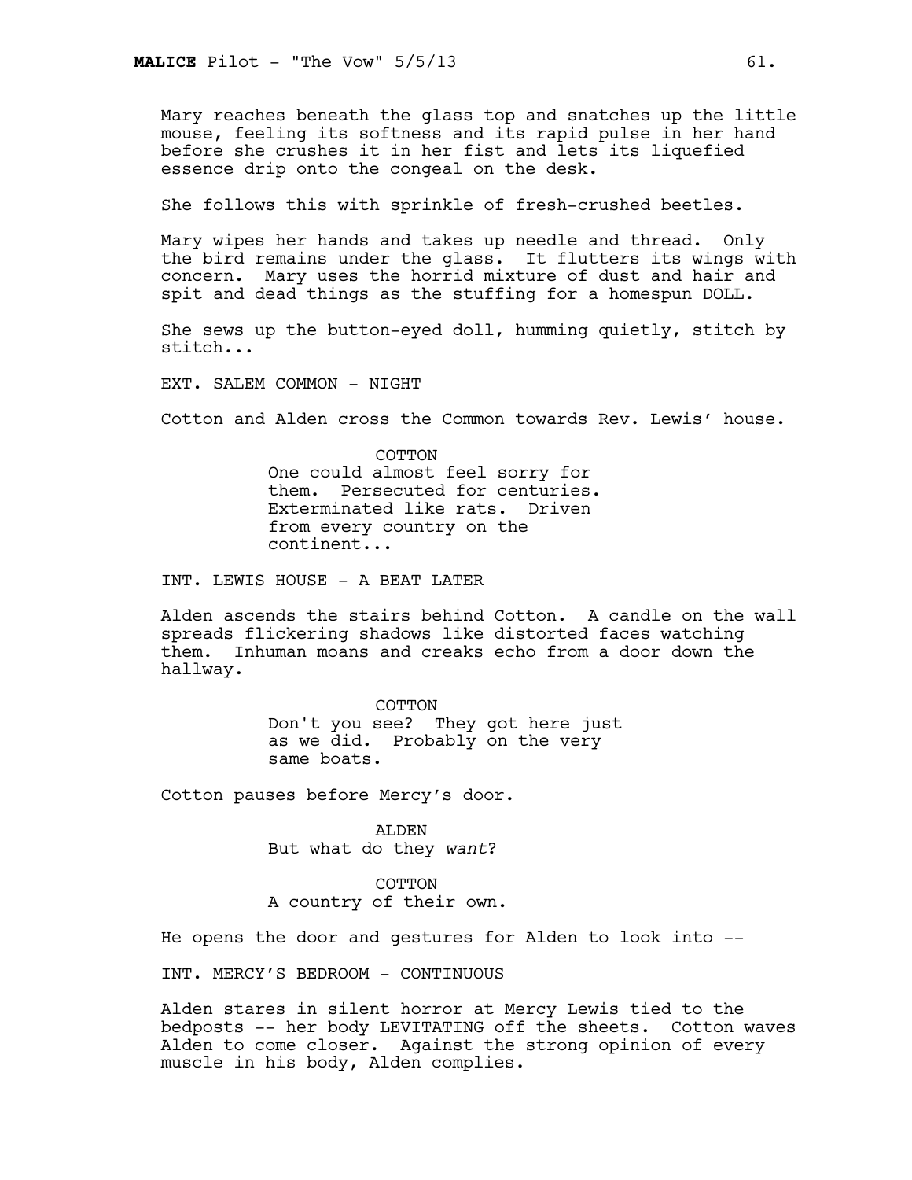Mary reaches beneath the glass top and snatches up the little mouse, feeling its softness and its rapid pulse in her hand before she crushes it in her fist and lets its liquefied essence drip onto the congeal on the desk.

She follows this with sprinkle of fresh-crushed beetles.

Mary wipes her hands and takes up needle and thread. Only the bird remains under the glass. It flutters its wings with concern. Mary uses the horrid mixture of dust and hair and spit and dead things as the stuffing for a homespun DOLL.

She sews up the button-eyed doll, humming quietly, stitch by stitch...

EXT. SALEM COMMON - NIGHT

Cotton and Alden cross the Common towards Rev. Lewis' house.

COTTON
One could almost feel sorry for them. Persecuted for centuries. Exterminated like rats. Driven from every country on the continent...

INT. LEWIS HOUSE - A BEAT LATER

Alden ascends the stairs behind Cotton. A candle on the wall spreads flickering shadows like distorted faces watching them. Inhuman moans and creaks echo from a door down the hallway.

COTTON
Don't you see? They got here just as we did. Probably on the very same boats.

Cotton pauses before Mercy's door.

ALDEN
But what do they *want*?

COTTON
A country of their own.

He opens the door and gestures for Alden to look into --

INT. MERCY'S BEDROOM - CONTINUOUS

Alden stares in silent horror at Mercy Lewis tied to the bedposts -- her body LEVITATING off the sheets. Cotton waves Alden to come closer. Against the strong opinion of every muscle in his body, Alden complies.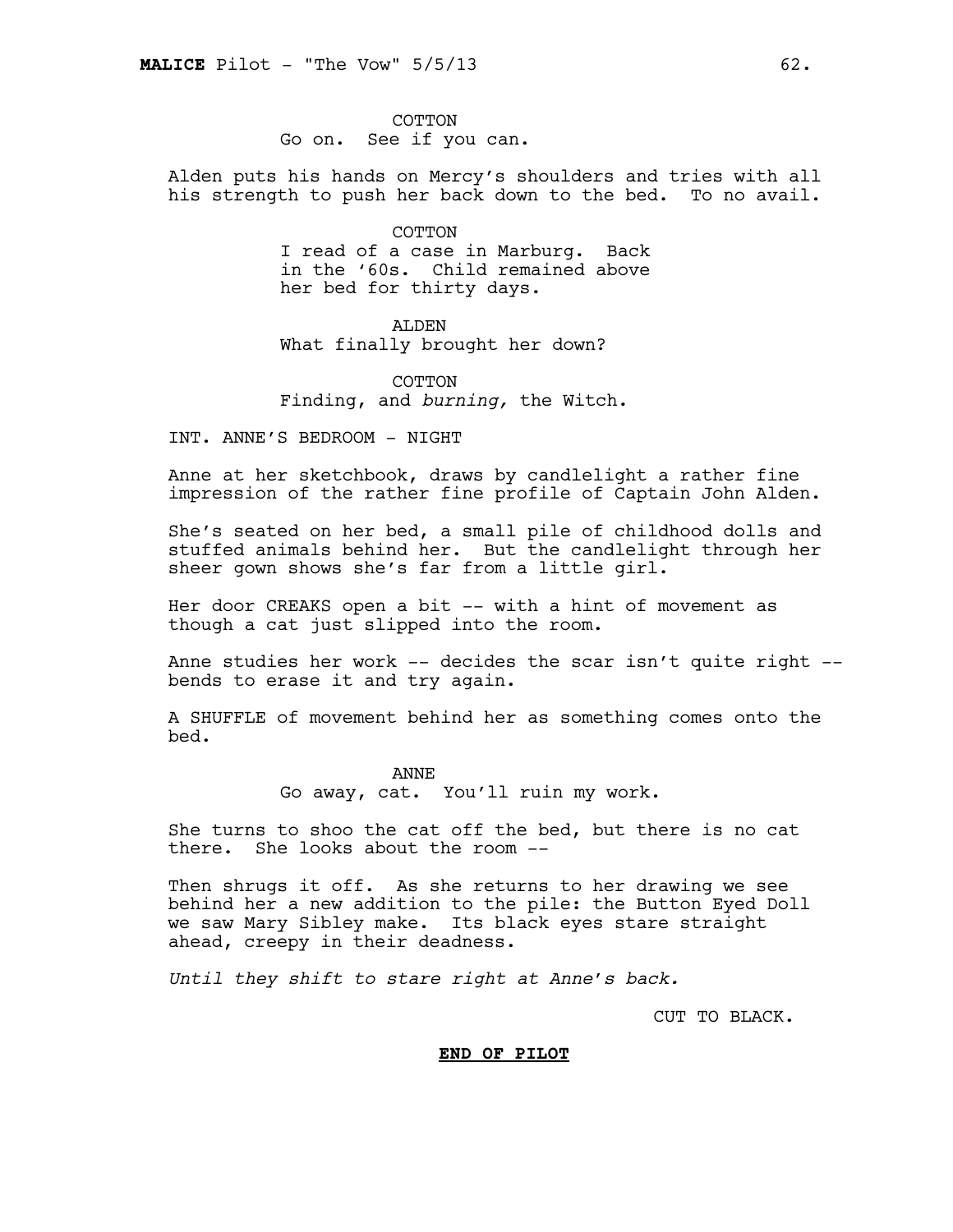COTTON
Go on. See if you can.

Alden puts his hands on Mercy's shoulders and tries with all his strength to push her back down to the bed. To no avail.

COTTON
I read of a case in Marburg. Back in the '60s. Child remained above her bed for thirty days.

ALDEN
What finally brought her down?

COTTON
Finding, and *burning,* the Witch.

INT. ANNE'S BEDROOM - NIGHT

Anne at her sketchbook, draws by candlelight a rather fine impression of the rather fine profile of Captain John Alden.

She's seated on her bed, a small pile of childhood dolls and stuffed animals behind her. But the candlelight through her sheer gown shows she's far from a little girl.

Her door CREAKS open a bit -- with a hint of movement as though a cat just slipped into the room.

Anne studies her work -- decides the scar isn't quite right -- bends to erase it and try again.

A SHUFFLE of movement behind her as something comes onto the bed.

ANNE
Go away, cat. You'll ruin my work.

She turns to shoo the cat off the bed, but there is no cat there. She looks about the room --

Then shrugs it off. As she returns to her drawing we see behind her a new addition to the pile: the Button Eyed Doll we saw Mary Sibley make. Its black eyes stare straight ahead, creepy in their deadness.

*Until they shift to stare right at Anne's back.*

CUT TO BLACK.

**END OF PILOT**